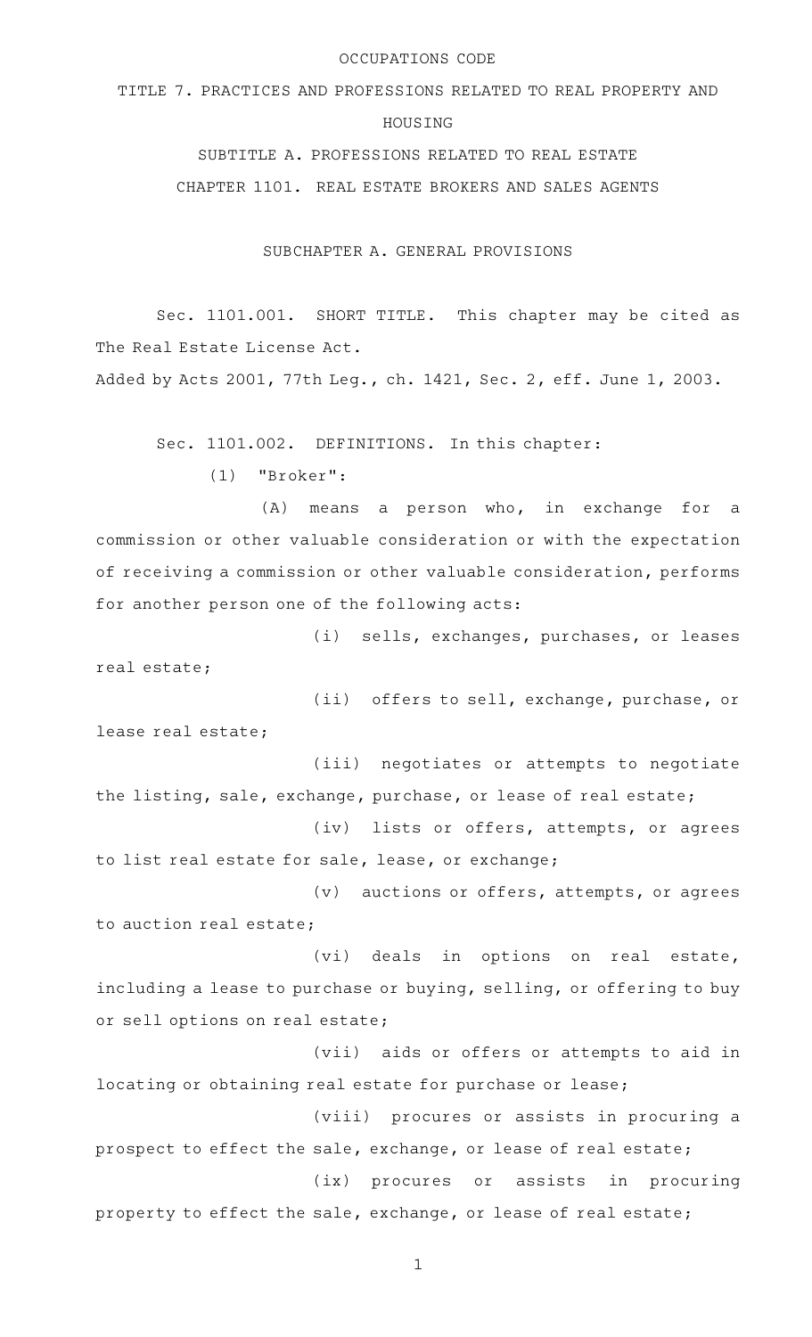# OCCUPATIONS CODE

## TITLE 7. PRACTICES AND PROFESSIONS RELATED TO REAL PROPERTY AND HOUSING

## SUBTITLE A. PROFESSIONS RELATED TO REAL ESTATE

## CHAPTER 1101. REAL ESTATE BROKERS AND SALES AGENTS

### SUBCHAPTER A. GENERAL PROVISIONS

Sec. 1101.001. SHORT TITLE. This chapter may be cited as The Real Estate License Act.

Added by Acts 2001, 77th Leg., ch. 1421, Sec. 2, eff. June 1, 2003.

Sec. 1101.002. DEFINITIONS. In this chapter:

(1) "Broker":

(A) means a person who, in exchange for a commission or other valuable consideration or with the expectation of receiving a commission or other valuable consideration, performs for another person one of the following acts:

(i) sells, exchanges, purchases, or leases real estate;

(ii) offers to sell, exchange, purchase, or lease real estate;

(iii) negotiates or attempts to negotiate the listing, sale, exchange, purchase, or lease of real estate;

(iv) lists or offers, attempts, or agrees to list real estate for sale, lease, or exchange;

(v) auctions or offers, attempts, or agrees to auction real estate;

(vi) deals in options on real estate, including a lease to purchase or buying, selling, or offering to buy or sell options on real estate;

(vii) aids or offers or attempts to aid in locating or obtaining real estate for purchase or lease;

(viii) procures or assists in procuring a prospect to effect the sale, exchange, or lease of real estate;

(ix) procures or assists in procuring property to effect the sale, exchange, or lease of real estate;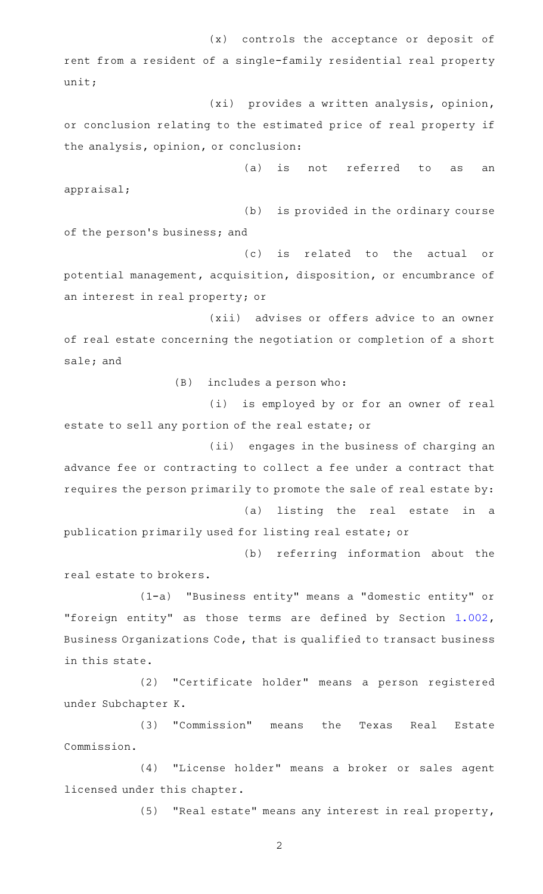(x) controls the acceptance or deposit of rent from a resident of a single-family residential real property unit;

(xi) provides a written analysis, opinion, or conclusion relating to the estimated price of real property if the analysis, opinion, or conclusion:

(a) is not referred to as an appraisal;

(b) is provided in the ordinary course of the person's business; and

(c) is related to the actual or potential management, acquisition, disposition, or encumbrance of an interest in real property; or

(xii) advises or offers advice to an owner of real estate concerning the negotiation or completion of a short sale; and

(B) includes a person who:

(i) is employed by or for an owner of real estate to sell any portion of the real estate; or

(ii) engages in the business of charging an advance fee or contracting to collect a fee under a contract that requires the person primarily to promote the sale of real estate by:

(a) listing the real estate in a publication primarily used for listing real estate; or

(b) referring information about the real estate to brokers.

(1-a) "Business entity" means a "domestic entity" or "foreign entity" as those terms are defined by Section 1.002, Business Organizations Code, that is qualified to transact business in this state.

(2) "Certificate holder" means a person registered under Subchapter K.

(3) "Commission" means the Texas Real Estate Commission.

(4) "License holder" means a broker or sales agent licensed under this chapter.

(5) "Real estate" means any interest in real property,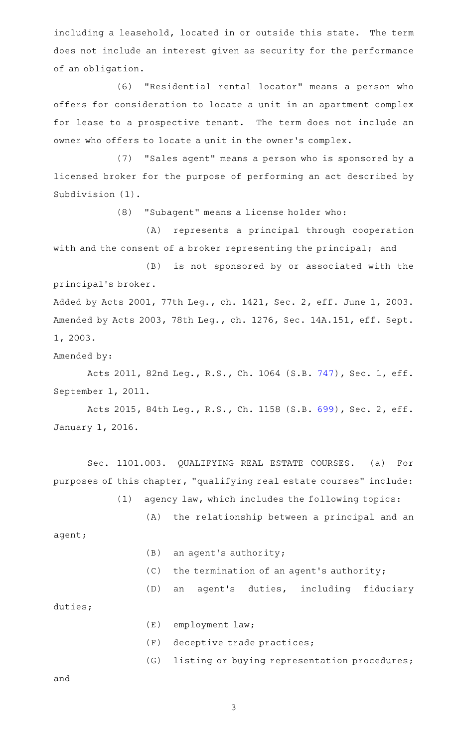including a leasehold, located in or outside this state. The term does not include an interest given as security for the performance of an obligation.

(6) "Residential rental locator" means a person who offers for consideration to locate a unit in an apartment complex for lease to a prospective tenant. The term does not include an owner who offers to locate a unit in the owner's complex.

(7) "Sales agent" means a person who is sponsored by a licensed broker for the purpose of performing an act described by Subdivision (1).

(8) "Subagent" means a license holder who:

(A) represents a principal through cooperation with and the consent of a broker representing the principal; and

(B) is not sponsored by or associated with the principal's broker.

Added by Acts 2001, 77th Leg., ch. 1421, Sec. 2, eff. June 1, 2003. Amended by Acts 2003, 78th Leg., ch. 1276, Sec. 14A.151, eff. Sept. 1, 2003.

Amended by:

Acts 2011, 82nd Leg., R.S., Ch. 1064 (S.B. 747), Sec. 1, eff. September 1, 2011.

Acts 2015, 84th Leg., R.S., Ch. 1158 (S.B. 699), Sec. 2, eff. January 1, 2016.

Sec. 1101.003. QUALIFYING REAL ESTATE COURSES. (a) For purposes of this chapter, "qualifying real estate courses" include:

(1) agency law, which includes the following topics:

(A) the relationship between a principal and an agent;

(B) an agent's authority;

(C) the termination of an agent's authority;

(D) an agent's duties, including fiduciary duties;

(E) employment law;

(F) deceptive trade practices;

(G) listing or buying representation procedures; and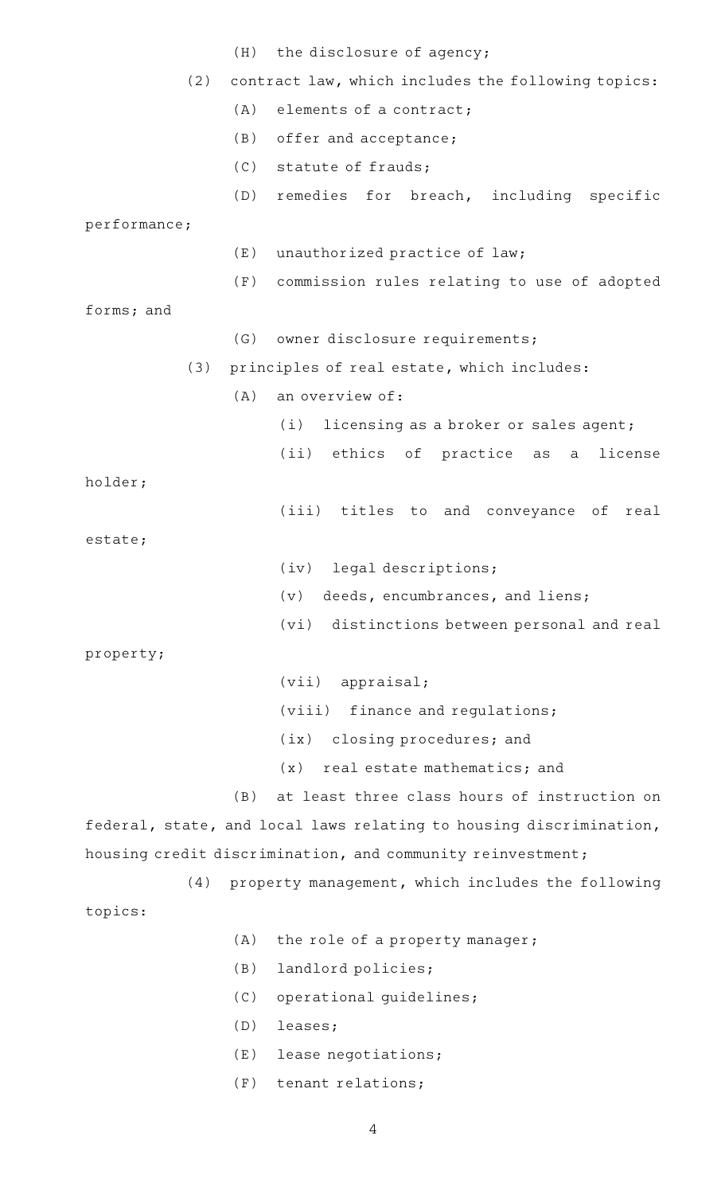(H) the disclosure of agency;

(2) contract law, which includes the following topics:

(A) elements of a contract;

(B) offer and acceptance;

(C) statute of frauds;

(D) remedies for breach, including specific performance;

(E) unauthorized practice of law;

(F) commission rules relating to use of adopted forms; and

(G) owner disclosure requirements;

(3) principles of real estate, which includes:

(A) an overview of:

(i) licensing as a broker or sales agent;

(ii) ethics of practice as a license holder;

(iii) titles to and conveyance of real estate;

(iv) legal descriptions;

(v) deeds, encumbrances, and liens;

(vi) distinctions between personal and real property;

(vii) appraisal;

(viii) finance and regulations;

(ix) closing procedures; and

(x) real estate mathematics; and

(B) at least three class hours of instruction on federal, state, and local laws relating to housing discrimination, housing credit discrimination, and community reinvestment;

(4) property management, which includes the following topics:

(A) the role of a property manager;

(B) landlord policies;

(C) operational guidelines;

(D) leases;

(E) lease negotiations;

(F) tenant relations;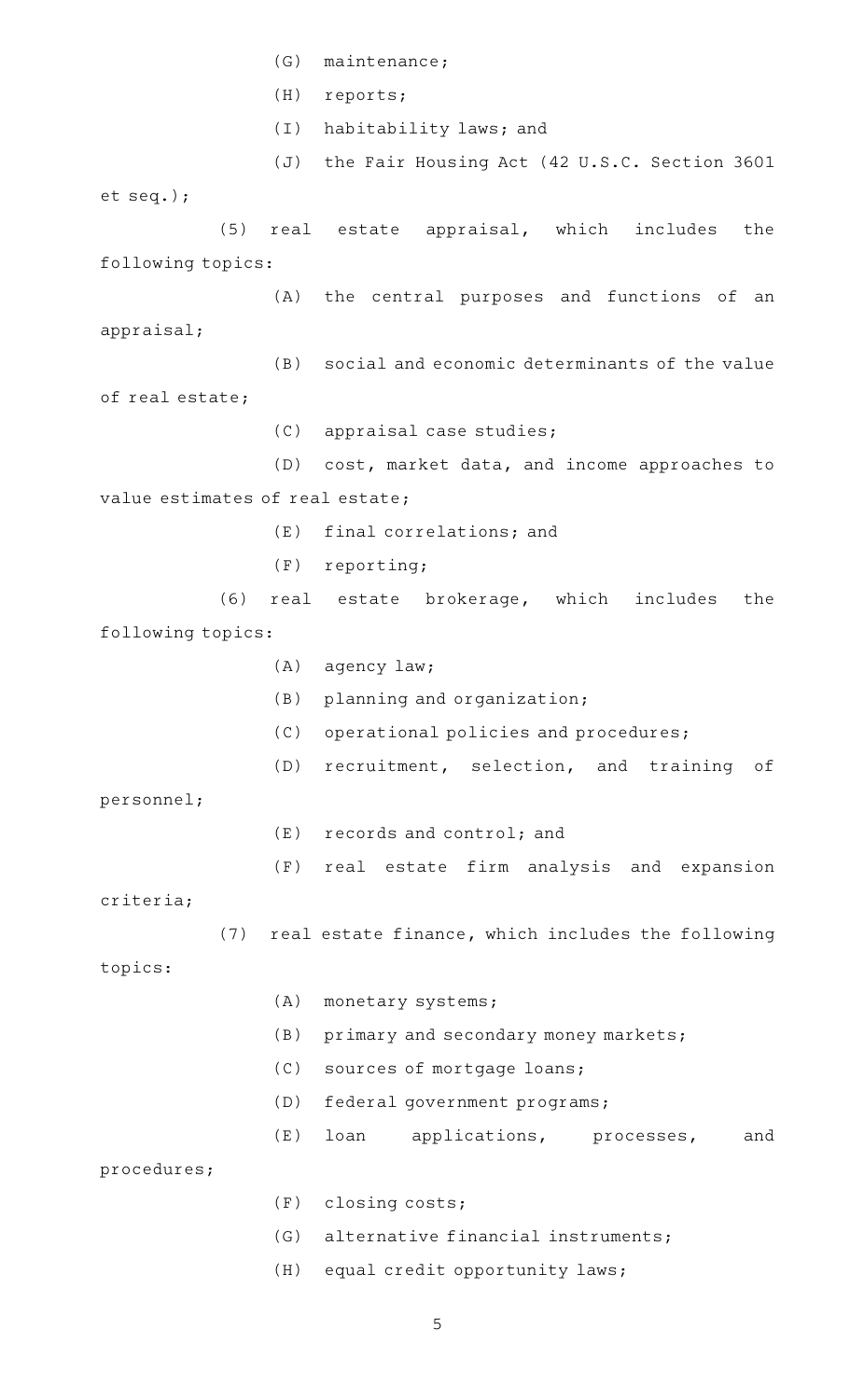(G) maintenance;

(H) reports;

(I) habitability laws; and

(J) the Fair Housing Act (42 U.S.C. Section 3601 et seq.);

(5) real estate appraisal, which includes the following topics:

(A) the central purposes and functions of an appraisal;

(B) social and economic determinants of the value of real estate;

(C) appraisal case studies;

(D) cost, market data, and income approaches to value estimates of real estate;

(E) final correlations; and

(F) reporting;

(6) real estate brokerage, which includes the following topics:

(A) agency law;

(B) planning and organization;

(C) operational policies and procedures;

(D) recruitment, selection, and training of personnel;

(E) records and control; and

(F) real estate firm analysis and expansion criteria;

(7) real estate finance, which includes the following topics:

(A) monetary systems;

(B) primary and secondary money markets;

(C) sources of mortgage loans;

(D) federal government programs;

(E) loan applications, processes, and procedures;

(F) closing costs;

(G) alternative financial instruments;

(H) equal credit opportunity laws;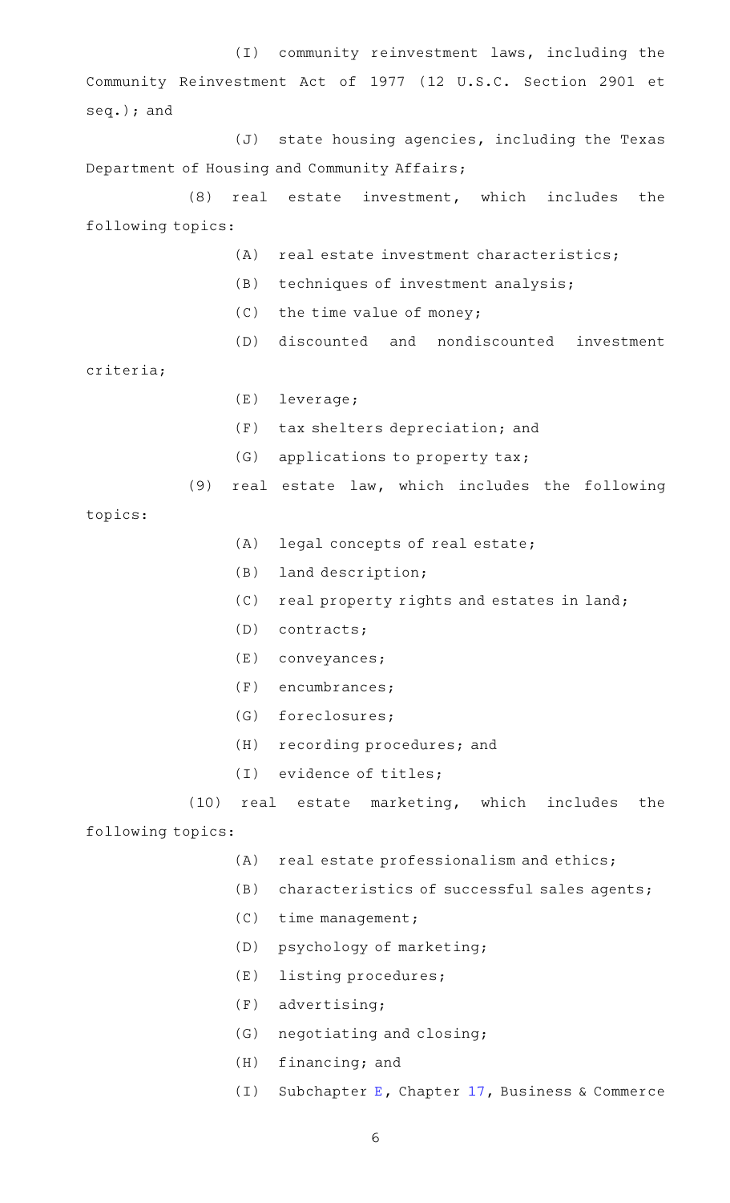(I) community reinvestment laws, including the Community Reinvestment Act of 1977 (12 U.S.C. Section 2901 et seq.); and

(J) state housing agencies, including the Texas Department of Housing and Community Affairs;

(8) real estate investment, which includes the following topics:

(A) real estate investment characteristics;

(B) techniques of investment analysis;

(C) the time value of money;

(D) discounted and nondiscounted investment criteria;

(E) leverage;

(F) tax shelters depreciation; and

(G) applications to property tax;

(9) real estate law, which includes the following topics:

(A) legal concepts of real estate;

(B) land description;

(C) real property rights and estates in land;

(D) contracts;

(E) conveyances;

(F) encumbrances;

(G) foreclosures;

(H) recording procedures; and

(I) evidence of titles;

(10) real estate marketing, which includes the following topics:

(A) real estate professionalism and ethics;

(B) characteristics of successful sales agents;

(C) time management;

(D) psychology of marketing;

(E) listing procedures;

(F) advertising;

(G) negotiating and closing;

(H) financing; and

(I) Subchapter E, Chapter 17, Business & Commerce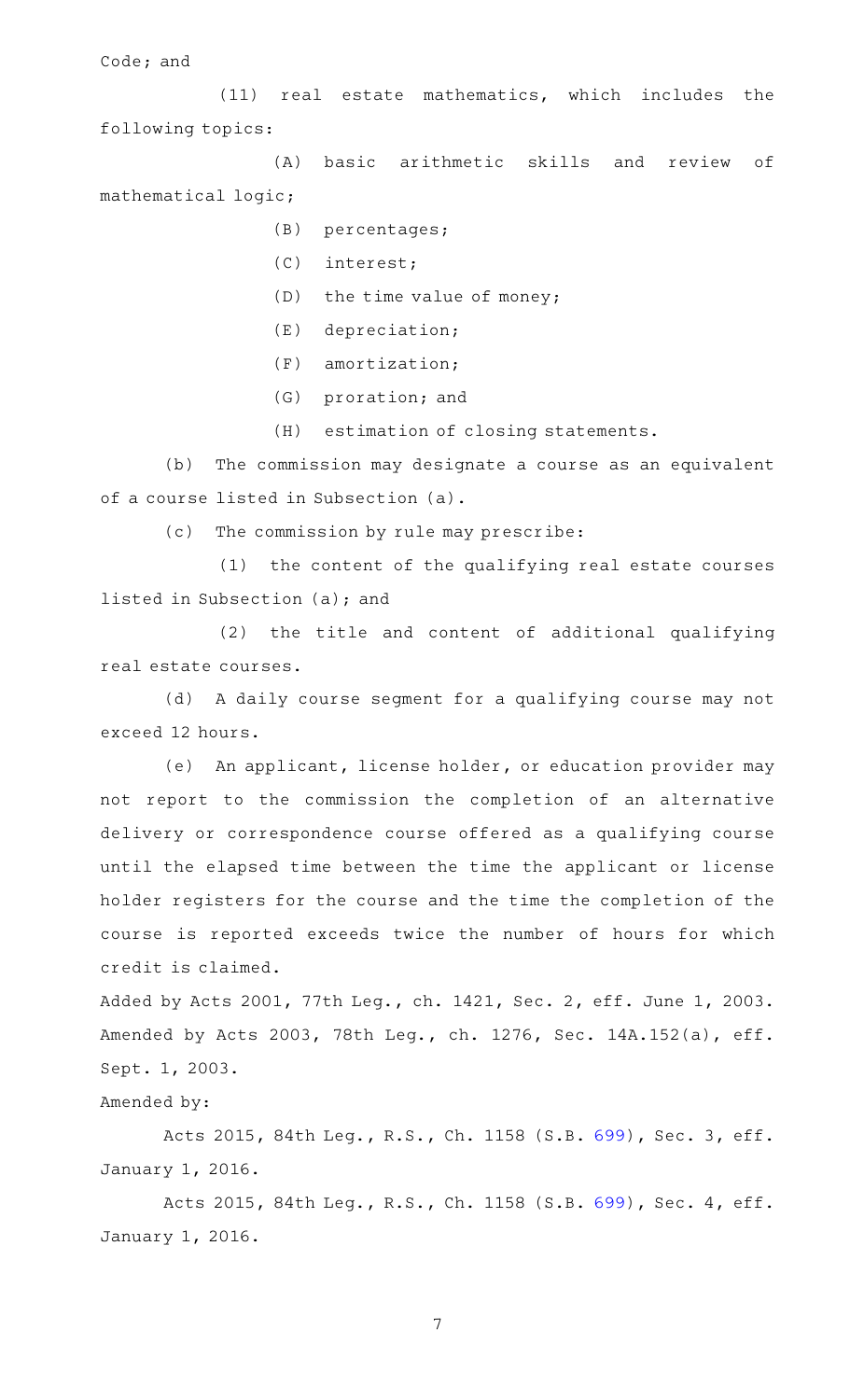Code; and

(11) real estate mathematics, which includes the following topics:

(A) basic arithmetic skills and review of mathematical logic;

(B) percentages;

(C) interest;

(D) the time value of money;

(E) depreciation;

(F) amortization;

(G) proration; and

(H) estimation of closing statements.

(b) The commission may designate a course as an equivalent of a course listed in Subsection (a).

(c) The commission by rule may prescribe:

(1) the content of the qualifying real estate courses listed in Subsection (a); and

(2) the title and content of additional qualifying real estate courses.

(d) A daily course segment for a qualifying course may not exceed 12 hours.

(e) An applicant, license holder, or education provider may not report to the commission the completion of an alternative delivery or correspondence course offered as a qualifying course until the elapsed time between the time the applicant or license holder registers for the course and the time the completion of the course is reported exceeds twice the number of hours for which credit is claimed.

Added by Acts 2001, 77th Leg., ch. 1421, Sec. 2, eff. June 1, 2003. Amended by Acts 2003, 78th Leg., ch. 1276, Sec. 14A.152(a), eff. Sept. 1, 2003.

Amended by:

Acts 2015, 84th Leg., R.S., Ch. 1158 (S.B. 699), Sec. 3, eff. January 1, 2016.

Acts 2015, 84th Leg., R.S., Ch. 1158 (S.B. 699), Sec. 4, eff. January 1, 2016.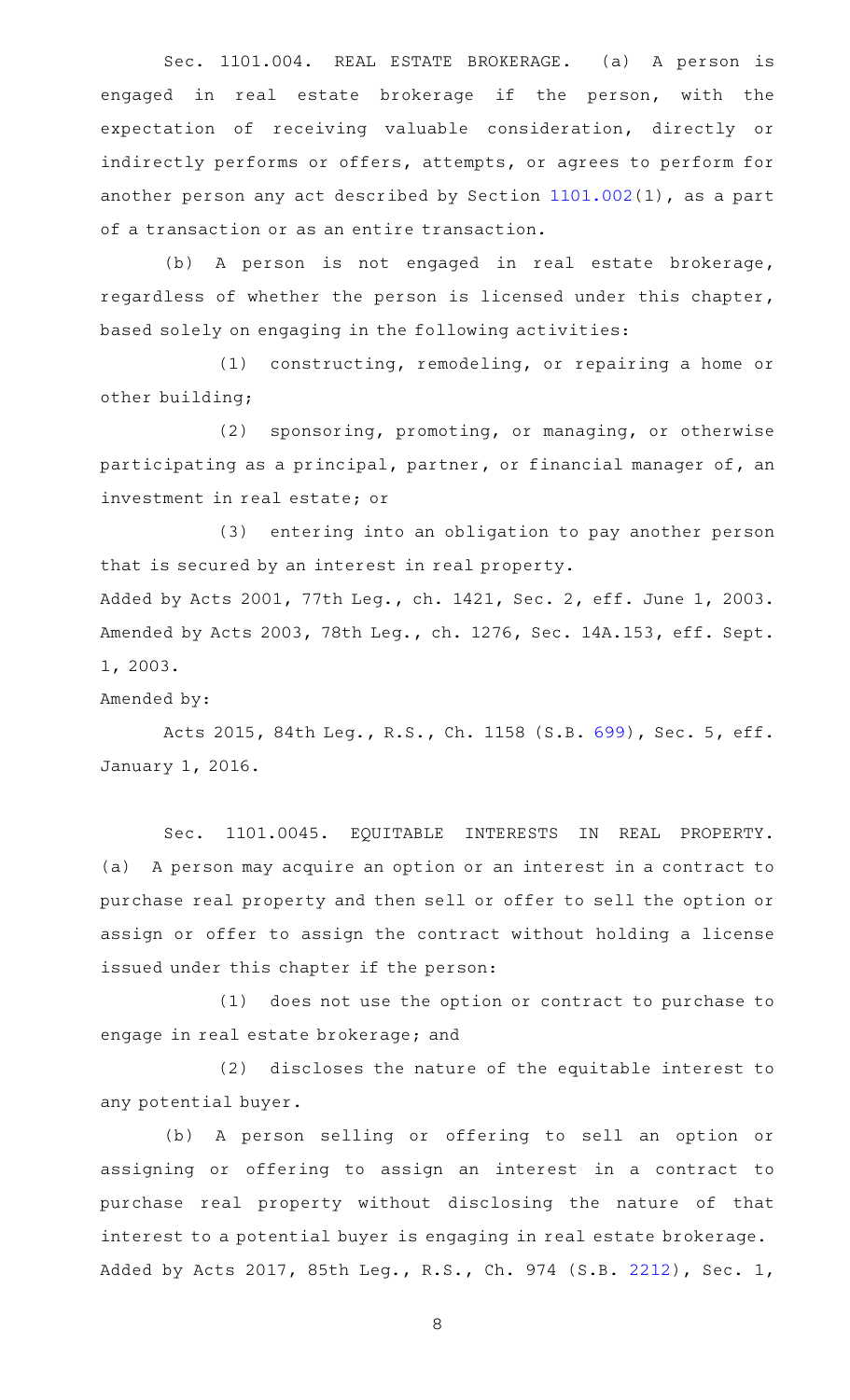Sec. 1101.004. REAL ESTATE BROKERAGE. (a) A person is engaged in real estate brokerage if the person, with the expectation of receiving valuable consideration, directly or indirectly performs or offers, attempts, or agrees to perform for another person any act described by Section 1101.002(1), as a part of a transaction or as an entire transaction.

(b) A person is not engaged in real estate brokerage, regardless of whether the person is licensed under this chapter, based solely on engaging in the following activities:

(1) constructing, remodeling, or repairing a home or other building;

(2) sponsoring, promoting, or managing, or otherwise participating as a principal, partner, or financial manager of, an investment in real estate; or

(3) entering into an obligation to pay another person that is secured by an interest in real property.

Added by Acts 2001, 77th Leg., ch. 1421, Sec. 2, eff. June 1, 2003. Amended by Acts 2003, 78th Leg., ch. 1276, Sec. 14A.153, eff. Sept. 1, 2003.

Amended by:

Acts 2015, 84th Leg., R.S., Ch. 1158 (S.B. 699), Sec. 5, eff. January 1, 2016.

Sec. 1101.0045. EQUITABLE INTERESTS IN REAL PROPERTY. (a) A person may acquire an option or an interest in a contract to purchase real property and then sell or offer to sell the option or assign or offer to assign the contract without holding a license issued under this chapter if the person:

(1) does not use the option or contract to purchase to engage in real estate brokerage; and

(2) discloses the nature of the equitable interest to any potential buyer.

(b) A person selling or offering to sell an option or assigning or offering to assign an interest in a contract to purchase real property without disclosing the nature of that interest to a potential buyer is engaging in real estate brokerage.

Added by Acts 2017, 85th Leg., R.S., Ch. 974 (S.B. 2212), Sec. 1,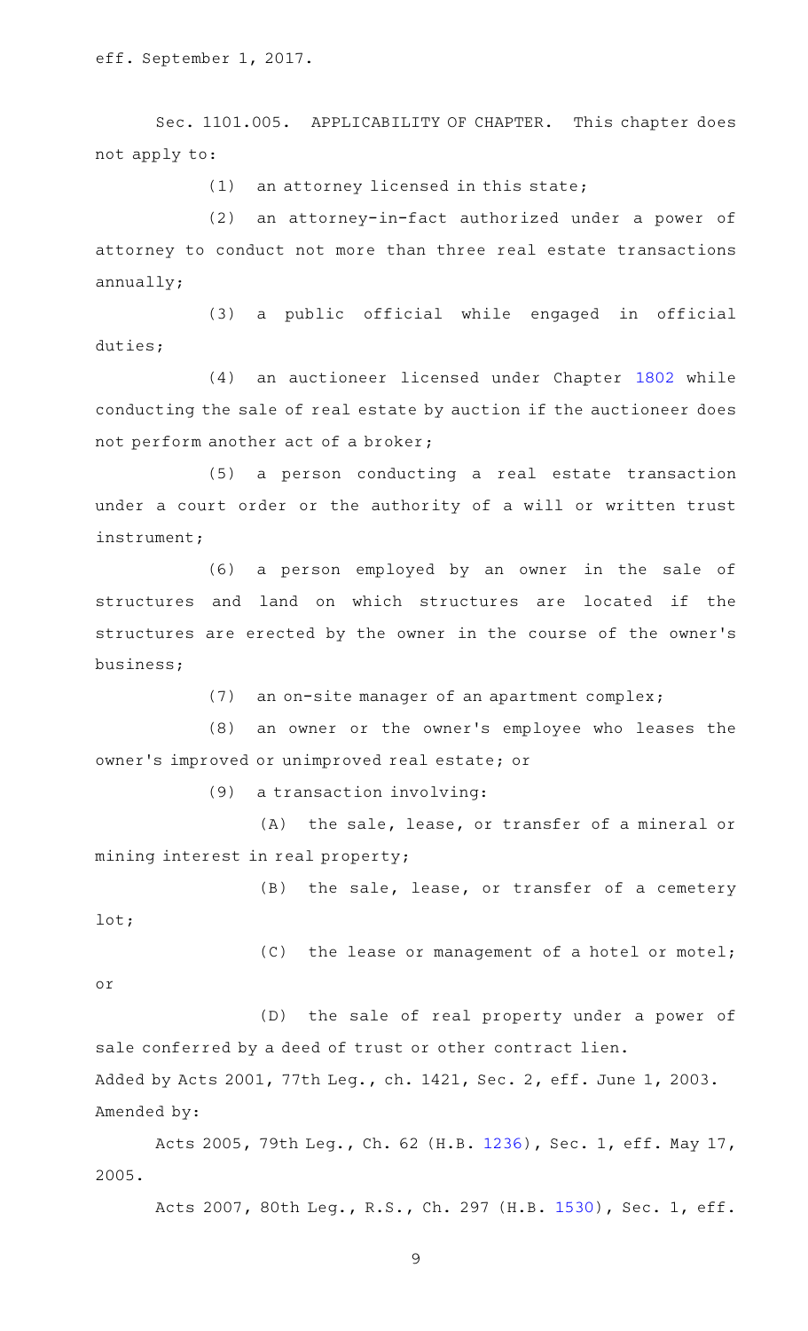eff. September 1, 2017.

Sec. 1101.005. APPLICABILITY OF CHAPTER. This chapter does not apply to:

(1) an attorney licensed in this state;

(2) an attorney-in-fact authorized under a power of attorney to conduct not more than three real estate transactions annually;

(3) a public official while engaged in official duties;

(4) an auctioneer licensed under Chapter 1802 while conducting the sale of real estate by auction if the auctioneer does not perform another act of a broker;

(5) a person conducting a real estate transaction under a court order or the authority of a will or written trust instrument;

(6) a person employed by an owner in the sale of structures and land on which structures are located if the structures are erected by the owner in the course of the owner's business;

(7) an on-site manager of an apartment complex;

(8) an owner or the owner's employee who leases the owner's improved or unimproved real estate; or

(9) a transaction involving:

(A) the sale, lease, or transfer of a mineral or mining interest in real property;

(B) the sale, lease, or transfer of a cemetery lot;

(C) the lease or management of a hotel or motel; or

(D) the sale of real property under a power of sale conferred by a deed of trust or other contract lien.

Added by Acts 2001, 77th Leg., ch. 1421, Sec. 2, eff. June 1, 2003.

Amended by:

Acts 2005, 79th Leg., Ch. 62 (H.B. 1236), Sec. 1, eff. May 17, 2005.

Acts 2007, 80th Leg., R.S., Ch. 297 (H.B. 1530), Sec. 1, eff.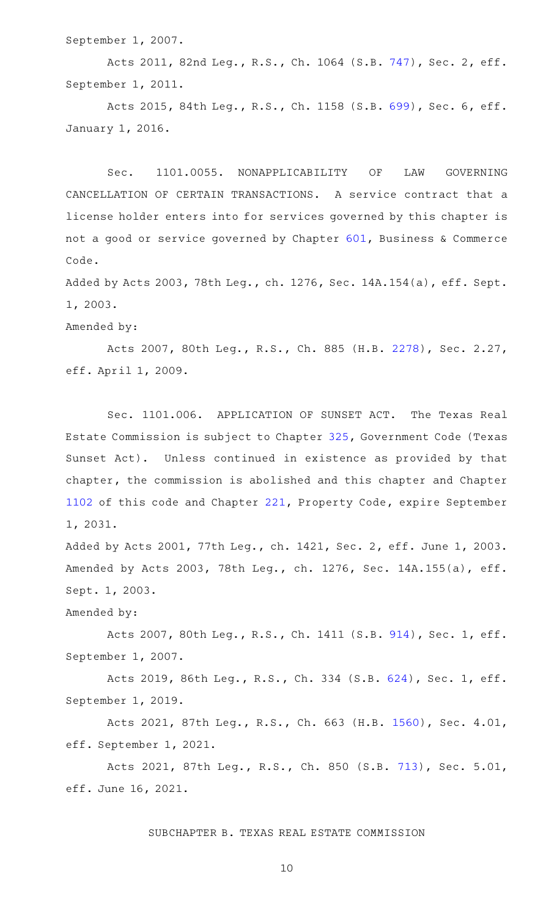September 1, 2007.

Acts 2011, 82nd Leg., R.S., Ch. 1064 (S.B. 747), Sec. 2, eff. September 1, 2011.

Acts 2015, 84th Leg., R.S., Ch. 1158 (S.B. 699), Sec. 6, eff. January 1, 2016.

Sec. 1101.0055. NONAPPLICABILITY OF LAW GOVERNING CANCELLATION OF CERTAIN TRANSACTIONS. A service contract that a license holder enters into for services governed by this chapter is not a good or service governed by Chapter 601, Business & Commerce Code.

Added by Acts 2003, 78th Leg., ch. 1276, Sec. 14A.154(a), eff. Sept. 1, 2003.

Amended by:

Acts 2007, 80th Leg., R.S., Ch. 885 (H.B. 2278), Sec. 2.27, eff. April 1, 2009.

Sec. 1101.006. APPLICATION OF SUNSET ACT. The Texas Real Estate Commission is subject to Chapter 325, Government Code (Texas Sunset Act). Unless continued in existence as provided by that chapter, the commission is abolished and this chapter and Chapter 1102 of this code and Chapter 221, Property Code, expire September 1, 2031.

Added by Acts 2001, 77th Leg., ch. 1421, Sec. 2, eff. June 1, 2003. Amended by Acts 2003, 78th Leg., ch. 1276, Sec. 14A.155(a), eff. Sept. 1, 2003.

Amended by:

Acts 2007, 80th Leg., R.S., Ch. 1411 (S.B. 914), Sec. 1, eff. September 1, 2007.

Acts 2019, 86th Leg., R.S., Ch. 334 (S.B. 624), Sec. 1, eff. September 1, 2019.

Acts 2021, 87th Leg., R.S., Ch. 663 (H.B. 1560), Sec. 4.01, eff. September 1, 2021.

Acts 2021, 87th Leg., R.S., Ch. 850 (S.B. 713), Sec. 5.01, eff. June 16, 2021.

## SUBCHAPTER B. TEXAS REAL ESTATE COMMISSION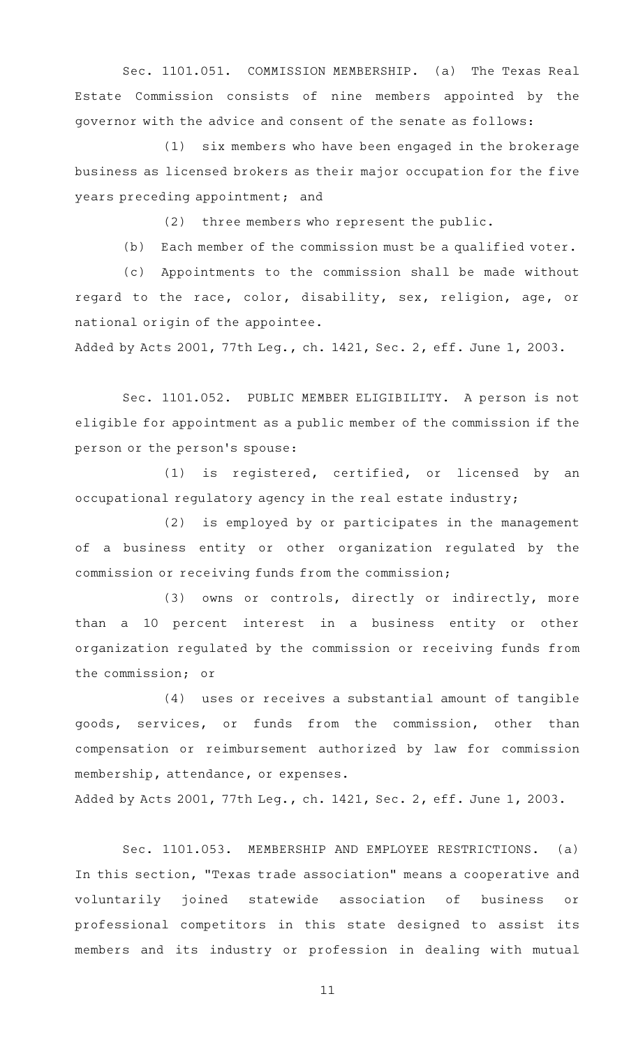Sec. 1101.051. COMMISSION MEMBERSHIP. (a) The Texas Real Estate Commission consists of nine members appointed by the governor with the advice and consent of the senate as follows:

(1) six members who have been engaged in the brokerage business as licensed brokers as their major occupation for the five years preceding appointment; and

(2) three members who represent the public.

(b) Each member of the commission must be a qualified voter.

(c) Appointments to the commission shall be made without regard to the race, color, disability, sex, religion, age, or national origin of the appointee.

Added by Acts 2001, 77th Leg., ch. 1421, Sec. 2, eff. June 1, 2003.

Sec. 1101.052. PUBLIC MEMBER ELIGIBILITY. A person is not eligible for appointment as a public member of the commission if the person or the person's spouse:

(1) is registered, certified, or licensed by an occupational regulatory agency in the real estate industry;

(2) is employed by or participates in the management of a business entity or other organization regulated by the commission or receiving funds from the commission;

(3) owns or controls, directly or indirectly, more than a 10 percent interest in a business entity or other organization regulated by the commission or receiving funds from the commission; or

(4) uses or receives a substantial amount of tangible goods, services, or funds from the commission, other than compensation or reimbursement authorized by law for commission membership, attendance, or expenses.

Added by Acts 2001, 77th Leg., ch. 1421, Sec. 2, eff. June 1, 2003.

Sec. 1101.053. MEMBERSHIP AND EMPLOYEE RESTRICTIONS. (a) In this section, "Texas trade association" means a cooperative and voluntarily joined statewide association of business or professional competitors in this state designed to assist its members and its industry or profession in dealing with mutual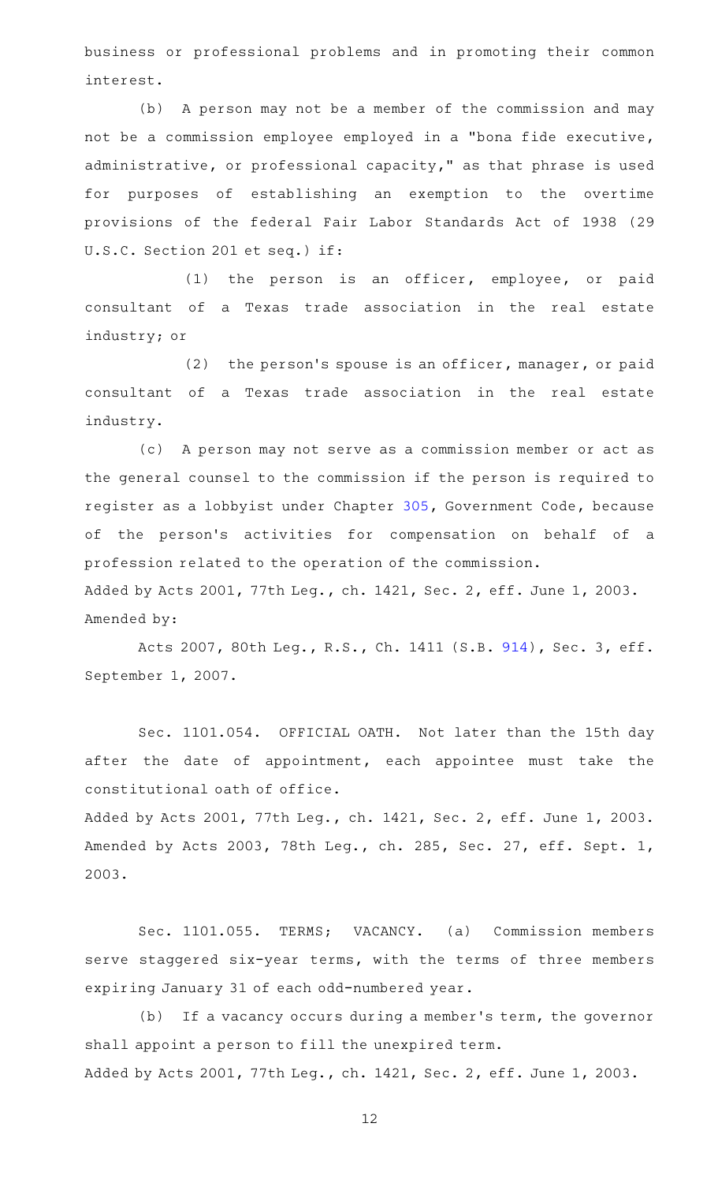business or professional problems and in promoting their common interest.

(b) A person may not be a member of the commission and may not be a commission employee employed in a "bona fide executive, administrative, or professional capacity," as that phrase is used for purposes of establishing an exemption to the overtime provisions of the federal Fair Labor Standards Act of 1938 (29 U.S.C. Section 201 et seq.) if:

(1) the person is an officer, employee, or paid consultant of a Texas trade association in the real estate industry; or

(2) the person's spouse is an officer, manager, or paid consultant of a Texas trade association in the real estate industry.

(c) A person may not serve as a commission member or act as the general counsel to the commission if the person is required to register as a lobbyist under Chapter 305, Government Code, because of the person's activities for compensation on behalf of a profession related to the operation of the commission.

Added by Acts 2001, 77th Leg., ch. 1421, Sec. 2, eff. June 1, 2003.
Amended by:

Acts 2007, 80th Leg., R.S., Ch. 1411 (S.B. 914), Sec. 3, eff. September 1, 2007.

Sec. 1101.054. OFFICIAL OATH. Not later than the 15th day after the date of appointment, each appointee must take the constitutional oath of office.

Added by Acts 2001, 77th Leg., ch. 1421, Sec. 2, eff. June 1, 2003.
Amended by Acts 2003, 78th Leg., ch. 285, Sec. 27, eff. Sept. 1, 2003.

Sec. 1101.055. TERMS; VACANCY. (a) Commission members serve staggered six-year terms, with the terms of three members expiring January 31 of each odd-numbered year.

(b) If a vacancy occurs during a member's term, the governor shall appoint a person to fill the unexpired term.

Added by Acts 2001, 77th Leg., ch. 1421, Sec. 2, eff. June 1, 2003.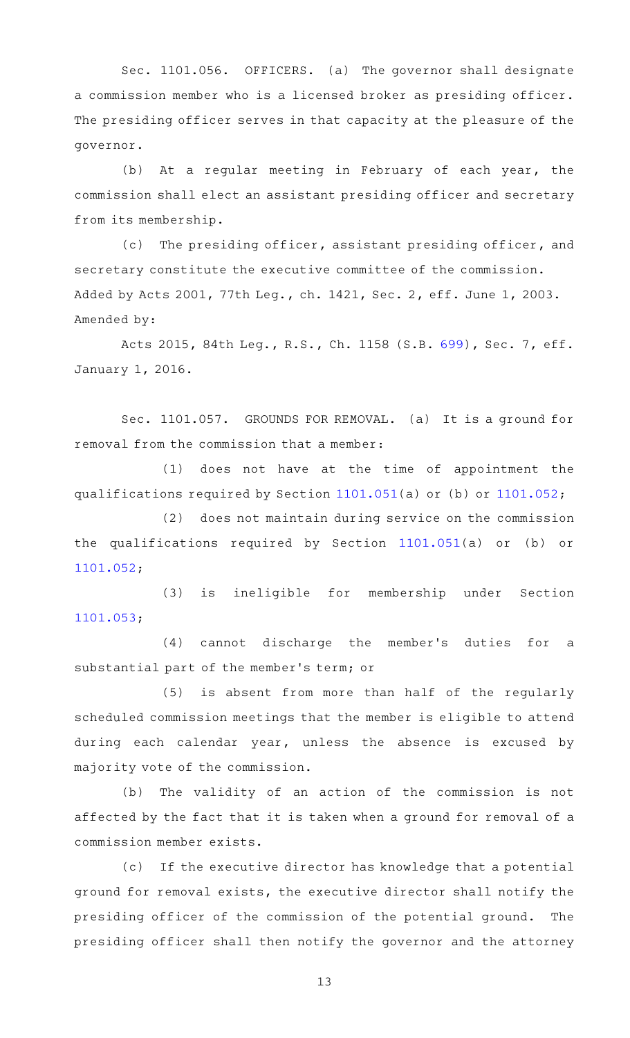Sec. 1101.056. OFFICERS. (a) The governor shall designate a commission member who is a licensed broker as presiding officer. The presiding officer serves in that capacity at the pleasure of the governor.

(b) At a regular meeting in February of each year, the commission shall elect an assistant presiding officer and secretary from its membership.

(c) The presiding officer, assistant presiding officer, and secretary constitute the executive committee of the commission.

Added by Acts 2001, 77th Leg., ch. 1421, Sec. 2, eff. June 1, 2003.

Amended by:

Acts 2015, 84th Leg., R.S., Ch. 1158 (S.B. 699), Sec. 7, eff. January 1, 2016.

Sec. 1101.057. GROUNDS FOR REMOVAL. (a) It is a ground for removal from the commission that a member:

(1) does not have at the time of appointment the qualifications required by Section 1101.051(a) or (b) or 1101.052;

(2) does not maintain during service on the commission the qualifications required by Section 1101.051(a) or (b) or 1101.052;

(3) is ineligible for membership under Section 1101.053;

(4) cannot discharge the member's duties for a substantial part of the member's term; or

(5) is absent from more than half of the regularly scheduled commission meetings that the member is eligible to attend during each calendar year, unless the absence is excused by majority vote of the commission.

(b) The validity of an action of the commission is not affected by the fact that it is taken when a ground for removal of a commission member exists.

(c) If the executive director has knowledge that a potential ground for removal exists, the executive director shall notify the presiding officer of the commission of the potential ground. The presiding officer shall then notify the governor and the attorney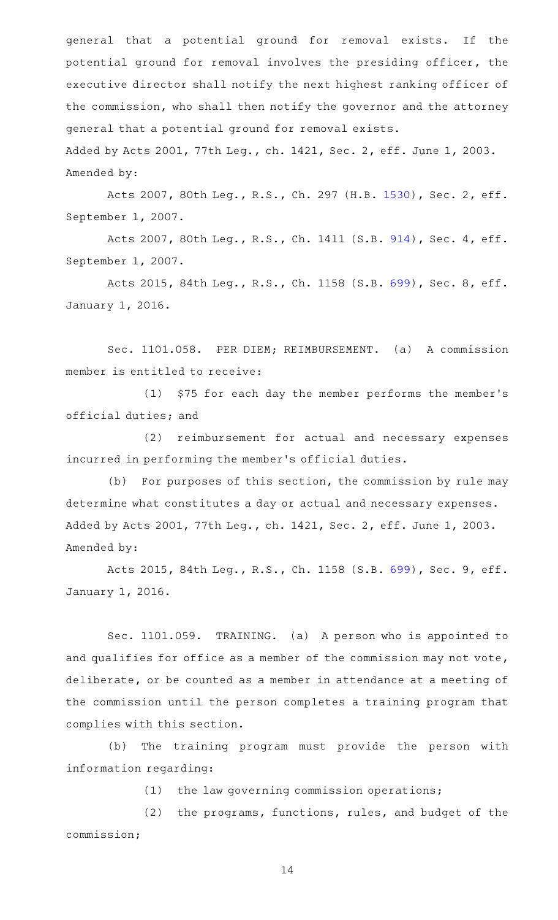general that a potential ground for removal exists. If the potential ground for removal involves the presiding officer, the executive director shall notify the next highest ranking officer of the commission, who shall then notify the governor and the attorney general that a potential ground for removal exists.

Added by Acts 2001, 77th Leg., ch. 1421, Sec. 2, eff. June 1, 2003.

Amended by:

Acts 2007, 80th Leg., R.S., Ch. 297 (H.B. 1530), Sec. 2, eff. September 1, 2007.

Acts 2007, 80th Leg., R.S., Ch. 1411 (S.B. 914), Sec. 4, eff. September 1, 2007.

Acts 2015, 84th Leg., R.S., Ch. 1158 (S.B. 699), Sec. 8, eff. January 1, 2016.

Sec. 1101.058. PER DIEM; REIMBURSEMENT. (a) A commission member is entitled to receive:

(1) $75 for each day the member performs the member's official duties; and

(2) reimbursement for actual and necessary expenses incurred in performing the member's official duties.

(b) For purposes of this section, the commission by rule may determine what constitutes a day or actual and necessary expenses.

Added by Acts 2001, 77th Leg., ch. 1421, Sec. 2, eff. June 1, 2003.

Amended by:

Acts 2015, 84th Leg., R.S., Ch. 1158 (S.B. 699), Sec. 9, eff. January 1, 2016.

Sec. 1101.059. TRAINING. (a) A person who is appointed to and qualifies for office as a member of the commission may not vote, deliberate, or be counted as a member in attendance at a meeting of the commission until the person completes a training program that complies with this section.

(b) The training program must provide the person with information regarding:

(1) the law governing commission operations;

(2) the programs, functions, rules, and budget of the commission;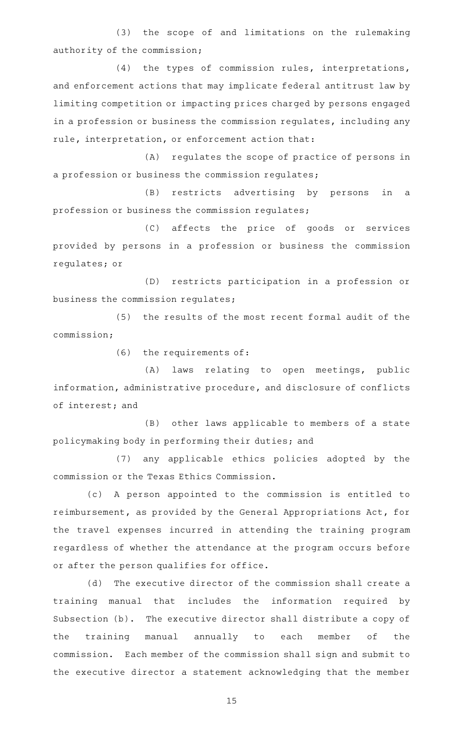(3) the scope of and limitations on the rulemaking authority of the commission;

(4) the types of commission rules, interpretations, and enforcement actions that may implicate federal antitrust law by limiting competition or impacting prices charged by persons engaged in a profession or business the commission regulates, including any rule, interpretation, or enforcement action that:

(A) regulates the scope of practice of persons in a profession or business the commission regulates;

(B) restricts advertising by persons in a profession or business the commission regulates;

(C) affects the price of goods or services provided by persons in a profession or business the commission regulates; or

(D) restricts participation in a profession or business the commission regulates;

(5) the results of the most recent formal audit of the commission;

(6) the requirements of:

(A) laws relating to open meetings, public information, administrative procedure, and disclosure of conflicts of interest; and

(B) other laws applicable to members of a state policymaking body in performing their duties; and

(7) any applicable ethics policies adopted by the commission or the Texas Ethics Commission.

(c) A person appointed to the commission is entitled to reimbursement, as provided by the General Appropriations Act, for the travel expenses incurred in attending the training program regardless of whether the attendance at the program occurs before or after the person qualifies for office.

(d) The executive director of the commission shall create a training manual that includes the information required by Subsection (b). The executive director shall distribute a copy of the training manual annually to each member of the commission. Each member of the commission shall sign and submit to the executive director a statement acknowledging that the member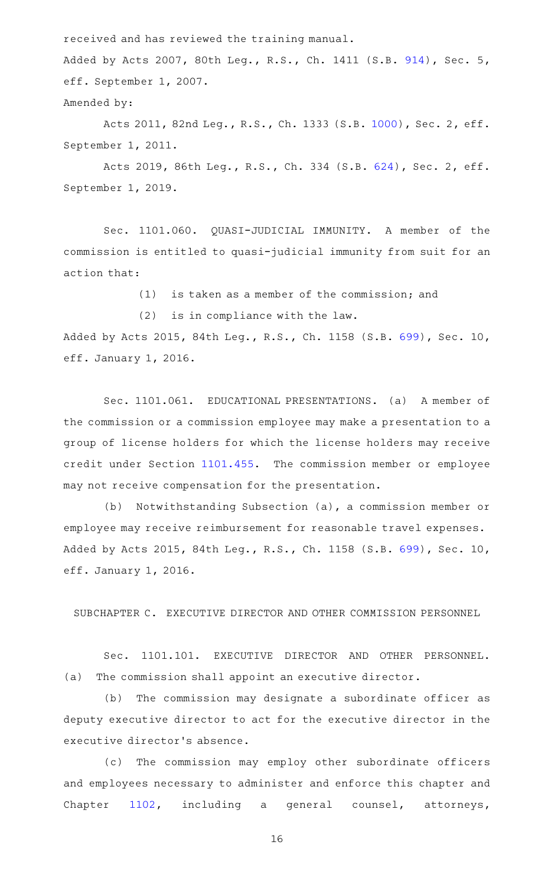received and has reviewed the training manual.

Added by Acts 2007, 80th Leg., R.S., Ch. 1411 (S.B. 914), Sec. 5, eff. September 1, 2007.

Amended by:

Acts 2011, 82nd Leg., R.S., Ch. 1333 (S.B. 1000), Sec. 2, eff. September 1, 2011.

Acts 2019, 86th Leg., R.S., Ch. 334 (S.B. 624), Sec. 2, eff. September 1, 2019.

Sec. 1101.060. QUASI-JUDICIAL IMMUNITY. A member of the commission is entitled to quasi-judicial immunity from suit for an action that:

(1) is taken as a member of the commission; and

(2) is in compliance with the law.

Added by Acts 2015, 84th Leg., R.S., Ch. 1158 (S.B. 699), Sec. 10, eff. January 1, 2016.

Sec. 1101.061. EDUCATIONAL PRESENTATIONS. (a) A member of the commission or a commission employee may make a presentation to a group of license holders for which the license holders may receive credit under Section 1101.455. The commission member or employee may not receive compensation for the presentation.

(b) Notwithstanding Subsection (a), a commission member or employee may receive reimbursement for reasonable travel expenses.

Added by Acts 2015, 84th Leg., R.S., Ch. 1158 (S.B. 699), Sec. 10, eff. January 1, 2016.

## SUBCHAPTER C. EXECUTIVE DIRECTOR AND OTHER COMMISSION PERSONNEL

Sec. 1101.101. EXECUTIVE DIRECTOR AND OTHER PERSONNEL. (a) The commission shall appoint an executive director.

(b) The commission may designate a subordinate officer as deputy executive director to act for the executive director in the executive director's absence.

(c) The commission may employ other subordinate officers and employees necessary to administer and enforce this chapter and Chapter 1102, including a general counsel, attorneys,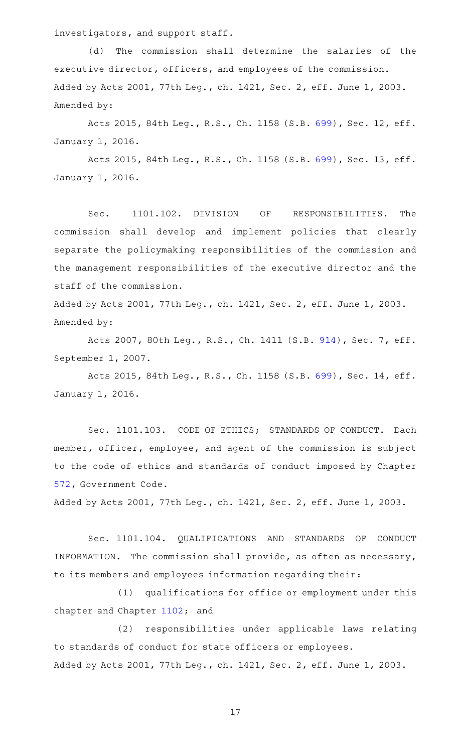investigators, and support staff.

(d) The commission shall determine the salaries of the executive director, officers, and employees of the commission.

Added by Acts 2001, 77th Leg., ch. 1421, Sec. 2, eff. June 1, 2003.

Amended by:

Acts 2015, 84th Leg., R.S., Ch. 1158 (S.B. 699), Sec. 12, eff. January 1, 2016.

Acts 2015, 84th Leg., R.S., Ch. 1158 (S.B. 699), Sec. 13, eff. January 1, 2016.

Sec. 1101.102. DIVISION OF RESPONSIBILITIES. The commission shall develop and implement policies that clearly separate the policymaking responsibilities of the commission and the management responsibilities of the executive director and the staff of the commission.

Added by Acts 2001, 77th Leg., ch. 1421, Sec. 2, eff. June 1, 2003.

Amended by:

Acts 2007, 80th Leg., R.S., Ch. 1411 (S.B. 914), Sec. 7, eff. September 1, 2007.

Acts 2015, 84th Leg., R.S., Ch. 1158 (S.B. 699), Sec. 14, eff. January 1, 2016.

Sec. 1101.103. CODE OF ETHICS; STANDARDS OF CONDUCT. Each member, officer, employee, and agent of the commission is subject to the code of ethics and standards of conduct imposed by Chapter 572, Government Code.

Added by Acts 2001, 77th Leg., ch. 1421, Sec. 2, eff. June 1, 2003.

Sec. 1101.104. QUALIFICATIONS AND STANDARDS OF CONDUCT INFORMATION. The commission shall provide, as often as necessary, to its members and employees information regarding their:

(1) qualifications for office or employment under this chapter and Chapter 1102; and

(2) responsibilities under applicable laws relating to standards of conduct for state officers or employees.

Added by Acts 2001, 77th Leg., ch. 1421, Sec. 2, eff. June 1, 2003.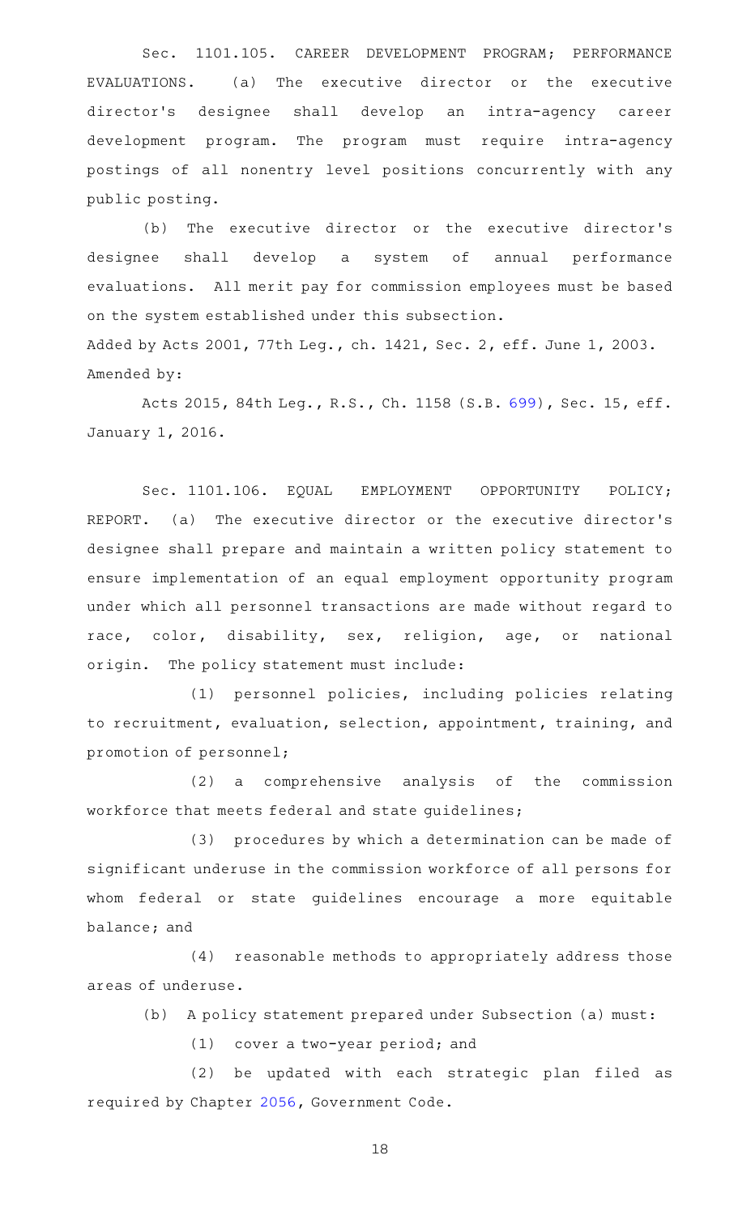Sec. 1101.105. CAREER DEVELOPMENT PROGRAM; PERFORMANCE EVALUATIONS. (a) The executive director or the executive director's designee shall develop an intra-agency career development program. The program must require intra-agency postings of all nonentry level positions concurrently with any public posting.

(b) The executive director or the executive director's designee shall develop a system of annual performance evaluations. All merit pay for commission employees must be based on the system established under this subsection.

Added by Acts 2001, 77th Leg., ch. 1421, Sec. 2, eff. June 1, 2003.
Amended by:

Acts 2015, 84th Leg., R.S., Ch. 1158 (S.B. 699), Sec. 15, eff. January 1, 2016.

Sec. 1101.106. EQUAL EMPLOYMENT OPPORTUNITY POLICY; REPORT. (a) The executive director or the executive director's designee shall prepare and maintain a written policy statement to ensure implementation of an equal employment opportunity program under which all personnel transactions are made without regard to race, color, disability, sex, religion, age, or national origin. The policy statement must include:

(1) personnel policies, including policies relating to recruitment, evaluation, selection, appointment, training, and promotion of personnel;

(2) a comprehensive analysis of the commission workforce that meets federal and state guidelines;

(3) procedures by which a determination can be made of significant underuse in the commission workforce of all persons for whom federal or state guidelines encourage a more equitable balance; and

(4) reasonable methods to appropriately address those areas of underuse.

(b) A policy statement prepared under Subsection (a) must:

(1) cover a two-year period; and

(2) be updated with each strategic plan filed as required by Chapter 2056, Government Code.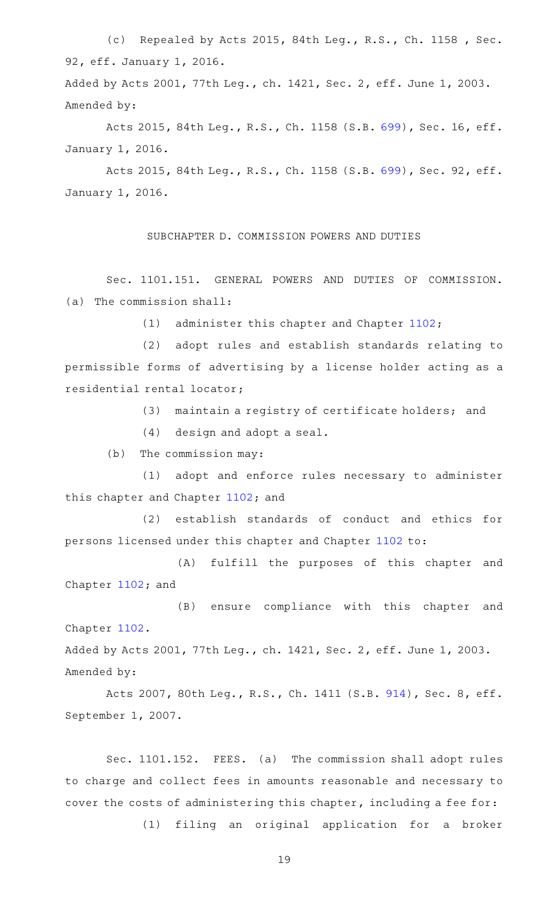(c) Repealed by Acts 2015, 84th Leg., R.S., Ch. 1158 , Sec. 92, eff. January 1, 2016.

Added by Acts 2001, 77th Leg., ch. 1421, Sec. 2, eff. June 1, 2003.
Amended by:

Acts 2015, 84th Leg., R.S., Ch. 1158 (S.B. 699), Sec. 16, eff. January 1, 2016.

Acts 2015, 84th Leg., R.S., Ch. 1158 (S.B. 699), Sec. 92, eff. January 1, 2016.

## SUBCHAPTER D. COMMISSION POWERS AND DUTIES

Sec. 1101.151. GENERAL POWERS AND DUTIES OF COMMISSION. (a) The commission shall:

(1) administer this chapter and Chapter 1102;

(2) adopt rules and establish standards relating to permissible forms of advertising by a license holder acting as a residential rental locator;

(3) maintain a registry of certificate holders; and

(4) design and adopt a seal.

(b) The commission may:

(1) adopt and enforce rules necessary to administer this chapter and Chapter 1102; and

(2) establish standards of conduct and ethics for persons licensed under this chapter and Chapter 1102 to:

(A) fulfill the purposes of this chapter and Chapter 1102; and

(B) ensure compliance with this chapter and Chapter 1102.

Added by Acts 2001, 77th Leg., ch. 1421, Sec. 2, eff. June 1, 2003.
Amended by:

Acts 2007, 80th Leg., R.S., Ch. 1411 (S.B. 914), Sec. 8, eff. September 1, 2007.

Sec. 1101.152. FEES. (a) The commission shall adopt rules to charge and collect fees in amounts reasonable and necessary to cover the costs of administering this chapter, including a fee for:

(1) filing an original application for a broker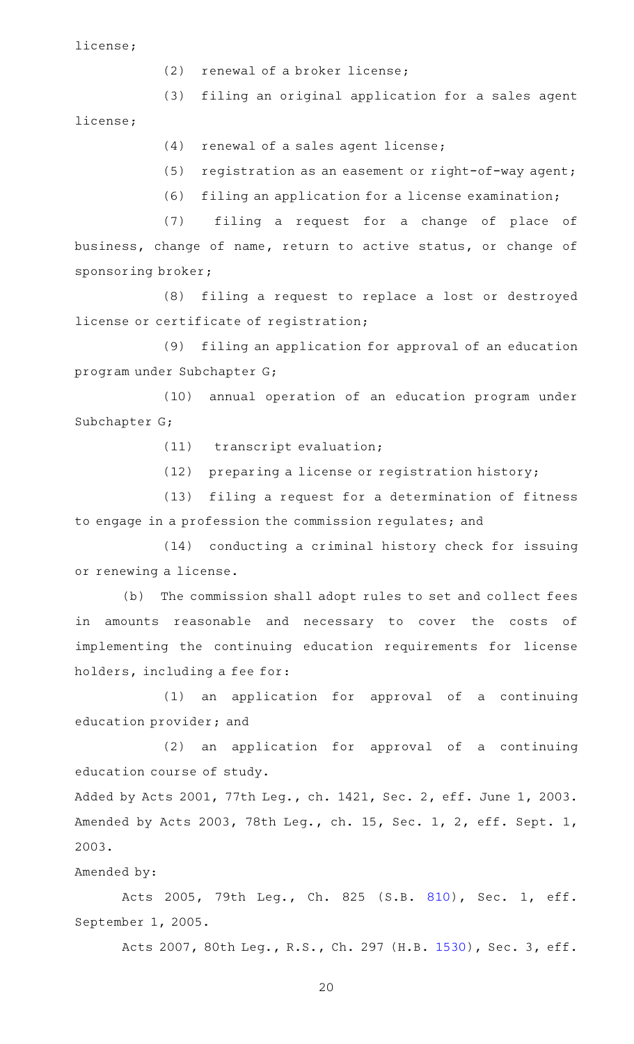license;

(2) renewal of a broker license;

(3) filing an original application for a sales agent license;

(4) renewal of a sales agent license;

(5) registration as an easement or right-of-way agent;

(6) filing an application for a license examination;

(7) filing a request for a change of place of business, change of name, return to active status, or change of sponsoring broker;

(8) filing a request to replace a lost or destroyed license or certificate of registration;

(9) filing an application for approval of an education program under Subchapter G;

(10) annual operation of an education program under Subchapter G;

(11) transcript evaluation;

(12) preparing a license or registration history;

(13) filing a request for a determination of fitness to engage in a profession the commission regulates; and

(14) conducting a criminal history check for issuing or renewing a license.

(b) The commission shall adopt rules to set and collect fees in amounts reasonable and necessary to cover the costs of implementing the continuing education requirements for license holders, including a fee for:

(1) an application for approval of a continuing education provider; and

(2) an application for approval of a continuing education course of study.

Added by Acts 2001, 77th Leg., ch. 1421, Sec. 2, eff. June 1, 2003. Amended by Acts 2003, 78th Leg., ch. 15, Sec. 1, 2, eff. Sept. 1, 2003.

Amended by:

Acts 2005, 79th Leg., Ch. 825 (S.B. 810), Sec. 1, eff. September 1, 2005.

Acts 2007, 80th Leg., R.S., Ch. 297 (H.B. 1530), Sec. 3, eff.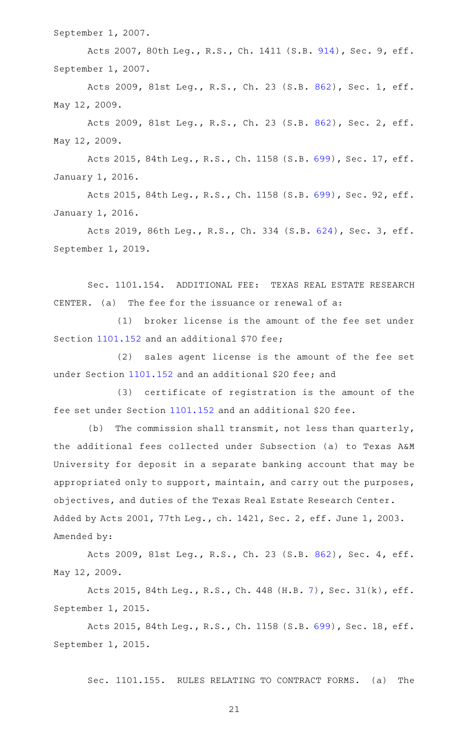September 1, 2007.

Acts 2007, 80th Leg., R.S., Ch. 1411 (S.B. 914), Sec. 9, eff. September 1, 2007.

Acts 2009, 81st Leg., R.S., Ch. 23 (S.B. 862), Sec. 1, eff. May 12, 2009.

Acts 2009, 81st Leg., R.S., Ch. 23 (S.B. 862), Sec. 2, eff. May 12, 2009.

Acts 2015, 84th Leg., R.S., Ch. 1158 (S.B. 699), Sec. 17, eff. January 1, 2016.

Acts 2015, 84th Leg., R.S., Ch. 1158 (S.B. 699), Sec. 92, eff. January 1, 2016.

Acts 2019, 86th Leg., R.S., Ch. 334 (S.B. 624), Sec. 3, eff. September 1, 2019.

Sec. 1101.154. ADDITIONAL FEE: TEXAS REAL ESTATE RESEARCH CENTER. (a) The fee for the issuance or renewal of a:

(1) broker license is the amount of the fee set under Section 1101.152 and an additional $70 fee;

(2) sales agent license is the amount of the fee set under Section 1101.152 and an additional $20 fee; and

(3) certificate of registration is the amount of the fee set under Section 1101.152 and an additional $20 fee.

(b) The commission shall transmit, not less than quarterly, the additional fees collected under Subsection (a) to Texas A&M University for deposit in a separate banking account that may be appropriated only to support, maintain, and carry out the purposes, objectives, and duties of the Texas Real Estate Research Center.

Added by Acts 2001, 77th Leg., ch. 1421, Sec. 2, eff. June 1, 2003.

Amended by:

Acts 2009, 81st Leg., R.S., Ch. 23 (S.B. 862), Sec. 4, eff. May 12, 2009.

Acts 2015, 84th Leg., R.S., Ch. 448 (H.B. 7), Sec. 31(k), eff. September 1, 2015.

Acts 2015, 84th Leg., R.S., Ch. 1158 (S.B. 699), Sec. 18, eff. September 1, 2015.

Sec. 1101.155. RULES RELATING TO CONTRACT FORMS. (a) The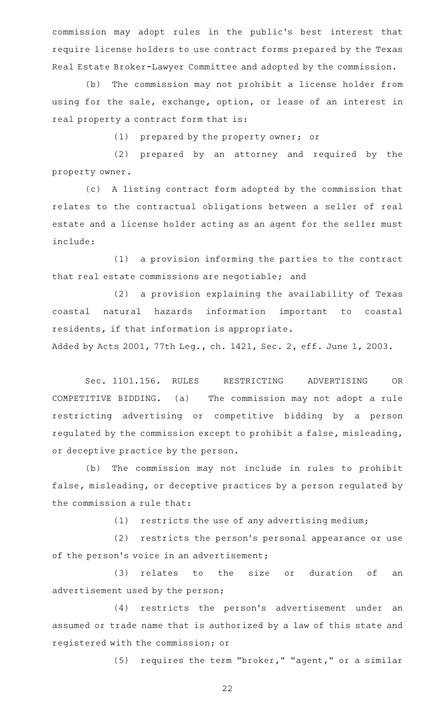commission may adopt rules in the public's best interest that require license holders to use contract forms prepared by the Texas Real Estate Broker-Lawyer Committee and adopted by the commission.

(b) The commission may not prohibit a license holder from using for the sale, exchange, option, or lease of an interest in real property a contract form that is:

(1) prepared by the property owner; or

(2) prepared by an attorney and required by the property owner.

(c) A listing contract form adopted by the commission that relates to the contractual obligations between a seller of real estate and a license holder acting as an agent for the seller must include:

(1) a provision informing the parties to the contract that real estate commissions are negotiable; and

(2) a provision explaining the availability of Texas coastal natural hazards information important to coastal residents, if that information is appropriate.

Added by Acts 2001, 77th Leg., ch. 1421, Sec. 2, eff. June 1, 2003.

Sec. 1101.156. RULES RESTRICTING ADVERTISING OR COMPETITIVE BIDDING. (a) The commission may not adopt a rule restricting advertising or competitive bidding by a person regulated by the commission except to prohibit a false, misleading, or deceptive practice by the person.

(b) The commission may not include in rules to prohibit false, misleading, or deceptive practices by a person regulated by the commission a rule that:

(1) restricts the use of any advertising medium;

(2) restricts the person's personal appearance or use of the person's voice in an advertisement;

(3) relates to the size or duration of an advertisement used by the person;

(4) restricts the person's advertisement under an assumed or trade name that is authorized by a law of this state and registered with the commission; or

(5) requires the term "broker," "agent," or a similar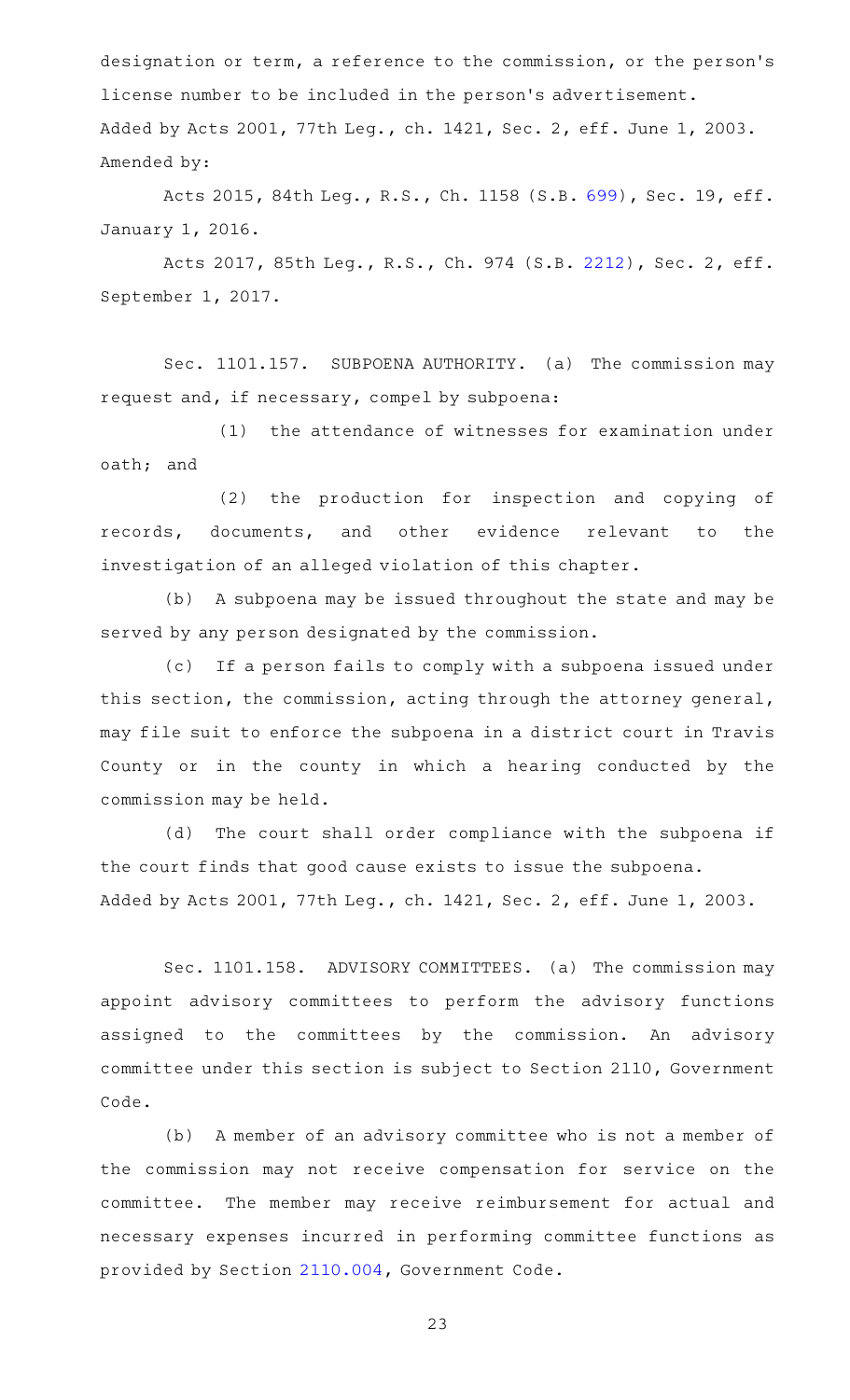designation or term, a reference to the commission, or the person's license number to be included in the person's advertisement.

Added by Acts 2001, 77th Leg., ch. 1421, Sec. 2, eff. June 1, 2003.

Amended by:

Acts 2015, 84th Leg., R.S., Ch. 1158 (S.B. 699), Sec. 19, eff. January 1, 2016.

Acts 2017, 85th Leg., R.S., Ch. 974 (S.B. 2212), Sec. 2, eff. September 1, 2017.

Sec. 1101.157. SUBPOENA AUTHORITY. (a) The commission may request and, if necessary, compel by subpoena:

(1) the attendance of witnesses for examination under oath; and

(2) the production for inspection and copying of records, documents, and other evidence relevant to the investigation of an alleged violation of this chapter.

(b) A subpoena may be issued throughout the state and may be served by any person designated by the commission.

(c) If a person fails to comply with a subpoena issued under this section, the commission, acting through the attorney general, may file suit to enforce the subpoena in a district court in Travis County or in the county in which a hearing conducted by the commission may be held.

(d) The court shall order compliance with the subpoena if the court finds that good cause exists to issue the subpoena.

Added by Acts 2001, 77th Leg., ch. 1421, Sec. 2, eff. June 1, 2003.

Sec. 1101.158. ADVISORY COMMITTEES. (a) The commission may appoint advisory committees to perform the advisory functions assigned to the committees by the commission. An advisory committee under this section is subject to Section 2110, Government Code.

(b) A member of an advisory committee who is not a member of the commission may not receive compensation for service on the committee. The member may receive reimbursement for actual and necessary expenses incurred in performing committee functions as provided by Section 2110.004, Government Code.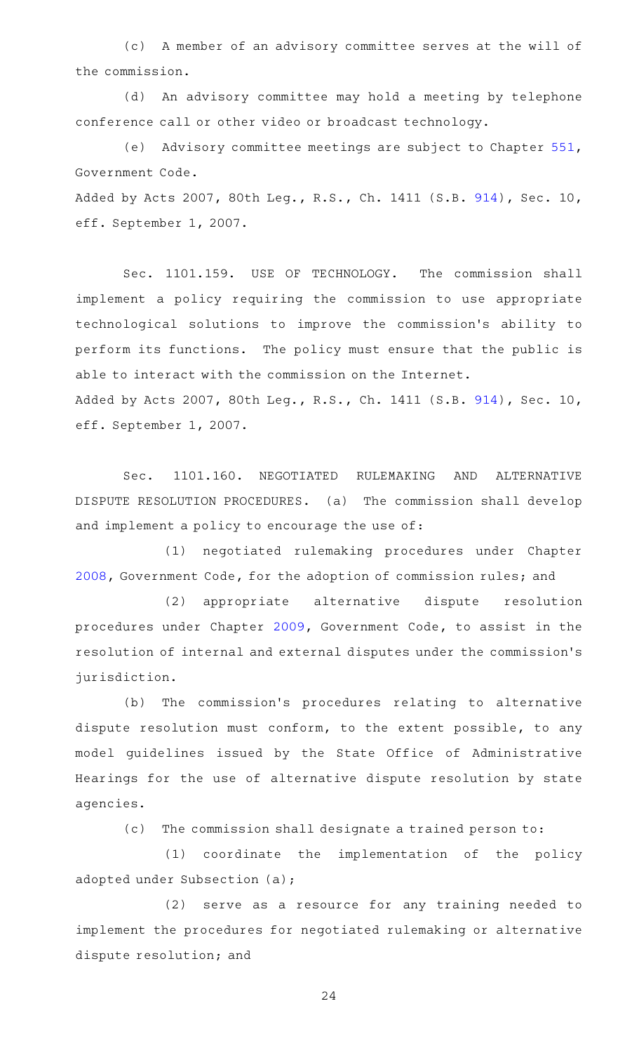(c) A member of an advisory committee serves at the will of the commission.

(d) An advisory committee may hold a meeting by telephone conference call or other video or broadcast technology.

(e) Advisory committee meetings are subject to Chapter 551, Government Code.

Added by Acts 2007, 80th Leg., R.S., Ch. 1411 (S.B. 914), Sec. 10, eff. September 1, 2007.

Sec. 1101.159. USE OF TECHNOLOGY. The commission shall implement a policy requiring the commission to use appropriate technological solutions to improve the commission's ability to perform its functions. The policy must ensure that the public is able to interact with the commission on the Internet.

Added by Acts 2007, 80th Leg., R.S., Ch. 1411 (S.B. 914), Sec. 10, eff. September 1, 2007.

Sec. 1101.160. NEGOTIATED RULEMAKING AND ALTERNATIVE DISPUTE RESOLUTION PROCEDURES. (a) The commission shall develop and implement a policy to encourage the use of:

(1) negotiated rulemaking procedures under Chapter 2008, Government Code, for the adoption of commission rules; and

(2) appropriate alternative dispute resolution procedures under Chapter 2009, Government Code, to assist in the resolution of internal and external disputes under the commission's jurisdiction.

(b) The commission's procedures relating to alternative dispute resolution must conform, to the extent possible, to any model guidelines issued by the State Office of Administrative Hearings for the use of alternative dispute resolution by state agencies.

(c) The commission shall designate a trained person to:

(1) coordinate the implementation of the policy adopted under Subsection (a);

(2) serve as a resource for any training needed to implement the procedures for negotiated rulemaking or alternative dispute resolution; and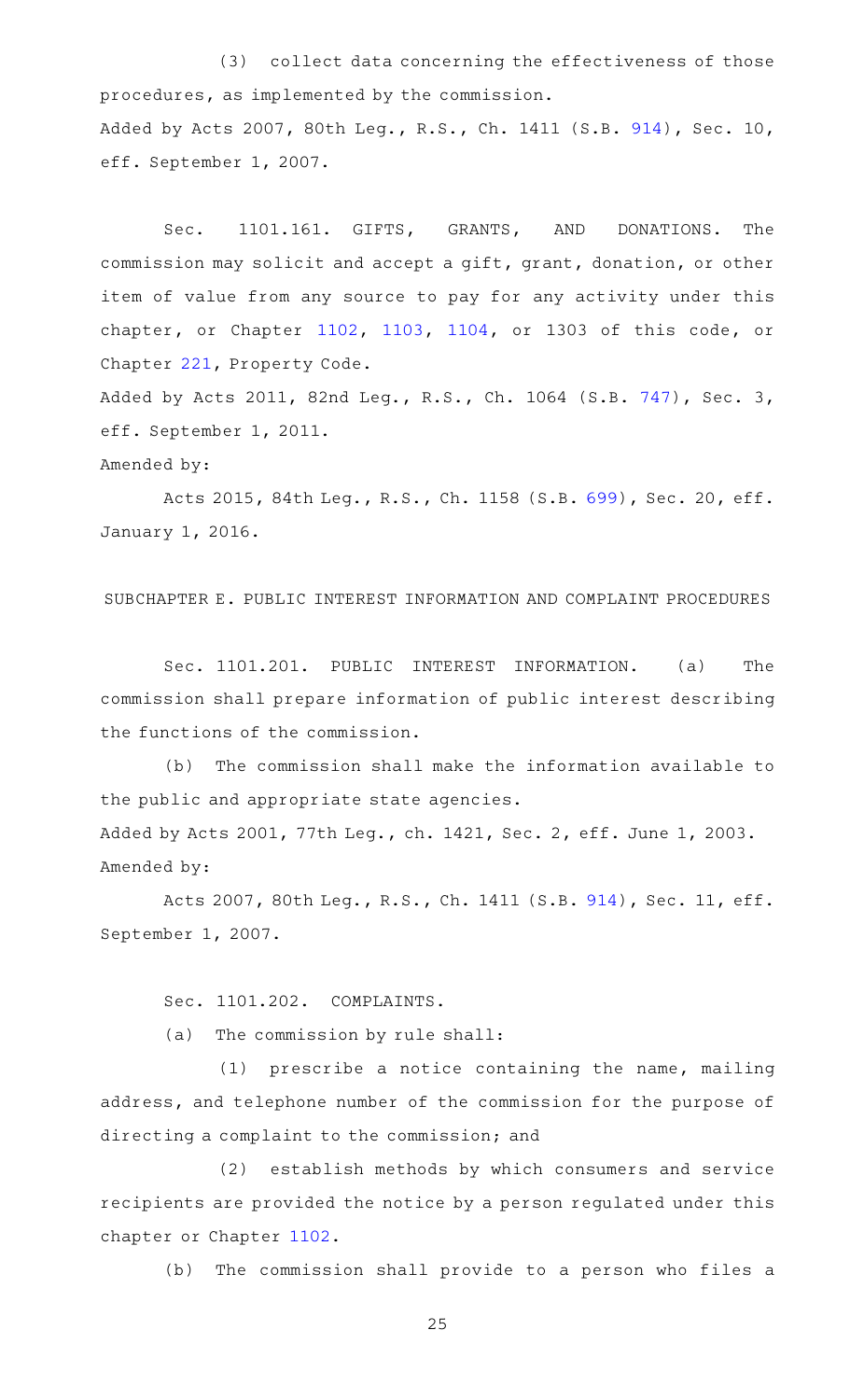(3) collect data concerning the effectiveness of those procedures, as implemented by the commission.

Added by Acts 2007, 80th Leg., R.S., Ch. 1411 (S.B. 914), Sec. 10, eff. September 1, 2007.

Sec. 1101.161. GIFTS, GRANTS, AND DONATIONS. The commission may solicit and accept a gift, grant, donation, or other item of value from any source to pay for any activity under this chapter, or Chapter 1102, 1103, 1104, or 1303 of this code, or Chapter 221, Property Code.

Added by Acts 2011, 82nd Leg., R.S., Ch. 1064 (S.B. 747), Sec. 3, eff. September 1, 2011.

Amended by:

Acts 2015, 84th Leg., R.S., Ch. 1158 (S.B. 699), Sec. 20, eff. January 1, 2016.

SUBCHAPTER E. PUBLIC INTEREST INFORMATION AND COMPLAINT PROCEDURES

Sec. 1101.201. PUBLIC INTEREST INFORMATION. (a) The commission shall prepare information of public interest describing the functions of the commission.

(b) The commission shall make the information available to the public and appropriate state agencies.

Added by Acts 2001, 77th Leg., ch. 1421, Sec. 2, eff. June 1, 2003.

Amended by:

Acts 2007, 80th Leg., R.S., Ch. 1411 (S.B. 914), Sec. 11, eff. September 1, 2007.

Sec. 1101.202. COMPLAINTS.

(a) The commission by rule shall:

(1) prescribe a notice containing the name, mailing address, and telephone number of the commission for the purpose of directing a complaint to the commission; and

(2) establish methods by which consumers and service recipients are provided the notice by a person regulated under this chapter or Chapter 1102.

(b) The commission shall provide to a person who files a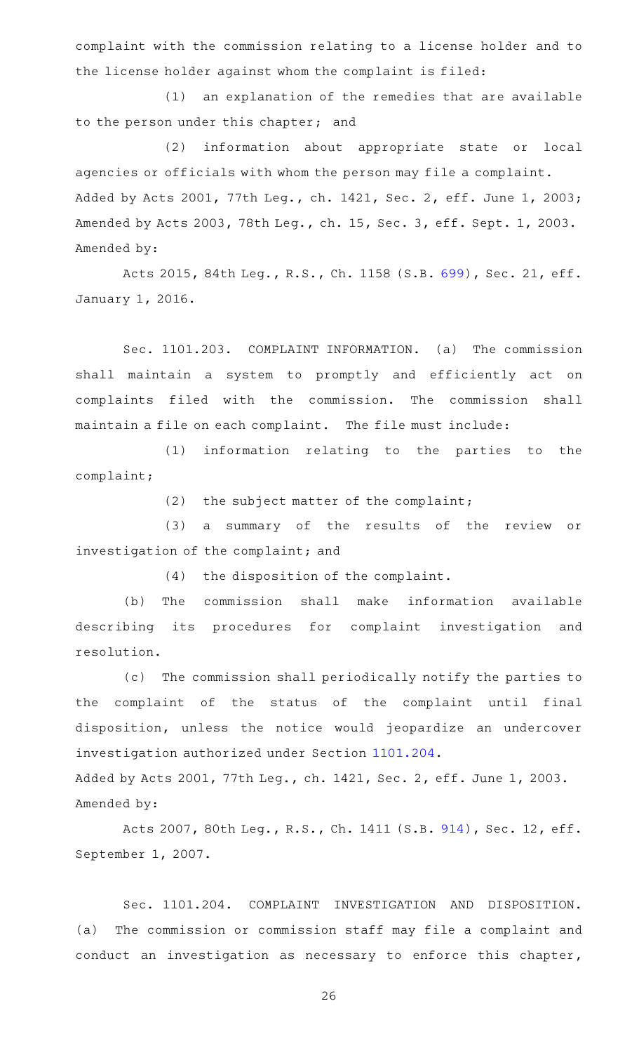complaint with the commission relating to a license holder and to the license holder against whom the complaint is filed:

(1) an explanation of the remedies that are available to the person under this chapter; and

(2) information about appropriate state or local agencies or officials with whom the person may file a complaint.

Added by Acts 2001, 77th Leg., ch. 1421, Sec. 2, eff. June 1, 2003; Amended by Acts 2003, 78th Leg., ch. 15, Sec. 3, eff. Sept. 1, 2003.

Amended by:

Acts 2015, 84th Leg., R.S., Ch. 1158 (S.B. 699), Sec. 21, eff. January 1, 2016.

Sec. 1101.203. COMPLAINT INFORMATION. (a) The commission shall maintain a system to promptly and efficiently act on complaints filed with the commission. The commission shall maintain a file on each complaint. The file must include:

(1) information relating to the parties to the complaint;

(2) the subject matter of the complaint;

(3) a summary of the results of the review or investigation of the complaint; and

(4) the disposition of the complaint.

(b) The commission shall make information available describing its procedures for complaint investigation and resolution.

(c) The commission shall periodically notify the parties to the complaint of the status of the complaint until final disposition, unless the notice would jeopardize an undercover investigation authorized under Section 1101.204.

Added by Acts 2001, 77th Leg., ch. 1421, Sec. 2, eff. June 1, 2003.

Amended by:

Acts 2007, 80th Leg., R.S., Ch. 1411 (S.B. 914), Sec. 12, eff. September 1, 2007.

Sec. 1101.204. COMPLAINT INVESTIGATION AND DISPOSITION. (a) The commission or commission staff may file a complaint and conduct an investigation as necessary to enforce this chapter,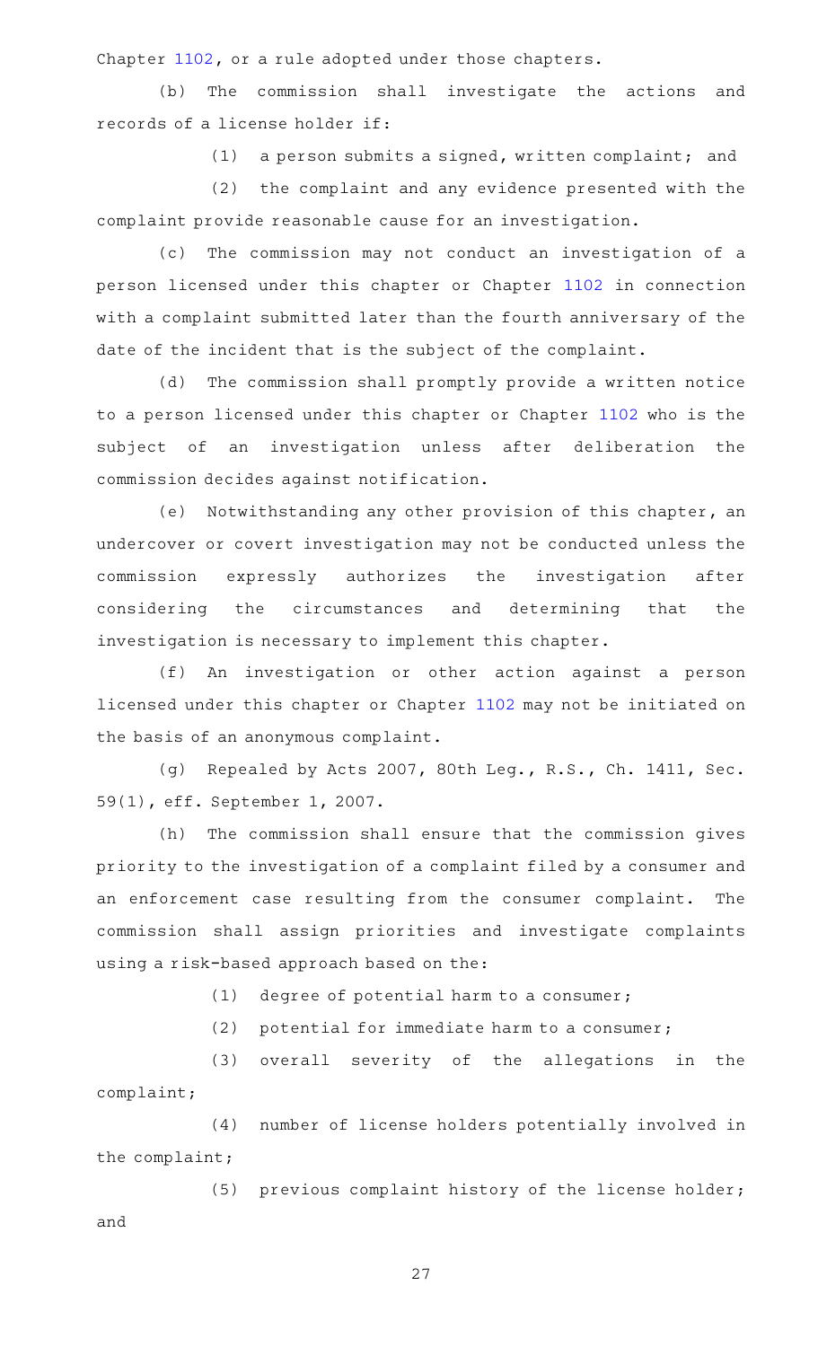Chapter 1102, or a rule adopted under those chapters.

(b) The commission shall investigate the actions and records of a license holder if:

(1) a person submits a signed, written complaint; and

(2) the complaint and any evidence presented with the complaint provide reasonable cause for an investigation.

(c) The commission may not conduct an investigation of a person licensed under this chapter or Chapter 1102 in connection with a complaint submitted later than the fourth anniversary of the date of the incident that is the subject of the complaint.

(d) The commission shall promptly provide a written notice to a person licensed under this chapter or Chapter 1102 who is the subject of an investigation unless after deliberation the commission decides against notification.

(e) Notwithstanding any other provision of this chapter, an undercover or covert investigation may not be conducted unless the commission expressly authorizes the investigation after considering the circumstances and determining that the investigation is necessary to implement this chapter.

(f) An investigation or other action against a person licensed under this chapter or Chapter 1102 may not be initiated on the basis of an anonymous complaint.

(g) Repealed by Acts 2007, 80th Leg., R.S., Ch. 1411, Sec. 59(1), eff. September 1, 2007.

(h) The commission shall ensure that the commission gives priority to the investigation of a complaint filed by a consumer and an enforcement case resulting from the consumer complaint. The commission shall assign priorities and investigate complaints using a risk-based approach based on the:

(1) degree of potential harm to a consumer;

(2) potential for immediate harm to a consumer;

(3) overall severity of the allegations in the complaint;

(4) number of license holders potentially involved in the complaint;

(5) previous complaint history of the license holder; and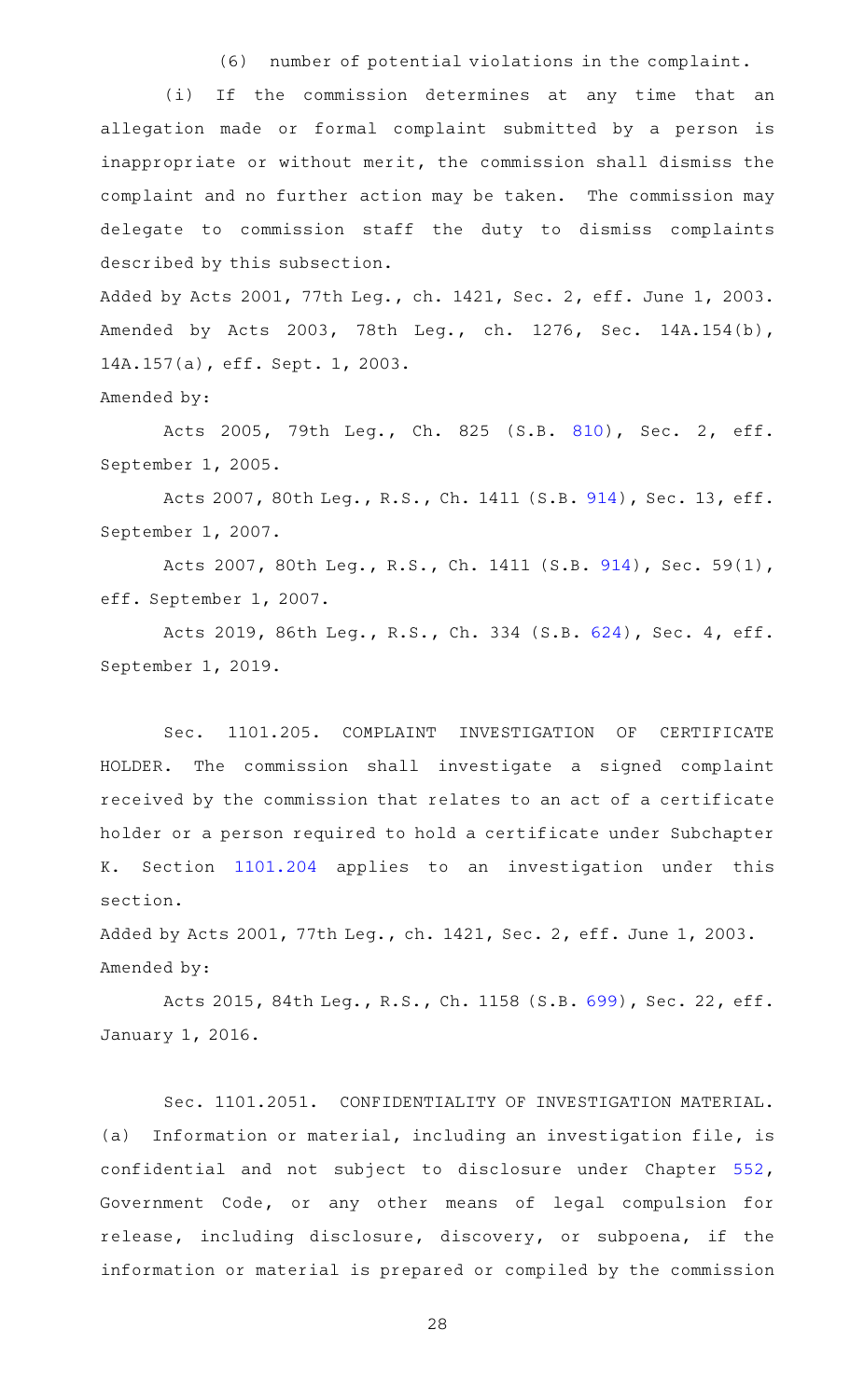(6) number of potential violations in the complaint.

(i) If the commission determines at any time that an allegation made or formal complaint submitted by a person is inappropriate or without merit, the commission shall dismiss the complaint and no further action may be taken. The commission may delegate to commission staff the duty to dismiss complaints described by this subsection.

Added by Acts 2001, 77th Leg., ch. 1421, Sec. 2, eff. June 1, 2003. Amended by Acts 2003, 78th Leg., ch. 1276, Sec. 14A.154(b), 14A.157(a), eff. Sept. 1, 2003.

Amended by:

Acts 2005, 79th Leg., Ch. 825 (S.B. 810), Sec. 2, eff. September 1, 2005.

Acts 2007, 80th Leg., R.S., Ch. 1411 (S.B. 914), Sec. 13, eff. September 1, 2007.

Acts 2007, 80th Leg., R.S., Ch. 1411 (S.B. 914), Sec. 59(1), eff. September 1, 2007.

Acts 2019, 86th Leg., R.S., Ch. 334 (S.B. 624), Sec. 4, eff. September 1, 2019.

Sec. 1101.205. COMPLAINT INVESTIGATION OF CERTIFICATE HOLDER. The commission shall investigate a signed complaint received by the commission that relates to an act of a certificate holder or a person required to hold a certificate under Subchapter K. Section 1101.204 applies to an investigation under this section.

Added by Acts 2001, 77th Leg., ch. 1421, Sec. 2, eff. June 1, 2003. Amended by:

Acts 2015, 84th Leg., R.S., Ch. 1158 (S.B. 699), Sec. 22, eff. January 1, 2016.

Sec. 1101.2051. CONFIDENTIALITY OF INVESTIGATION MATERIAL. (a) Information or material, including an investigation file, is confidential and not subject to disclosure under Chapter 552, Government Code, or any other means of legal compulsion for release, including disclosure, discovery, or subpoena, if the information or material is prepared or compiled by the commission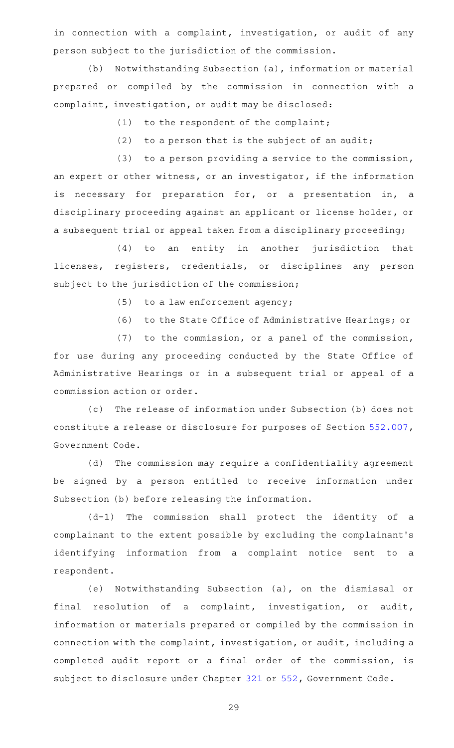in connection with a complaint, investigation, or audit of any person subject to the jurisdiction of the commission.

(b) Notwithstanding Subsection (a), information or material prepared or compiled by the commission in connection with a complaint, investigation, or audit may be disclosed:

(1) to the respondent of the complaint;

(2) to a person that is the subject of an audit;

(3) to a person providing a service to the commission, an expert or other witness, or an investigator, if the information is necessary for preparation for, or a presentation in, a disciplinary proceeding against an applicant or license holder, or a subsequent trial or appeal taken from a disciplinary proceeding;

(4) to an entity in another jurisdiction that licenses, registers, credentials, or disciplines any person subject to the jurisdiction of the commission;

(5) to a law enforcement agency;

(6) to the State Office of Administrative Hearings; or

(7) to the commission, or a panel of the commission, for use during any proceeding conducted by the State Office of Administrative Hearings or in a subsequent trial or appeal of a commission action or order.

(c) The release of information under Subsection (b) does not constitute a release or disclosure for purposes of Section 552.007, Government Code.

(d) The commission may require a confidentiality agreement be signed by a person entitled to receive information under Subsection (b) before releasing the information.

(d-1) The commission shall protect the identity of a complainant to the extent possible by excluding the complainant's identifying information from a complaint notice sent to a respondent.

(e) Notwithstanding Subsection (a), on the dismissal or final resolution of a complaint, investigation, or audit, information or materials prepared or compiled by the commission in connection with the complaint, investigation, or audit, including a completed audit report or a final order of the commission, is subject to disclosure under Chapter 321 or 552, Government Code.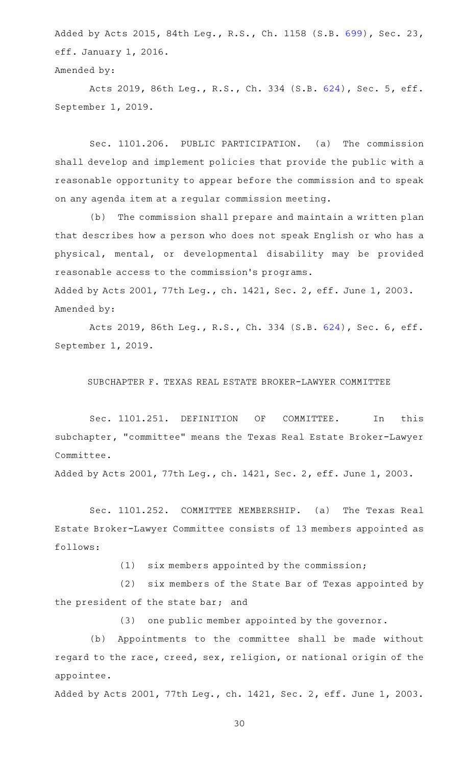Added by Acts 2015, 84th Leg., R.S., Ch. 1158 (S.B. 699), Sec. 23, eff. January 1, 2016.

Amended by:

Acts 2019, 86th Leg., R.S., Ch. 334 (S.B. 624), Sec. 5, eff. September 1, 2019.

Sec. 1101.206. PUBLIC PARTICIPATION. (a) The commission shall develop and implement policies that provide the public with a reasonable opportunity to appear before the commission and to speak on any agenda item at a regular commission meeting.

(b) The commission shall prepare and maintain a written plan that describes how a person who does not speak English or who has a physical, mental, or developmental disability may be provided reasonable access to the commission's programs.

Added by Acts 2001, 77th Leg., ch. 1421, Sec. 2, eff. June 1, 2003.

Amended by:

Acts 2019, 86th Leg., R.S., Ch. 334 (S.B. 624), Sec. 6, eff. September 1, 2019.

SUBCHAPTER F. TEXAS REAL ESTATE BROKER-LAWYER COMMITTEE

Sec. 1101.251. DEFINITION OF COMMITTEE. In this subchapter, "committee" means the Texas Real Estate Broker-Lawyer Committee.

Added by Acts 2001, 77th Leg., ch. 1421, Sec. 2, eff. June 1, 2003.

Sec. 1101.252. COMMITTEE MEMBERSHIP. (a) The Texas Real Estate Broker-Lawyer Committee consists of 13 members appointed as follows:

(1) six members appointed by the commission;

(2) six members of the State Bar of Texas appointed by the president of the state bar; and

(3) one public member appointed by the governor.

(b) Appointments to the committee shall be made without regard to the race, creed, sex, religion, or national origin of the appointee.

Added by Acts 2001, 77th Leg., ch. 1421, Sec. 2, eff. June 1, 2003.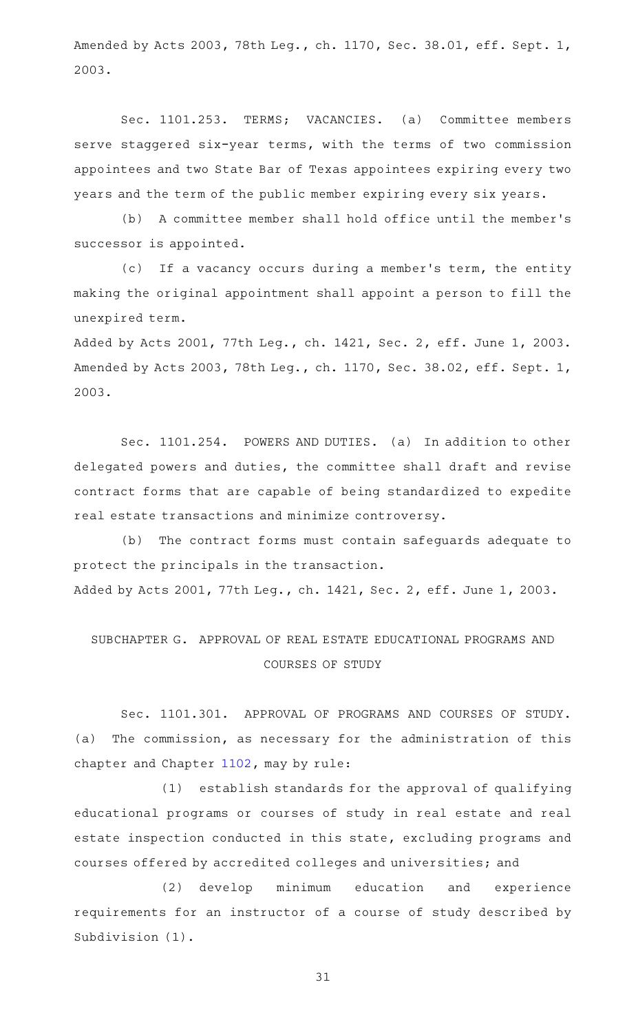Amended by Acts 2003, 78th Leg., ch. 1170, Sec. 38.01, eff. Sept. 1, 2003.

Sec. 1101.253. TERMS; VACANCIES. (a) Committee members serve staggered six-year terms, with the terms of two commission appointees and two State Bar of Texas appointees expiring every two years and the term of the public member expiring every six years.

(b) A committee member shall hold office until the member's successor is appointed.

(c) If a vacancy occurs during a member's term, the entity making the original appointment shall appoint a person to fill the unexpired term.

Added by Acts 2001, 77th Leg., ch. 1421, Sec. 2, eff. June 1, 2003.
Amended by Acts 2003, 78th Leg., ch. 1170, Sec. 38.02, eff. Sept. 1, 2003.

Sec. 1101.254. POWERS AND DUTIES. (a) In addition to other delegated powers and duties, the committee shall draft and revise contract forms that are capable of being standardized to expedite real estate transactions and minimize controversy.

(b) The contract forms must contain safeguards adequate to protect the principals in the transaction.

Added by Acts 2001, 77th Leg., ch. 1421, Sec. 2, eff. June 1, 2003.

## SUBCHAPTER G. APPROVAL OF REAL ESTATE EDUCATIONAL PROGRAMS AND COURSES OF STUDY

Sec. 1101.301. APPROVAL OF PROGRAMS AND COURSES OF STUDY. (a) The commission, as necessary for the administration of this chapter and Chapter 1102, may by rule:

(1) establish standards for the approval of qualifying educational programs or courses of study in real estate and real estate inspection conducted in this state, excluding programs and courses offered by accredited colleges and universities; and

(2) develop minimum education and experience requirements for an instructor of a course of study described by Subdivision (1).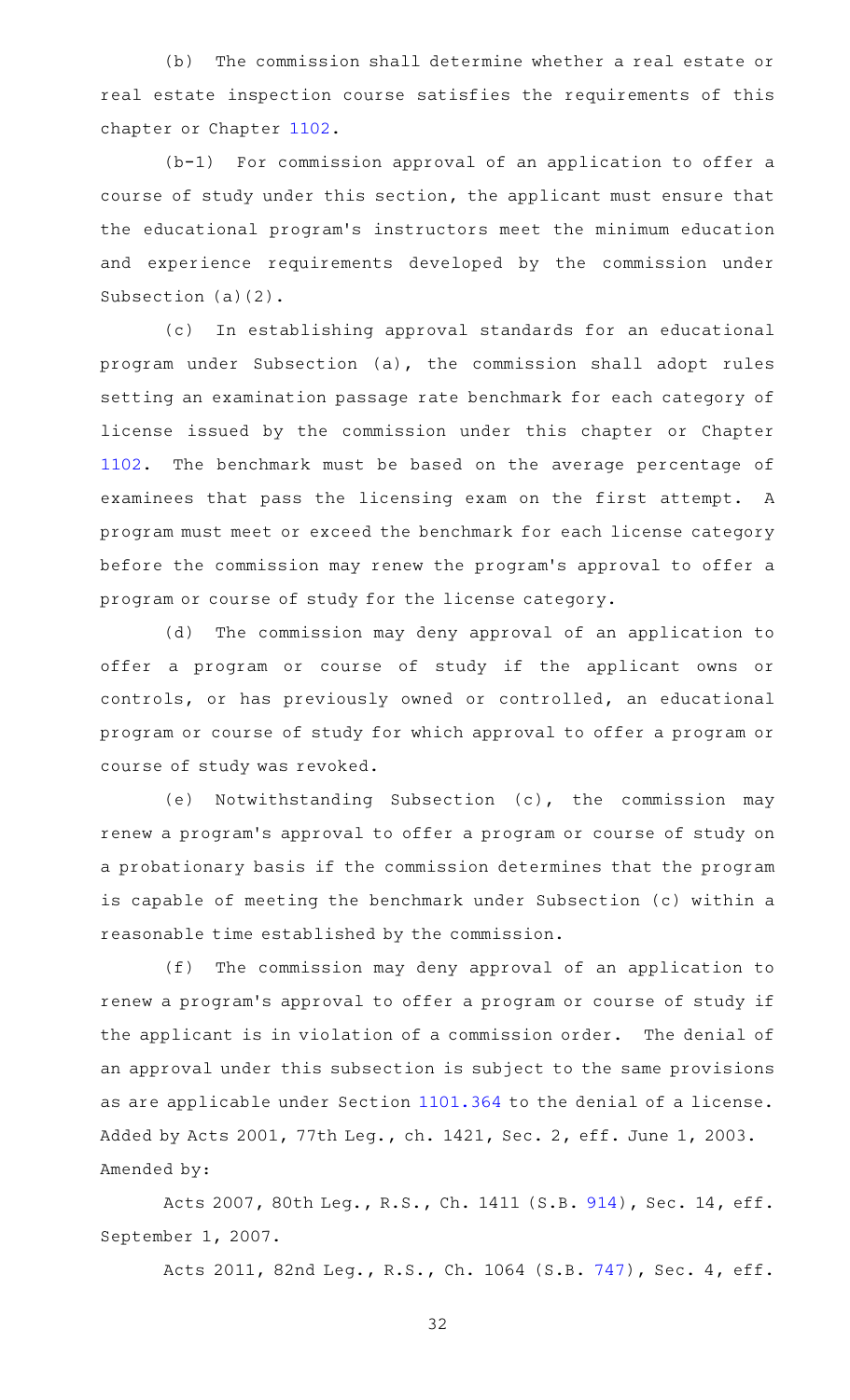(b) The commission shall determine whether a real estate or real estate inspection course satisfies the requirements of this chapter or Chapter 1102.

(b-1) For commission approval of an application to offer a course of study under this section, the applicant must ensure that the educational program's instructors meet the minimum education and experience requirements developed by the commission under Subsection (a)(2).

(c) In establishing approval standards for an educational program under Subsection (a), the commission shall adopt rules setting an examination passage rate benchmark for each category of license issued by the commission under this chapter or Chapter 1102. The benchmark must be based on the average percentage of examinees that pass the licensing exam on the first attempt. A program must meet or exceed the benchmark for each license category before the commission may renew the program's approval to offer a program or course of study for the license category.

(d) The commission may deny approval of an application to offer a program or course of study if the applicant owns or controls, or has previously owned or controlled, an educational program or course of study for which approval to offer a program or course of study was revoked.

(e) Notwithstanding Subsection (c), the commission may renew a program's approval to offer a program or course of study on a probationary basis if the commission determines that the program is capable of meeting the benchmark under Subsection (c) within a reasonable time established by the commission.

(f) The commission may deny approval of an application to renew a program's approval to offer a program or course of study if the applicant is in violation of a commission order. The denial of an approval under this subsection is subject to the same provisions as are applicable under Section 1101.364 to the denial of a license.

Added by Acts 2001, 77th Leg., ch. 1421, Sec. 2, eff. June 1, 2003.
Amended by:

Acts 2007, 80th Leg., R.S., Ch. 1411 (S.B. 914), Sec. 14, eff. September 1, 2007.

Acts 2011, 82nd Leg., R.S., Ch. 1064 (S.B. 747), Sec. 4, eff.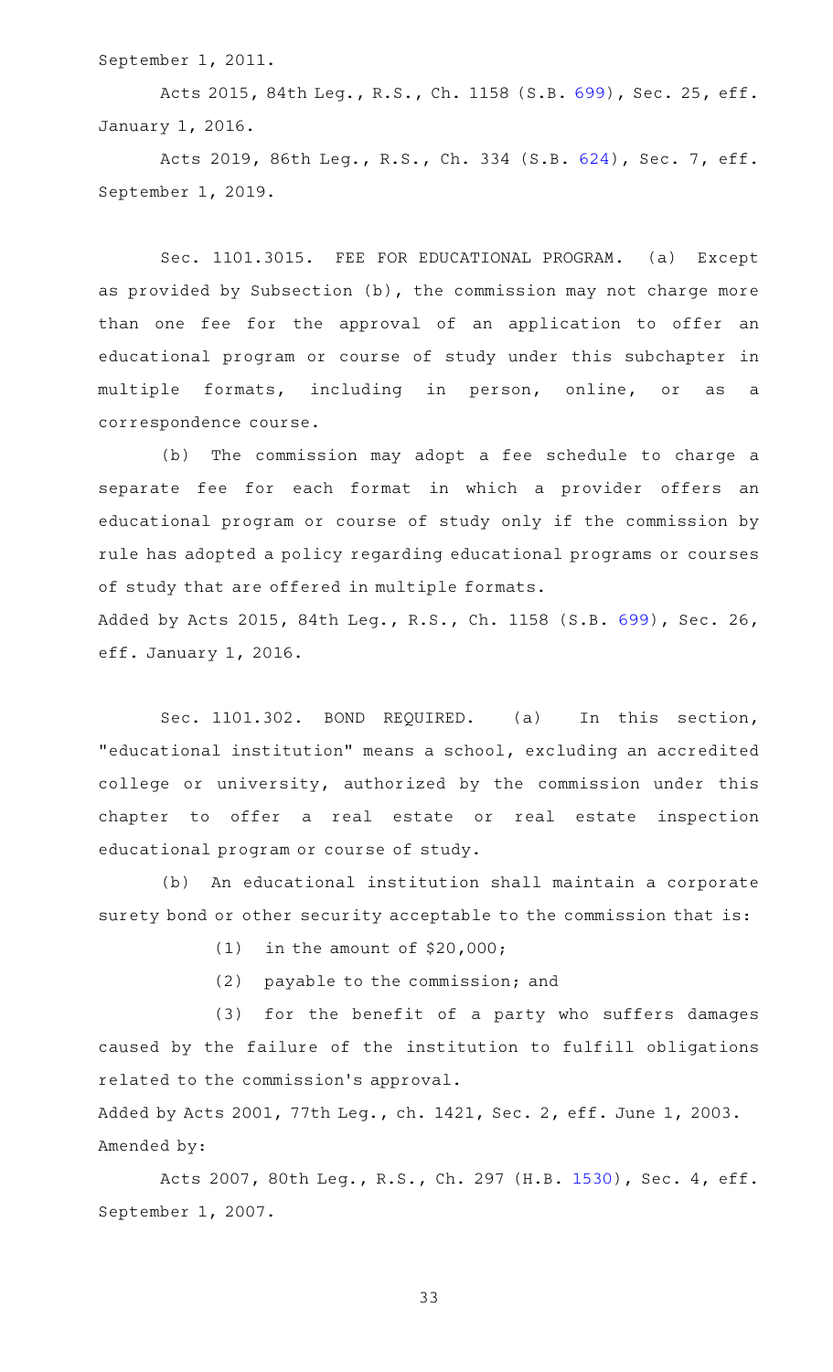September 1, 2011.

Acts 2015, 84th Leg., R.S., Ch. 1158 (S.B. 699), Sec. 25, eff. January 1, 2016.

Acts 2019, 86th Leg., R.S., Ch. 334 (S.B. 624), Sec. 7, eff. September 1, 2019.

Sec. 1101.3015. FEE FOR EDUCATIONAL PROGRAM. (a) Except as provided by Subsection (b), the commission may not charge more than one fee for the approval of an application to offer an educational program or course of study under this subchapter in multiple formats, including in person, online, or as a correspondence course.

(b) The commission may adopt a fee schedule to charge a separate fee for each format in which a provider offers an educational program or course of study only if the commission by rule has adopted a policy regarding educational programs or courses of study that are offered in multiple formats.

Added by Acts 2015, 84th Leg., R.S., Ch. 1158 (S.B. 699), Sec. 26, eff. January 1, 2016.

Sec. 1101.302. BOND REQUIRED. (a) In this section, "educational institution" means a school, excluding an accredited college or university, authorized by the commission under this chapter to offer a real estate or real estate inspection educational program or course of study.

(b) An educational institution shall maintain a corporate surety bond or other security acceptable to the commission that is:

(1) in the amount of $20,000;

(2) payable to the commission; and

(3) for the benefit of a party who suffers damages caused by the failure of the institution to fulfill obligations related to the commission's approval.

Added by Acts 2001, 77th Leg., ch. 1421, Sec. 2, eff. June 1, 2003.
Amended by:

Acts 2007, 80th Leg., R.S., Ch. 297 (H.B. 1530), Sec. 4, eff. September 1, 2007.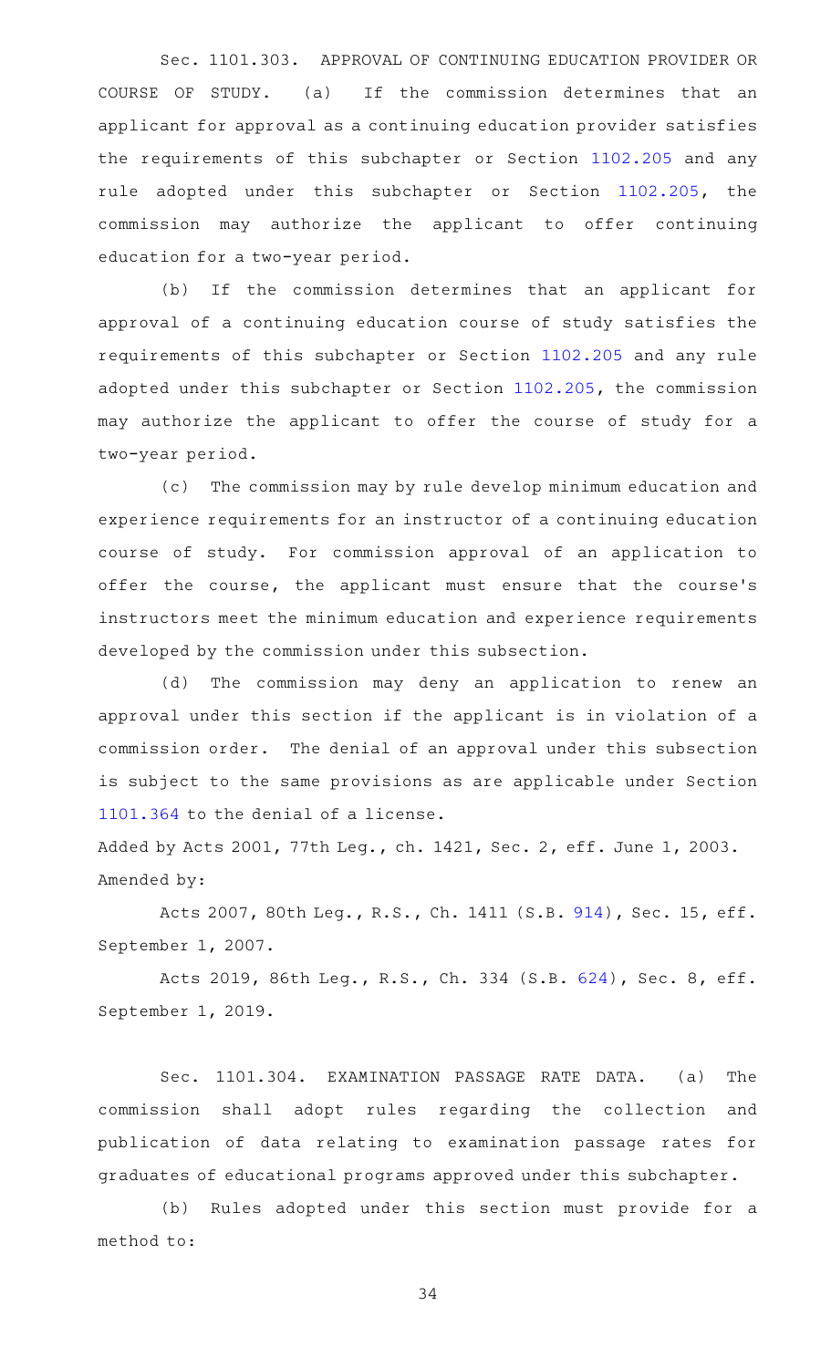Sec. 1101.303. APPROVAL OF CONTINUING EDUCATION PROVIDER OR COURSE OF STUDY. (a) If the commission determines that an applicant for approval as a continuing education provider satisfies the requirements of this subchapter or Section 1102.205 and any rule adopted under this subchapter or Section 1102.205, the commission may authorize the applicant to offer continuing education for a two-year period.

(b) If the commission determines that an applicant for approval of a continuing education course of study satisfies the requirements of this subchapter or Section 1102.205 and any rule adopted under this subchapter or Section 1102.205, the commission may authorize the applicant to offer the course of study for a two-year period.

(c) The commission may by rule develop minimum education and experience requirements for an instructor of a continuing education course of study. For commission approval of an application to offer the course, the applicant must ensure that the course's instructors meet the minimum education and experience requirements developed by the commission under this subsection.

(d) The commission may deny an application to renew an approval under this section if the applicant is in violation of a commission order. The denial of an approval under this subsection is subject to the same provisions as are applicable under Section 1101.364 to the denial of a license.

Added by Acts 2001, 77th Leg., ch. 1421, Sec. 2, eff. June 1, 2003.
Amended by:

Acts 2007, 80th Leg., R.S., Ch. 1411 (S.B. 914), Sec. 15, eff. September 1, 2007.

Acts 2019, 86th Leg., R.S., Ch. 334 (S.B. 624), Sec. 8, eff. September 1, 2019.

Sec. 1101.304. EXAMINATION PASSAGE RATE DATA. (a) The commission shall adopt rules regarding the collection and publication of data relating to examination passage rates for graduates of educational programs approved under this subchapter.

(b) Rules adopted under this section must provide for a method to: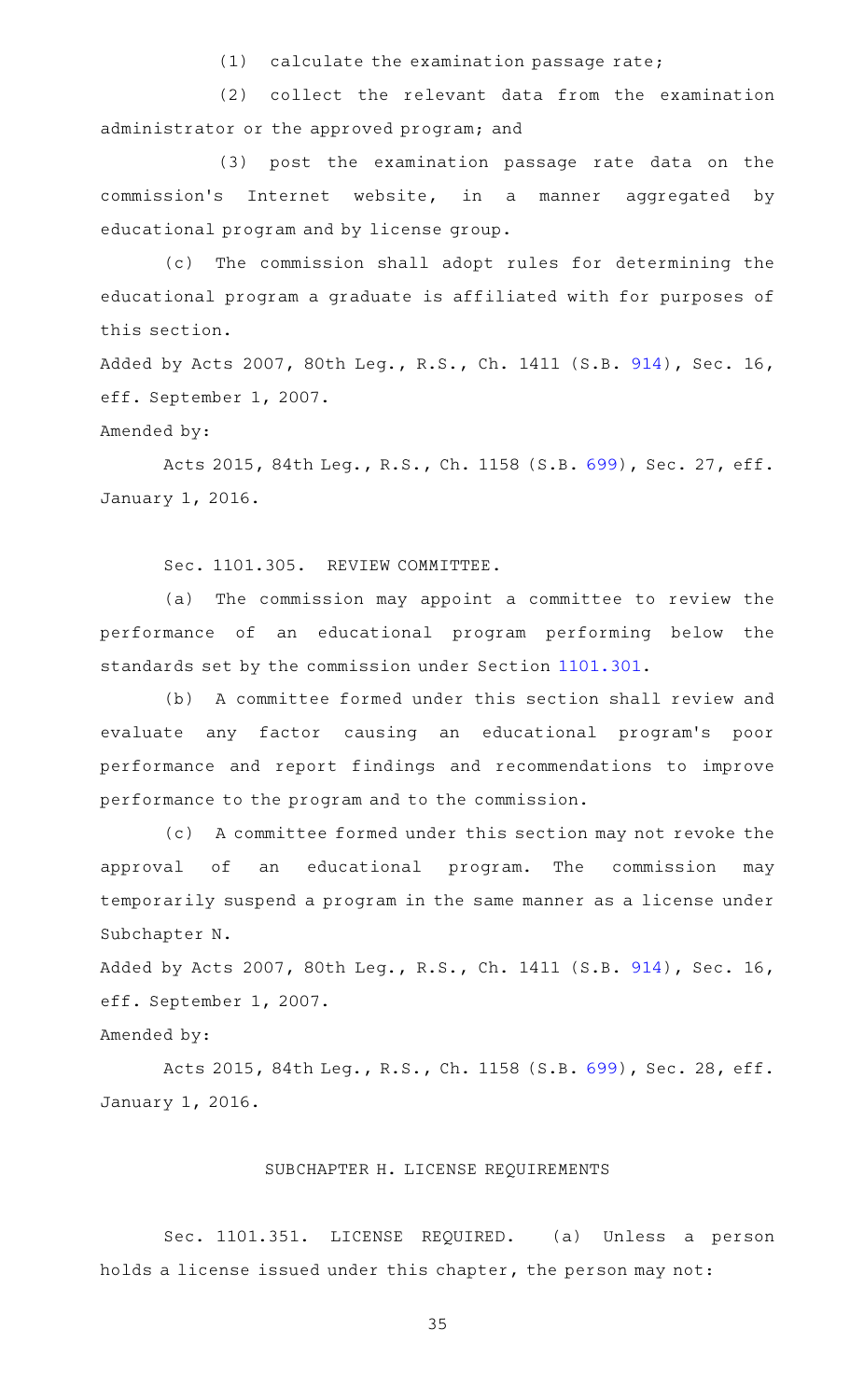(1) calculate the examination passage rate;

(2) collect the relevant data from the examination administrator or the approved program; and

(3) post the examination passage rate data on the commission's Internet website, in a manner aggregated by educational program and by license group.

(c) The commission shall adopt rules for determining the educational program a graduate is affiliated with for purposes of this section.

Added by Acts 2007, 80th Leg., R.S., Ch. 1411 (S.B. 914), Sec. 16, eff. September 1, 2007.

Amended by:

Acts 2015, 84th Leg., R.S., Ch. 1158 (S.B. 699), Sec. 27, eff. January 1, 2016.

Sec. 1101.305. REVIEW COMMITTEE.

(a) The commission may appoint a committee to review the performance of an educational program performing below the standards set by the commission under Section 1101.301.

(b) A committee formed under this section shall review and evaluate any factor causing an educational program's poor performance and report findings and recommendations to improve performance to the program and to the commission.

(c) A committee formed under this section may not revoke the approval of an educational program. The commission may temporarily suspend a program in the same manner as a license under Subchapter N.

Added by Acts 2007, 80th Leg., R.S., Ch. 1411 (S.B. 914), Sec. 16, eff. September 1, 2007.

Amended by:

Acts 2015, 84th Leg., R.S., Ch. 1158 (S.B. 699), Sec. 28, eff. January 1, 2016.

## SUBCHAPTER H. LICENSE REQUIREMENTS

Sec. 1101.351. LICENSE REQUIRED. (a) Unless a person holds a license issued under this chapter, the person may not: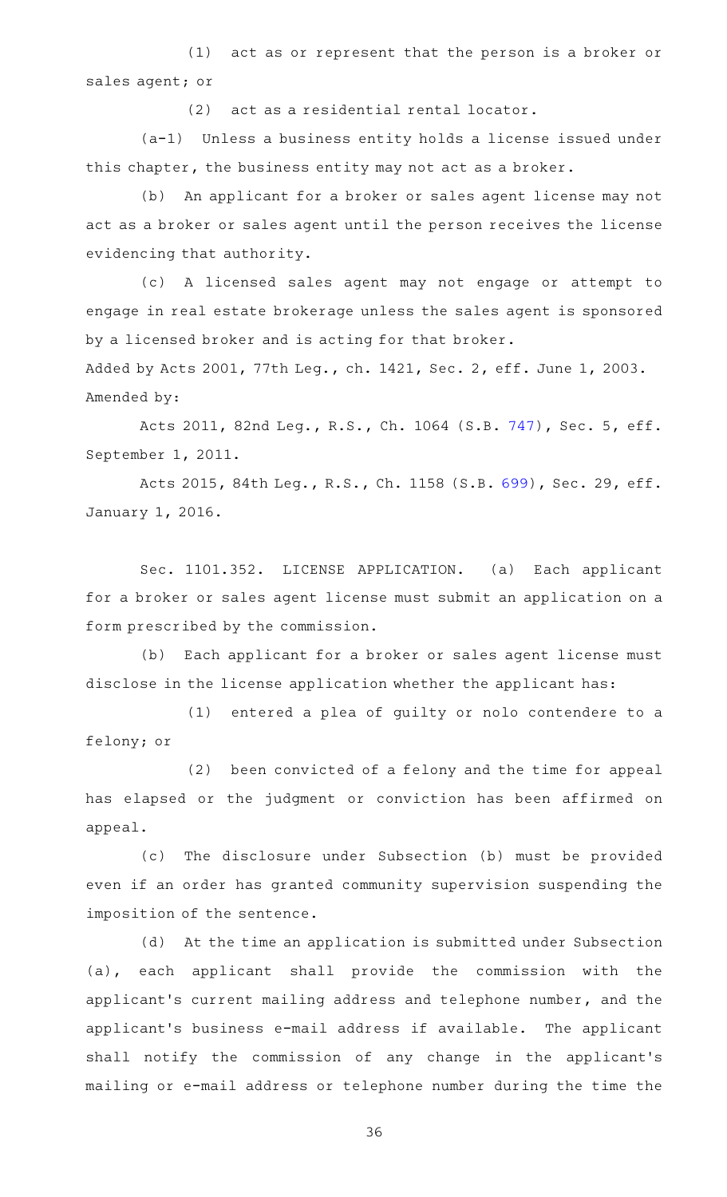(1) act as or represent that the person is a broker or sales agent; or

(2) act as a residential rental locator.

(a-1) Unless a business entity holds a license issued under this chapter, the business entity may not act as a broker.

(b) An applicant for a broker or sales agent license may not act as a broker or sales agent until the person receives the license evidencing that authority.

(c) A licensed sales agent may not engage or attempt to engage in real estate brokerage unless the sales agent is sponsored by a licensed broker and is acting for that broker.

Added by Acts 2001, 77th Leg., ch. 1421, Sec. 2, eff. June 1, 2003.
Amended by:

Acts 2011, 82nd Leg., R.S., Ch. 1064 (S.B. 747), Sec. 5, eff. September 1, 2011.

Acts 2015, 84th Leg., R.S., Ch. 1158 (S.B. 699), Sec. 29, eff. January 1, 2016.

Sec. 1101.352. LICENSE APPLICATION. (a) Each applicant for a broker or sales agent license must submit an application on a form prescribed by the commission.

(b) Each applicant for a broker or sales agent license must disclose in the license application whether the applicant has:

(1) entered a plea of guilty or nolo contendere to a felony; or

(2) been convicted of a felony and the time for appeal has elapsed or the judgment or conviction has been affirmed on appeal.

(c) The disclosure under Subsection (b) must be provided even if an order has granted community supervision suspending the imposition of the sentence.

(d) At the time an application is submitted under Subsection (a), each applicant shall provide the commission with the applicant's current mailing address and telephone number, and the applicant's business e-mail address if available. The applicant shall notify the commission of any change in the applicant's mailing or e-mail address or telephone number during the time the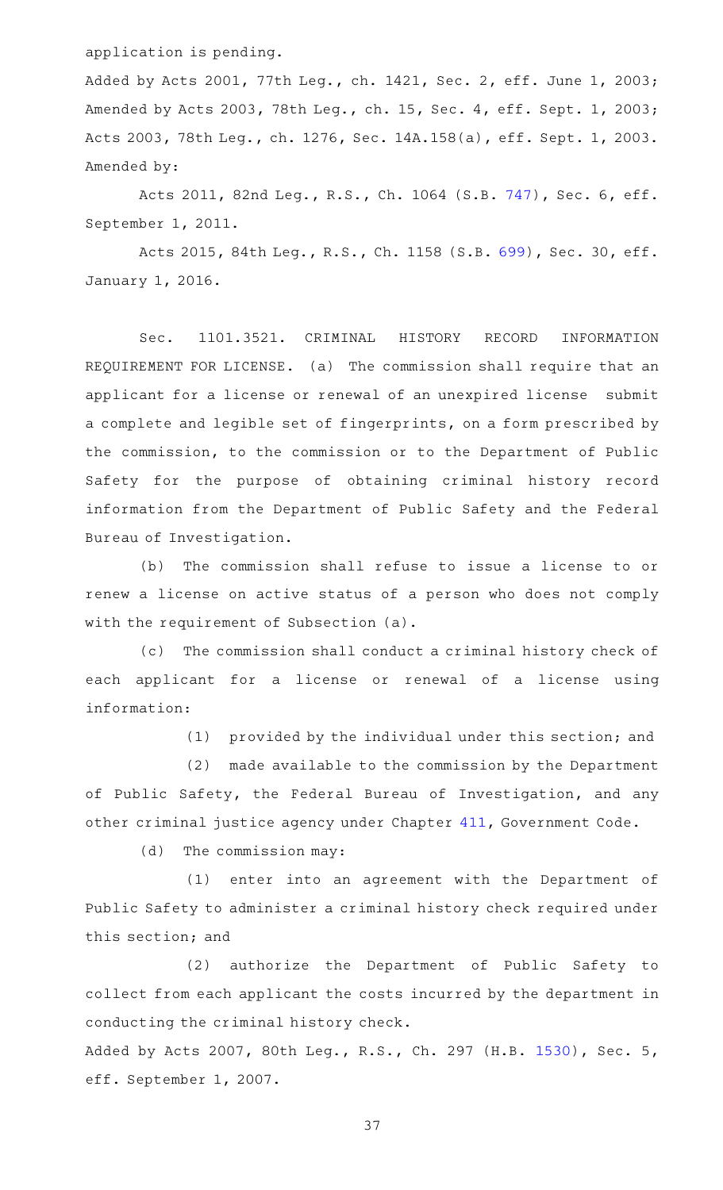application is pending.

Added by Acts 2001, 77th Leg., ch. 1421, Sec. 2, eff. June 1, 2003; Amended by Acts 2003, 78th Leg., ch. 15, Sec. 4, eff. Sept. 1, 2003; Acts 2003, 78th Leg., ch. 1276, Sec. 14A.158(a), eff. Sept. 1, 2003.

Amended by:

Acts 2011, 82nd Leg., R.S., Ch. 1064 (S.B. 747), Sec. 6, eff. September 1, 2011.

Acts 2015, 84th Leg., R.S., Ch. 1158 (S.B. 699), Sec. 30, eff. January 1, 2016.

Sec. 1101.3521. CRIMINAL HISTORY RECORD INFORMATION REQUIREMENT FOR LICENSE. (a) The commission shall require that an applicant for a license or renewal of an unexpired license submit a complete and legible set of fingerprints, on a form prescribed by the commission, to the commission or to the Department of Public Safety for the purpose of obtaining criminal history record information from the Department of Public Safety and the Federal Bureau of Investigation.

(b) The commission shall refuse to issue a license to or renew a license on active status of a person who does not comply with the requirement of Subsection (a).

(c) The commission shall conduct a criminal history check of each applicant for a license or renewal of a license using information:

(1) provided by the individual under this section; and

(2) made available to the commission by the Department of Public Safety, the Federal Bureau of Investigation, and any other criminal justice agency under Chapter 411, Government Code.

(d) The commission may:

(1) enter into an agreement with the Department of Public Safety to administer a criminal history check required under this section; and

(2) authorize the Department of Public Safety to collect from each applicant the costs incurred by the department in conducting the criminal history check.

Added by Acts 2007, 80th Leg., R.S., Ch. 297 (H.B. 1530), Sec. 5, eff. September 1, 2007.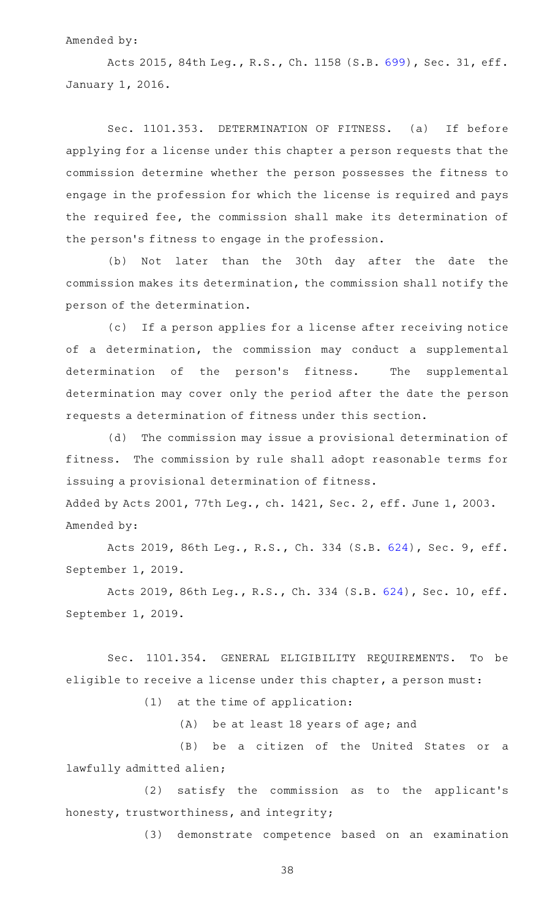Amended by:

Acts 2015, 84th Leg., R.S., Ch. 1158 (S.B. 699), Sec. 31, eff. January 1, 2016.

Sec. 1101.353. DETERMINATION OF FITNESS. (a) If before applying for a license under this chapter a person requests that the commission determine whether the person possesses the fitness to engage in the profession for which the license is required and pays the required fee, the commission shall make its determination of the person's fitness to engage in the profession.

(b) Not later than the 30th day after the date the commission makes its determination, the commission shall notify the person of the determination.

(c) If a person applies for a license after receiving notice of a determination, the commission may conduct a supplemental determination of the person's fitness. The supplemental determination may cover only the period after the date the person requests a determination of fitness under this section.

(d) The commission may issue a provisional determination of fitness. The commission by rule shall adopt reasonable terms for issuing a provisional determination of fitness.

Added by Acts 2001, 77th Leg., ch. 1421, Sec. 2, eff. June 1, 2003.

Amended by:

Acts 2019, 86th Leg., R.S., Ch. 334 (S.B. 624), Sec. 9, eff. September 1, 2019.

Acts 2019, 86th Leg., R.S., Ch. 334 (S.B. 624), Sec. 10, eff. September 1, 2019.

Sec. 1101.354. GENERAL ELIGIBILITY REQUIREMENTS. To be eligible to receive a license under this chapter, a person must:

(1) at the time of application:

(A) be at least 18 years of age; and

(B) be a citizen of the United States or a lawfully admitted alien;

(2) satisfy the commission as to the applicant's honesty, trustworthiness, and integrity;

(3) demonstrate competence based on an examination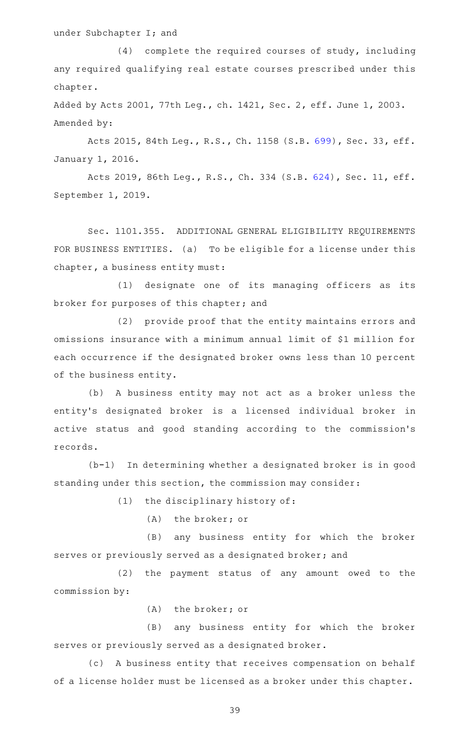under Subchapter I; and

(4) complete the required courses of study, including any required qualifying real estate courses prescribed under this chapter.

Added by Acts 2001, 77th Leg., ch. 1421, Sec. 2, eff. June 1, 2003.
Amended by:

Acts 2015, 84th Leg., R.S., Ch. 1158 (S.B. 699), Sec. 33, eff. January 1, 2016.

Acts 2019, 86th Leg., R.S., Ch. 334 (S.B. 624), Sec. 11, eff. September 1, 2019.

Sec. 1101.355. ADDITIONAL GENERAL ELIGIBILITY REQUIREMENTS FOR BUSINESS ENTITIES. (a) To be eligible for a license under this chapter, a business entity must:

(1) designate one of its managing officers as its broker for purposes of this chapter; and

(2) provide proof that the entity maintains errors and omissions insurance with a minimum annual limit of $1 million for each occurrence if the designated broker owns less than 10 percent of the business entity.

(b) A business entity may not act as a broker unless the entity's designated broker is a licensed individual broker in active status and good standing according to the commission's records.

(b-1) In determining whether a designated broker is in good standing under this section, the commission may consider:

(1) the disciplinary history of:

(A) the broker; or

(B) any business entity for which the broker serves or previously served as a designated broker; and

(2) the payment status of any amount owed to the commission by:

(A) the broker; or

(B) any business entity for which the broker serves or previously served as a designated broker.

(c) A business entity that receives compensation on behalf of a license holder must be licensed as a broker under this chapter.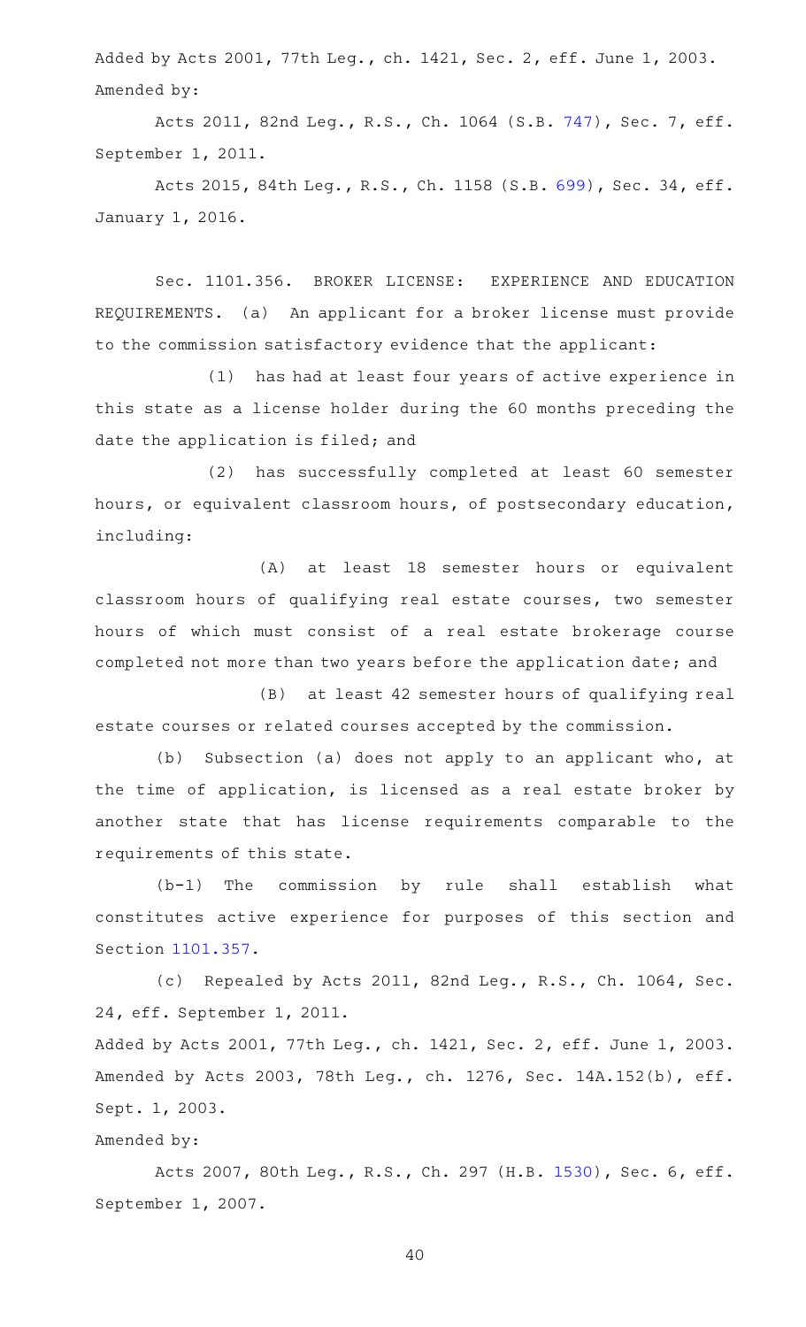Added by Acts 2001, 77th Leg., ch. 1421, Sec. 2, eff. June 1, 2003.
Amended by:

Acts 2011, 82nd Leg., R.S., Ch. 1064 (S.B. 747), Sec. 7, eff. September 1, 2011.

Acts 2015, 84th Leg., R.S., Ch. 1158 (S.B. 699), Sec. 34, eff. January 1, 2016.

Sec. 1101.356. BROKER LICENSE: EXPERIENCE AND EDUCATION REQUIREMENTS. (a) An applicant for a broker license must provide to the commission satisfactory evidence that the applicant:

(1) has had at least four years of active experience in this state as a license holder during the 60 months preceding the date the application is filed; and

(2) has successfully completed at least 60 semester hours, or equivalent classroom hours, of postsecondary education, including:

(A) at least 18 semester hours or equivalent classroom hours of qualifying real estate courses, two semester hours of which must consist of a real estate brokerage course completed not more than two years before the application date; and

(B) at least 42 semester hours of qualifying real estate courses or related courses accepted by the commission.

(b) Subsection (a) does not apply to an applicant who, at the time of application, is licensed as a real estate broker by another state that has license requirements comparable to the requirements of this state.

(b-1) The commission by rule shall establish what constitutes active experience for purposes of this section and Section 1101.357.

(c) Repealed by Acts 2011, 82nd Leg., R.S., Ch. 1064, Sec. 24, eff. September 1, 2011.

Added by Acts 2001, 77th Leg., ch. 1421, Sec. 2, eff. June 1, 2003.
Amended by Acts 2003, 78th Leg., ch. 1276, Sec. 14A.152(b), eff. Sept. 1, 2003.

Amended by:

Acts 2007, 80th Leg., R.S., Ch. 297 (H.B. 1530), Sec. 6, eff. September 1, 2007.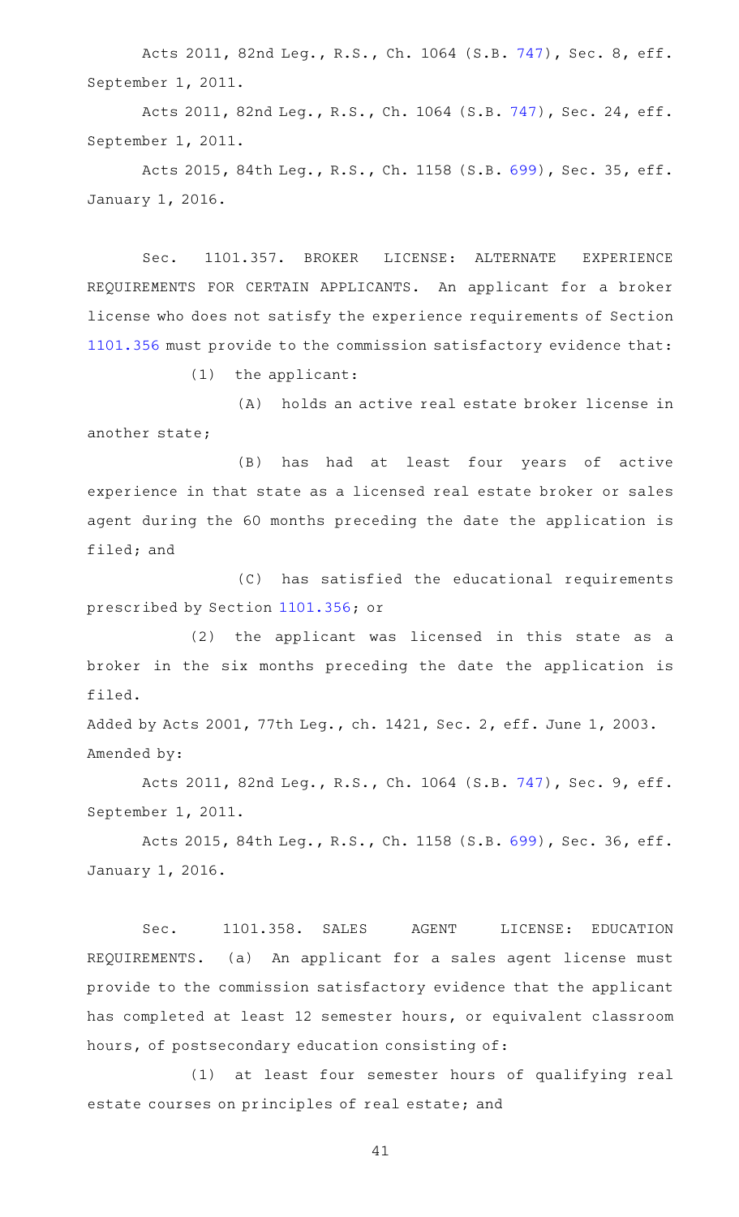Acts 2011, 82nd Leg., R.S., Ch. 1064 (S.B. 747), Sec. 8, eff. September 1, 2011.

Acts 2011, 82nd Leg., R.S., Ch. 1064 (S.B. 747), Sec. 24, eff. September 1, 2011.

Acts 2015, 84th Leg., R.S., Ch. 1158 (S.B. 699), Sec. 35, eff. January 1, 2016.

Sec. 1101.357. BROKER LICENSE: ALTERNATE EXPERIENCE REQUIREMENTS FOR CERTAIN APPLICANTS. An applicant for a broker license who does not satisfy the experience requirements of Section 1101.356 must provide to the commission satisfactory evidence that:

(1) the applicant:

(A) holds an active real estate broker license in another state;

(B) has had at least four years of active experience in that state as a licensed real estate broker or sales agent during the 60 months preceding the date the application is filed; and

(C) has satisfied the educational requirements prescribed by Section 1101.356; or

(2) the applicant was licensed in this state as a broker in the six months preceding the date the application is filed.

Added by Acts 2001, 77th Leg., ch. 1421, Sec. 2, eff. June 1, 2003.
Amended by:

Acts 2011, 82nd Leg., R.S., Ch. 1064 (S.B. 747), Sec. 9, eff. September 1, 2011.

Acts 2015, 84th Leg., R.S., Ch. 1158 (S.B. 699), Sec. 36, eff. January 1, 2016.

Sec. 1101.358. SALES AGENT LICENSE: EDUCATION REQUIREMENTS. (a) An applicant for a sales agent license must provide to the commission satisfactory evidence that the applicant has completed at least 12 semester hours, or equivalent classroom hours, of postsecondary education consisting of:

(1) at least four semester hours of qualifying real estate courses on principles of real estate; and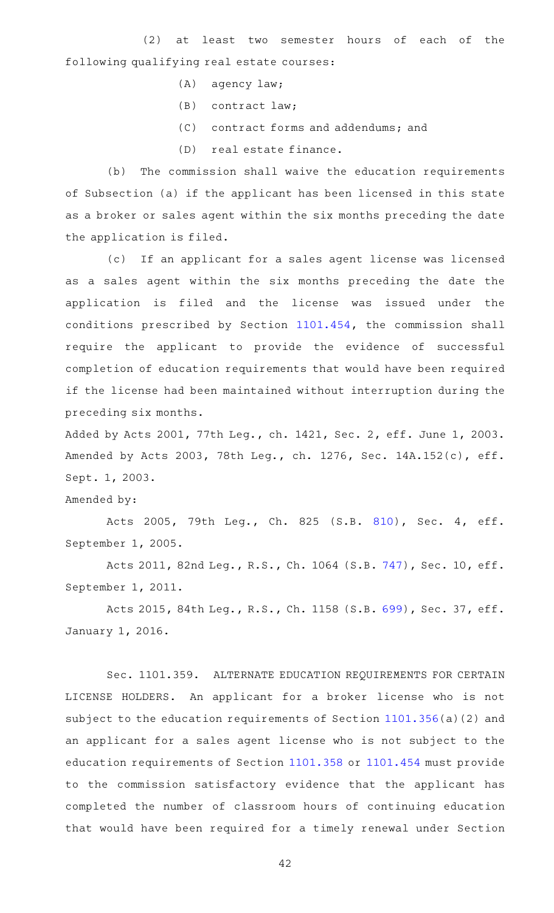(2) at least two semester hours of each of the following qualifying real estate courses:

(A) agency law;

(B) contract law;

(C) contract forms and addendums; and

(D) real estate finance.

(b) The commission shall waive the education requirements of Subsection (a) if the applicant has been licensed in this state as a broker or sales agent within the six months preceding the date the application is filed.

(c) If an applicant for a sales agent license was licensed as a sales agent within the six months preceding the date the application is filed and the license was issued under the conditions prescribed by Section 1101.454, the commission shall require the applicant to provide the evidence of successful completion of education requirements that would have been required if the license had been maintained without interruption during the preceding six months.

Added by Acts 2001, 77th Leg., ch. 1421, Sec. 2, eff. June 1, 2003. Amended by Acts 2003, 78th Leg., ch. 1276, Sec. 14A.152(c), eff. Sept. 1, 2003.

Amended by:

Acts 2005, 79th Leg., Ch. 825 (S.B. 810), Sec. 4, eff. September 1, 2005.

Acts 2011, 82nd Leg., R.S., Ch. 1064 (S.B. 747), Sec. 10, eff. September 1, 2011.

Acts 2015, 84th Leg., R.S., Ch. 1158 (S.B. 699), Sec. 37, eff. January 1, 2016.

Sec. 1101.359. ALTERNATE EDUCATION REQUIREMENTS FOR CERTAIN LICENSE HOLDERS. An applicant for a broker license who is not subject to the education requirements of Section 1101.356(a)(2) and an applicant for a sales agent license who is not subject to the education requirements of Section 1101.358 or 1101.454 must provide to the commission satisfactory evidence that the applicant has completed the number of classroom hours of continuing education that would have been required for a timely renewal under Section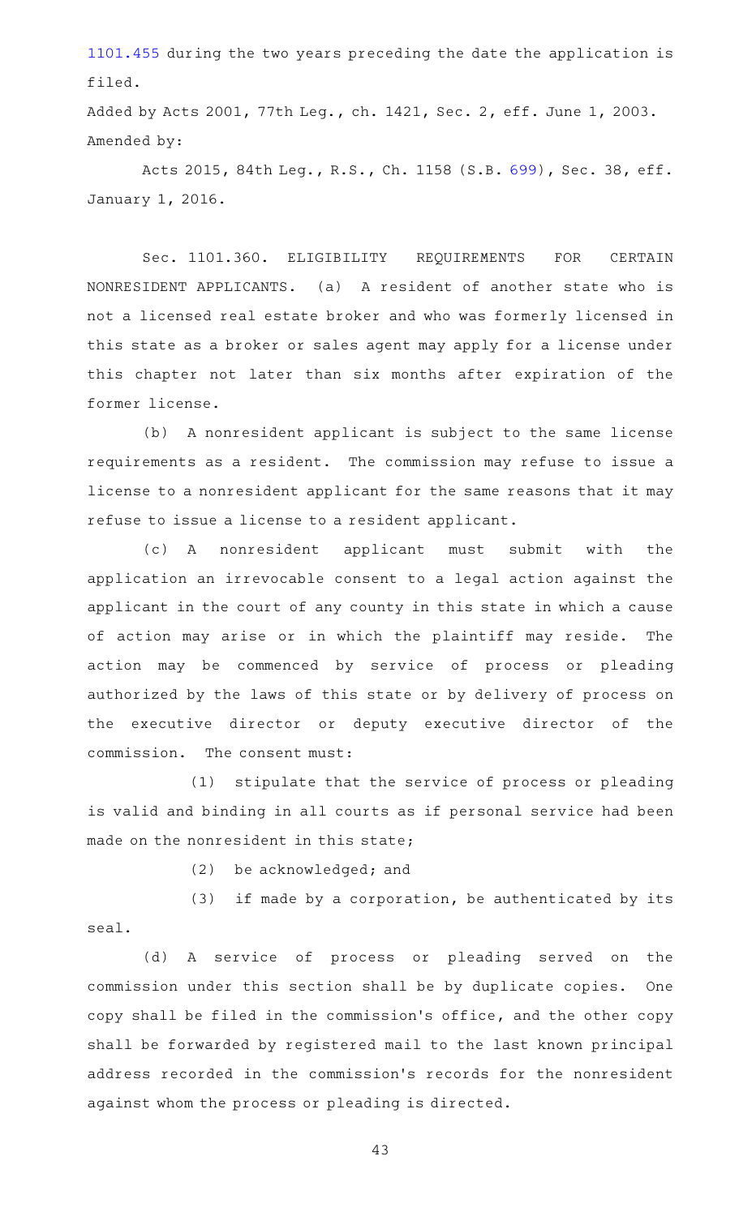1101.455 during the two years preceding the date the application is filed.

Added by Acts 2001, 77th Leg., ch. 1421, Sec. 2, eff. June 1, 2003.
Amended by:

Acts 2015, 84th Leg., R.S., Ch. 1158 (S.B. 699), Sec. 38, eff. January 1, 2016.

Sec. 1101.360. ELIGIBILITY REQUIREMENTS FOR CERTAIN NONRESIDENT APPLICANTS. (a) A resident of another state who is not a licensed real estate broker and who was formerly licensed in this state as a broker or sales agent may apply for a license under this chapter not later than six months after expiration of the former license.

(b) A nonresident applicant is subject to the same license requirements as a resident. The commission may refuse to issue a license to a nonresident applicant for the same reasons that it may refuse to issue a license to a resident applicant.

(c) A nonresident applicant must submit with the application an irrevocable consent to a legal action against the applicant in the court of any county in this state in which a cause of action may arise or in which the plaintiff may reside. The action may be commenced by service of process or pleading authorized by the laws of this state or by delivery of process on the executive director or deputy executive director of the commission. The consent must:

(1) stipulate that the service of process or pleading is valid and binding in all courts as if personal service had been made on the nonresident in this state;

(2) be acknowledged; and

(3) if made by a corporation, be authenticated by its seal.

(d) A service of process or pleading served on the commission under this section shall be by duplicate copies. One copy shall be filed in the commission's office, and the other copy shall be forwarded by registered mail to the last known principal address recorded in the commission's records for the nonresident against whom the process or pleading is directed.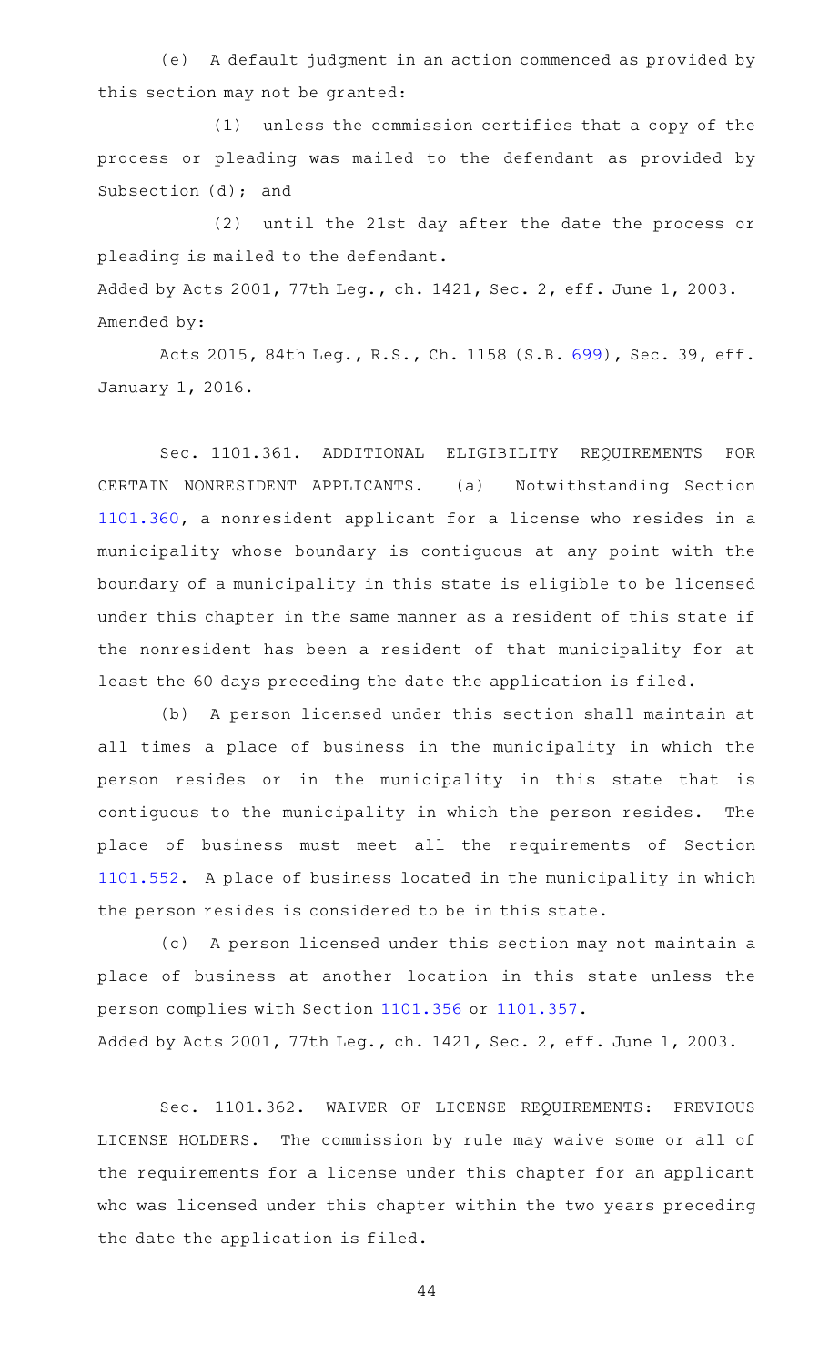(e) A default judgment in an action commenced as provided by this section may not be granted:

(1) unless the commission certifies that a copy of the process or pleading was mailed to the defendant as provided by Subsection (d); and

(2) until the 21st day after the date the process or pleading is mailed to the defendant.

Added by Acts 2001, 77th Leg., ch. 1421, Sec. 2, eff. June 1, 2003.
Amended by:

Acts 2015, 84th Leg., R.S., Ch. 1158 (S.B. 699), Sec. 39, eff. January 1, 2016.

Sec. 1101.361. ADDITIONAL ELIGIBILITY REQUIREMENTS FOR CERTAIN NONRESIDENT APPLICANTS. (a) Notwithstanding Section 1101.360, a nonresident applicant for a license who resides in a municipality whose boundary is contiguous at any point with the boundary of a municipality in this state is eligible to be licensed under this chapter in the same manner as a resident of this state if the nonresident has been a resident of that municipality for at least the 60 days preceding the date the application is filed.

(b) A person licensed under this section shall maintain at all times a place of business in the municipality in which the person resides or in the municipality in this state that is contiguous to the municipality in which the person resides. The place of business must meet all the requirements of Section 1101.552. A place of business located in the municipality in which the person resides is considered to be in this state.

(c) A person licensed under this section may not maintain a place of business at another location in this state unless the person complies with Section 1101.356 or 1101.357.

Added by Acts 2001, 77th Leg., ch. 1421, Sec. 2, eff. June 1, 2003.

Sec. 1101.362. WAIVER OF LICENSE REQUIREMENTS: PREVIOUS LICENSE HOLDERS. The commission by rule may waive some or all of the requirements for a license under this chapter for an applicant who was licensed under this chapter within the two years preceding the date the application is filed.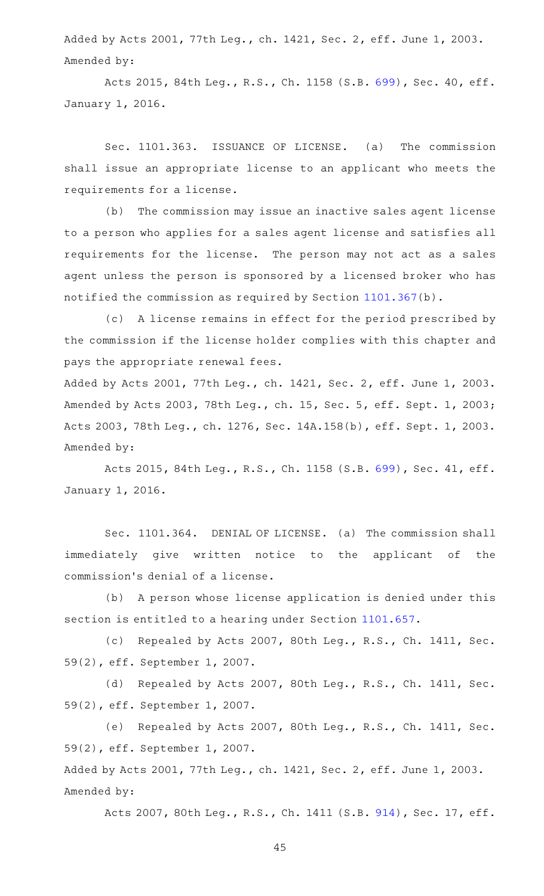Added by Acts 2001, 77th Leg., ch. 1421, Sec. 2, eff. June 1, 2003.
Amended by:

Acts 2015, 84th Leg., R.S., Ch. 1158 (S.B. 699), Sec. 40, eff. January 1, 2016.

Sec. 1101.363. ISSUANCE OF LICENSE. (a) The commission shall issue an appropriate license to an applicant who meets the requirements for a license.

(b) The commission may issue an inactive sales agent license to a person who applies for a sales agent license and satisfies all requirements for the license. The person may not act as a sales agent unless the person is sponsored by a licensed broker who has notified the commission as required by Section 1101.367(b).

(c) A license remains in effect for the period prescribed by the commission if the license holder complies with this chapter and pays the appropriate renewal fees.

Added by Acts 2001, 77th Leg., ch. 1421, Sec. 2, eff. June 1, 2003.
Amended by Acts 2003, 78th Leg., ch. 15, Sec. 5, eff. Sept. 1, 2003; Acts 2003, 78th Leg., ch. 1276, Sec. 14A.158(b), eff. Sept. 1, 2003.
Amended by:

Acts 2015, 84th Leg., R.S., Ch. 1158 (S.B. 699), Sec. 41, eff. January 1, 2016.

Sec. 1101.364. DENIAL OF LICENSE. (a) The commission shall immediately give written notice to the applicant of the commission's denial of a license.

(b) A person whose license application is denied under this section is entitled to a hearing under Section 1101.657.

(c) Repealed by Acts 2007, 80th Leg., R.S., Ch. 1411, Sec. 59(2), eff. September 1, 2007.

(d) Repealed by Acts 2007, 80th Leg., R.S., Ch. 1411, Sec. 59(2), eff. September 1, 2007.

(e) Repealed by Acts 2007, 80th Leg., R.S., Ch. 1411, Sec. 59(2), eff. September 1, 2007.

Added by Acts 2001, 77th Leg., ch. 1421, Sec. 2, eff. June 1, 2003.
Amended by:

Acts 2007, 80th Leg., R.S., Ch. 1411 (S.B. 914), Sec. 17, eff.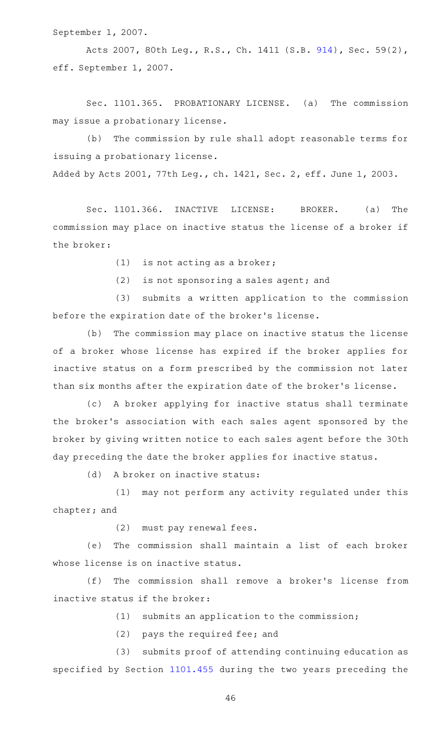September 1, 2007.

Acts 2007, 80th Leg., R.S., Ch. 1411 (S.B. 914), Sec. 59(2), eff. September 1, 2007.

Sec. 1101.365. PROBATIONARY LICENSE. (a) The commission may issue a probationary license.

(b) The commission by rule shall adopt reasonable terms for issuing a probationary license.

Added by Acts 2001, 77th Leg., ch. 1421, Sec. 2, eff. June 1, 2003.

Sec. 1101.366. INACTIVE LICENSE: BROKER. (a) The commission may place on inactive status the license of a broker if the broker:

(1) is not acting as a broker;

(2) is not sponsoring a sales agent; and

(3) submits a written application to the commission before the expiration date of the broker's license.

(b) The commission may place on inactive status the license of a broker whose license has expired if the broker applies for inactive status on a form prescribed by the commission not later than six months after the expiration date of the broker's license.

(c) A broker applying for inactive status shall terminate the broker's association with each sales agent sponsored by the broker by giving written notice to each sales agent before the 30th day preceding the date the broker applies for inactive status.

(d) A broker on inactive status:

(1) may not perform any activity regulated under this chapter; and

(2) must pay renewal fees.

(e) The commission shall maintain a list of each broker whose license is on inactive status.

(f) The commission shall remove a broker's license from inactive status if the broker:

(1) submits an application to the commission;

(2) pays the required fee; and

(3) submits proof of attending continuing education as specified by Section 1101.455 during the two years preceding the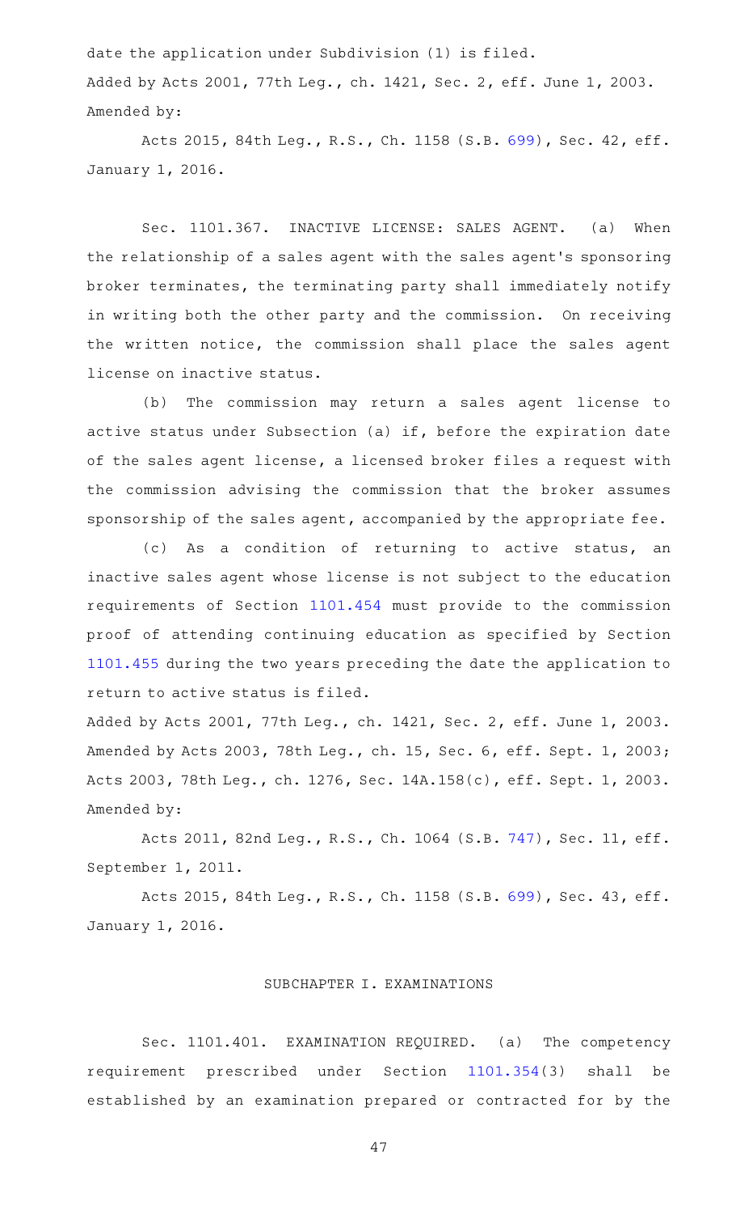date the application under Subdivision (1) is filed.

Added by Acts 2001, 77th Leg., ch. 1421, Sec. 2, eff. June 1, 2003.

Amended by:

Acts 2015, 84th Leg., R.S., Ch. 1158 (S.B. 699), Sec. 42, eff. January 1, 2016.

Sec. 1101.367. INACTIVE LICENSE: SALES AGENT. (a) When the relationship of a sales agent with the sales agent's sponsoring broker terminates, the terminating party shall immediately notify in writing both the other party and the commission. On receiving the written notice, the commission shall place the sales agent license on inactive status.

(b) The commission may return a sales agent license to active status under Subsection (a) if, before the expiration date of the sales agent license, a licensed broker files a request with the commission advising the commission that the broker assumes sponsorship of the sales agent, accompanied by the appropriate fee.

(c) As a condition of returning to active status, an inactive sales agent whose license is not subject to the education requirements of Section 1101.454 must provide to the commission proof of attending continuing education as specified by Section 1101.455 during the two years preceding the date the application to return to active status is filed.

Added by Acts 2001, 77th Leg., ch. 1421, Sec. 2, eff. June 1, 2003.
Amended by Acts 2003, 78th Leg., ch. 15, Sec. 6, eff. Sept. 1, 2003; Acts 2003, 78th Leg., ch. 1276, Sec. 14A.158(c), eff. Sept. 1, 2003.

Amended by:

Acts 2011, 82nd Leg., R.S., Ch. 1064 (S.B. 747), Sec. 11, eff. September 1, 2011.

Acts 2015, 84th Leg., R.S., Ch. 1158 (S.B. 699), Sec. 43, eff. January 1, 2016.

## SUBCHAPTER I. EXAMINATIONS

Sec. 1101.401. EXAMINATION REQUIRED. (a) The competency requirement prescribed under Section 1101.354(3) shall be established by an examination prepared or contracted for by the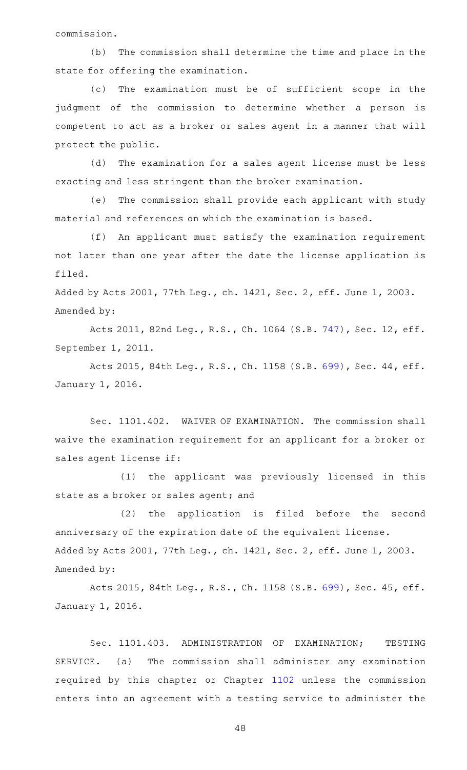commission.

(b) The commission shall determine the time and place in the state for offering the examination.

(c) The examination must be of sufficient scope in the judgment of the commission to determine whether a person is competent to act as a broker or sales agent in a manner that will protect the public.

(d) The examination for a sales agent license must be less exacting and less stringent than the broker examination.

(e) The commission shall provide each applicant with study material and references on which the examination is based.

(f) An applicant must satisfy the examination requirement not later than one year after the date the license application is filed.

Added by Acts 2001, 77th Leg., ch. 1421, Sec. 2, eff. June 1, 2003.
Amended by:

Acts 2011, 82nd Leg., R.S., Ch. 1064 (S.B. 747), Sec. 12, eff. September 1, 2011.

Acts 2015, 84th Leg., R.S., Ch. 1158 (S.B. 699), Sec. 44, eff. January 1, 2016.

Sec. 1101.402. WAIVER OF EXAMINATION. The commission shall waive the examination requirement for an applicant for a broker or sales agent license if:

(1) the applicant was previously licensed in this state as a broker or sales agent; and

(2) the application is filed before the second anniversary of the expiration date of the equivalent license.

Added by Acts 2001, 77th Leg., ch. 1421, Sec. 2, eff. June 1, 2003.
Amended by:

Acts 2015, 84th Leg., R.S., Ch. 1158 (S.B. 699), Sec. 45, eff. January 1, 2016.

Sec. 1101.403. ADMINISTRATION OF EXAMINATION; TESTING SERVICE. (a) The commission shall administer any examination required by this chapter or Chapter 1102 unless the commission enters into an agreement with a testing service to administer the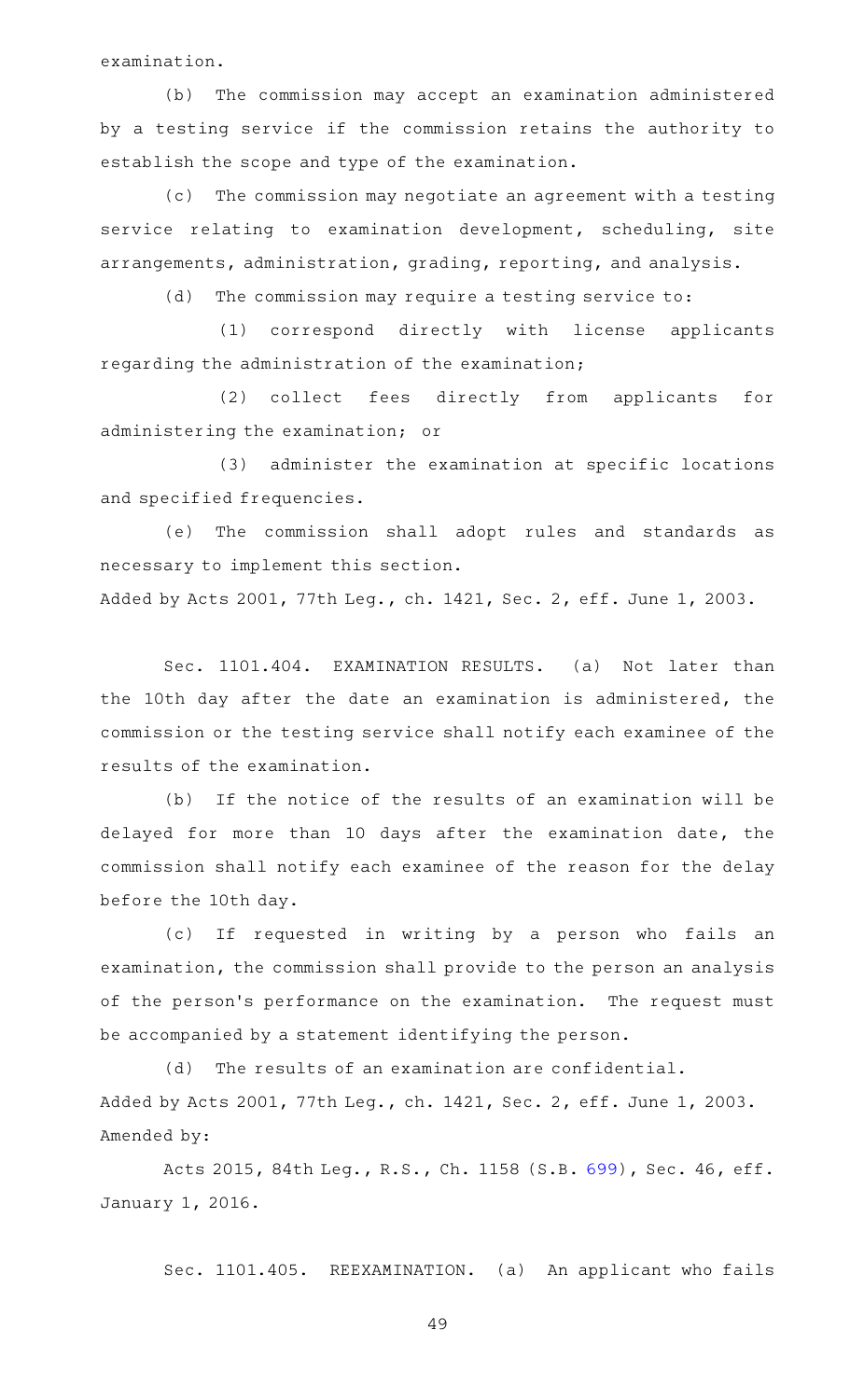examination.

(b) The commission may accept an examination administered by a testing service if the commission retains the authority to establish the scope and type of the examination.

(c) The commission may negotiate an agreement with a testing service relating to examination development, scheduling, site arrangements, administration, grading, reporting, and analysis.

(d) The commission may require a testing service to:

(1) correspond directly with license applicants regarding the administration of the examination;

(2) collect fees directly from applicants for administering the examination; or

(3) administer the examination at specific locations and specified frequencies.

(e) The commission shall adopt rules and standards as necessary to implement this section.

Added by Acts 2001, 77th Leg., ch. 1421, Sec. 2, eff. June 1, 2003.

Sec. 1101.404. EXAMINATION RESULTS. (a) Not later than the 10th day after the date an examination is administered, the commission or the testing service shall notify each examinee of the results of the examination.

(b) If the notice of the results of an examination will be delayed for more than 10 days after the examination date, the commission shall notify each examinee of the reason for the delay before the 10th day.

(c) If requested in writing by a person who fails an examination, the commission shall provide to the person an analysis of the person's performance on the examination. The request must be accompanied by a statement identifying the person.

(d) The results of an examination are confidential.

Added by Acts 2001, 77th Leg., ch. 1421, Sec. 2, eff. June 1, 2003.
Amended by:

Acts 2015, 84th Leg., R.S., Ch. 1158 (S.B. 699), Sec. 46, eff. January 1, 2016.

Sec. 1101.405. REEXAMINATION. (a) An applicant who fails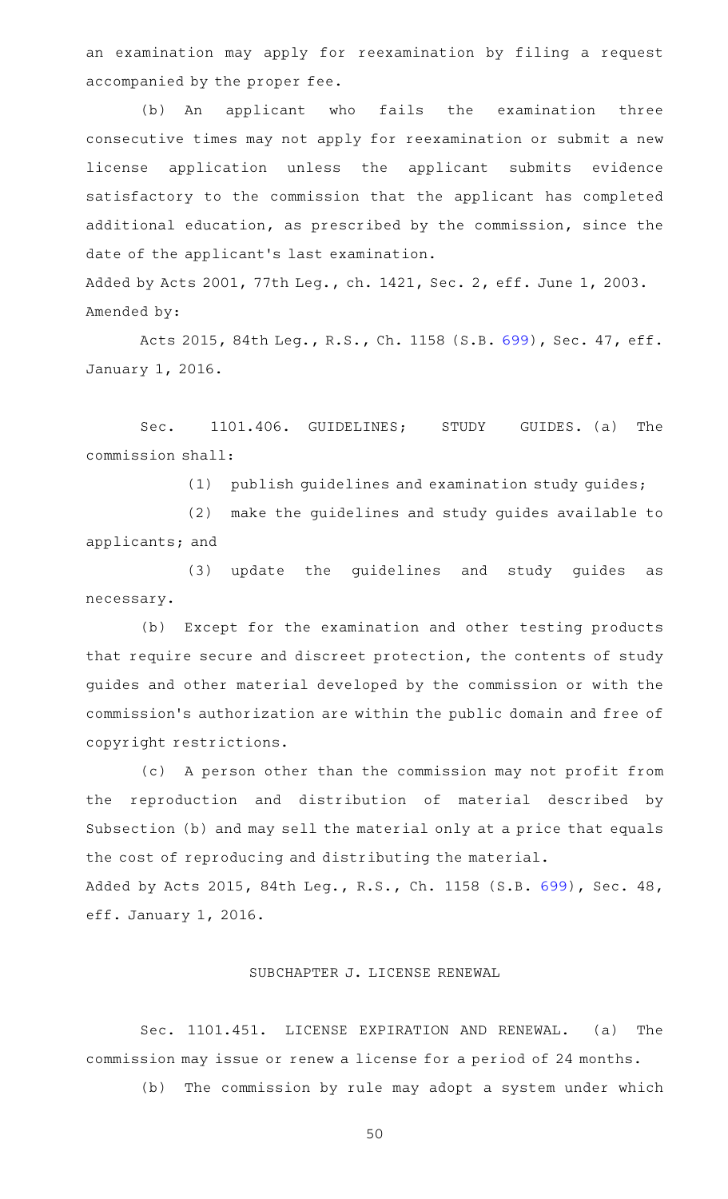an examination may apply for reexamination by filing a request accompanied by the proper fee.

(b) An applicant who fails the examination three consecutive times may not apply for reexamination or submit a new license application unless the applicant submits evidence satisfactory to the commission that the applicant has completed additional education, as prescribed by the commission, since the date of the applicant's last examination.

Added by Acts 2001, 77th Leg., ch. 1421, Sec. 2, eff. June 1, 2003.
Amended by:

Acts 2015, 84th Leg., R.S., Ch. 1158 (S.B. 699), Sec. 47, eff. January 1, 2016.

Sec. 1101.406. GUIDELINES; STUDY GUIDES. (a) The commission shall:

(1) publish guidelines and examination study guides;

(2) make the guidelines and study guides available to applicants; and

(3) update the guidelines and study guides as necessary.

(b) Except for the examination and other testing products that require secure and discreet protection, the contents of study guides and other material developed by the commission or with the commission's authorization are within the public domain and free of copyright restrictions.

(c) A person other than the commission may not profit from the reproduction and distribution of material described by Subsection (b) and may sell the material only at a price that equals the cost of reproducing and distributing the material.

Added by Acts 2015, 84th Leg., R.S., Ch. 1158 (S.B. 699), Sec. 48, eff. January 1, 2016.

## SUBCHAPTER J. LICENSE RENEWAL

Sec. 1101.451. LICENSE EXPIRATION AND RENEWAL. (a) The commission may issue or renew a license for a period of 24 months.

(b) The commission by rule may adopt a system under which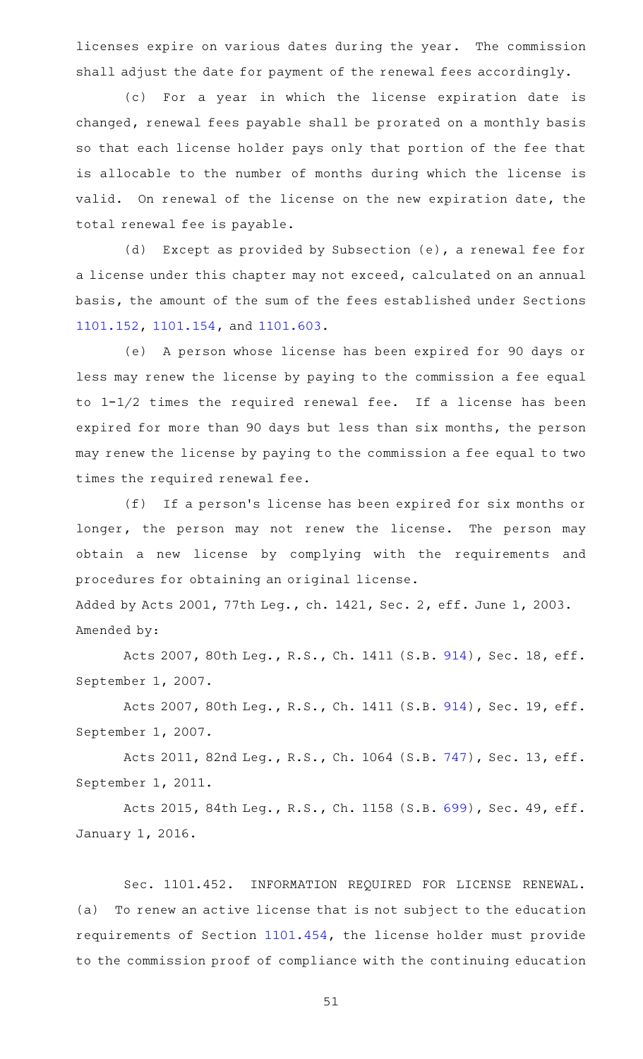licenses expire on various dates during the year. The commission shall adjust the date for payment of the renewal fees accordingly.

(c) For a year in which the license expiration date is changed, renewal fees payable shall be prorated on a monthly basis so that each license holder pays only that portion of the fee that is allocable to the number of months during which the license is valid. On renewal of the license on the new expiration date, the total renewal fee is payable.

(d) Except as provided by Subsection (e), a renewal fee for a license under this chapter may not exceed, calculated on an annual basis, the amount of the sum of the fees established under Sections 1101.152, 1101.154, and 1101.603.

(e) A person whose license has been expired for 90 days or less may renew the license by paying to the commission a fee equal to 1-1/2 times the required renewal fee. If a license has been expired for more than 90 days but less than six months, the person may renew the license by paying to the commission a fee equal to two times the required renewal fee.

(f) If a person's license has been expired for six months or longer, the person may not renew the license. The person may obtain a new license by complying with the requirements and procedures for obtaining an original license.

Added by Acts 2001, 77th Leg., ch. 1421, Sec. 2, eff. June 1, 2003.
Amended by:

Acts 2007, 80th Leg., R.S., Ch. 1411 (S.B. 914), Sec. 18, eff. September 1, 2007.

Acts 2007, 80th Leg., R.S., Ch. 1411 (S.B. 914), Sec. 19, eff. September 1, 2007.

Acts 2011, 82nd Leg., R.S., Ch. 1064 (S.B. 747), Sec. 13, eff. September 1, 2011.

Acts 2015, 84th Leg., R.S., Ch. 1158 (S.B. 699), Sec. 49, eff. January 1, 2016.

Sec. 1101.452. INFORMATION REQUIRED FOR LICENSE RENEWAL. (a) To renew an active license that is not subject to the education requirements of Section 1101.454, the license holder must provide to the commission proof of compliance with the continuing education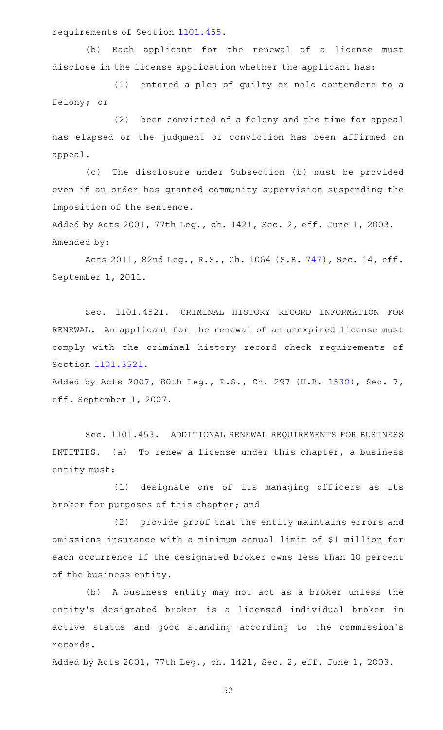requirements of Section 1101.455.

(b) Each applicant for the renewal of a license must disclose in the license application whether the applicant has:

(1) entered a plea of guilty or nolo contendere to a felony; or

(2) been convicted of a felony and the time for appeal has elapsed or the judgment or conviction has been affirmed on appeal.

(c) The disclosure under Subsection (b) must be provided even if an order has granted community supervision suspending the imposition of the sentence.

Added by Acts 2001, 77th Leg., ch. 1421, Sec. 2, eff. June 1, 2003.
Amended by:

Acts 2011, 82nd Leg., R.S., Ch. 1064 (S.B. 747), Sec. 14, eff. September 1, 2011.

Sec. 1101.4521. CRIMINAL HISTORY RECORD INFORMATION FOR RENEWAL. An applicant for the renewal of an unexpired license must comply with the criminal history record check requirements of Section 1101.3521.

Added by Acts 2007, 80th Leg., R.S., Ch. 297 (H.B. 1530), Sec. 7, eff. September 1, 2007.

Sec. 1101.453. ADDITIONAL RENEWAL REQUIREMENTS FOR BUSINESS ENTITIES. (a) To renew a license under this chapter, a business entity must:

(1) designate one of its managing officers as its broker for purposes of this chapter; and

(2) provide proof that the entity maintains errors and omissions insurance with a minimum annual limit of $1 million for each occurrence if the designated broker owns less than 10 percent of the business entity.

(b) A business entity may not act as a broker unless the entity's designated broker is a licensed individual broker in active status and good standing according to the commission's records.

Added by Acts 2001, 77th Leg., ch. 1421, Sec. 2, eff. June 1, 2003.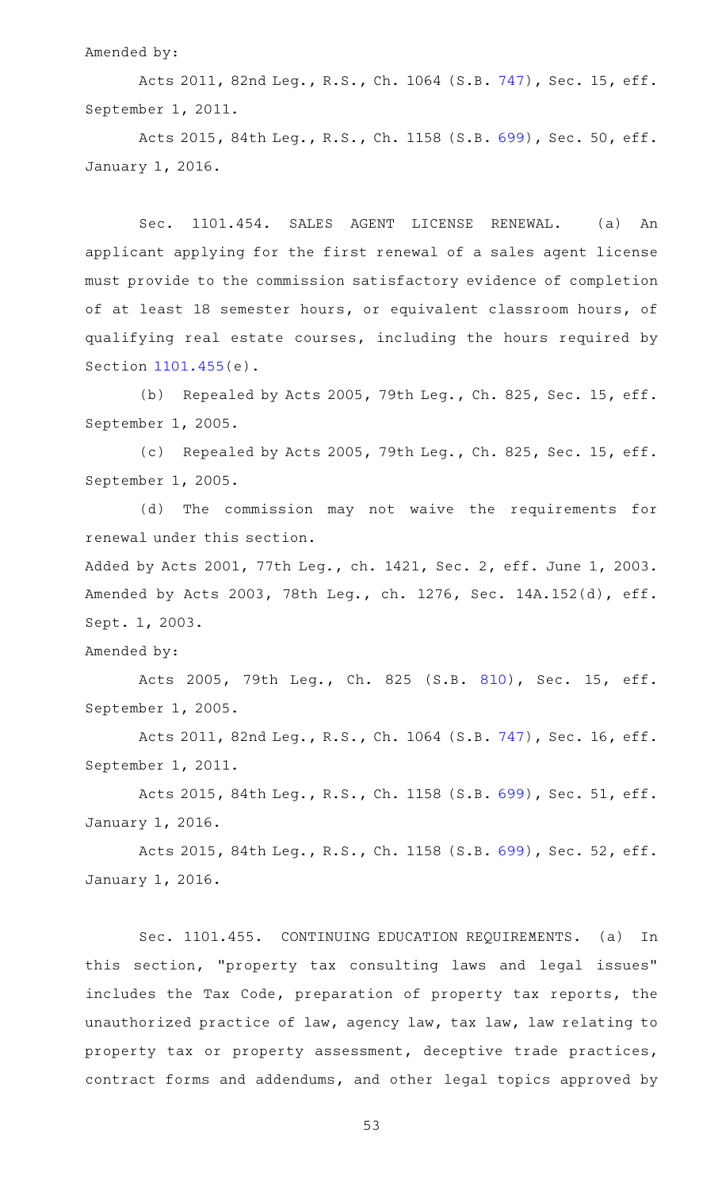Amended by:

Acts 2011, 82nd Leg., R.S., Ch. 1064 (S.B. 747), Sec. 15, eff. September 1, 2011.

Acts 2015, 84th Leg., R.S., Ch. 1158 (S.B. 699), Sec. 50, eff. January 1, 2016.

Sec. 1101.454. SALES AGENT LICENSE RENEWAL. (a) An applicant applying for the first renewal of a sales agent license must provide to the commission satisfactory evidence of completion of at least 18 semester hours, or equivalent classroom hours, of qualifying real estate courses, including the hours required by Section 1101.455(e).

(b) Repealed by Acts 2005, 79th Leg., Ch. 825, Sec. 15, eff. September 1, 2005.

(c) Repealed by Acts 2005, 79th Leg., Ch. 825, Sec. 15, eff. September 1, 2005.

(d) The commission may not waive the requirements for renewal under this section.

Added by Acts 2001, 77th Leg., ch. 1421, Sec. 2, eff. June 1, 2003. Amended by Acts 2003, 78th Leg., ch. 1276, Sec. 14A.152(d), eff. Sept. 1, 2003.

Amended by:

Acts 2005, 79th Leg., Ch. 825 (S.B. 810), Sec. 15, eff. September 1, 2005.

Acts 2011, 82nd Leg., R.S., Ch. 1064 (S.B. 747), Sec. 16, eff. September 1, 2011.

Acts 2015, 84th Leg., R.S., Ch. 1158 (S.B. 699), Sec. 51, eff. January 1, 2016.

Acts 2015, 84th Leg., R.S., Ch. 1158 (S.B. 699), Sec. 52, eff. January 1, 2016.

Sec. 1101.455. CONTINUING EDUCATION REQUIREMENTS. (a) In this section, "property tax consulting laws and legal issues" includes the Tax Code, preparation of property tax reports, the unauthorized practice of law, agency law, tax law, law relating to property tax or property assessment, deceptive trade practices, contract forms and addendums, and other legal topics approved by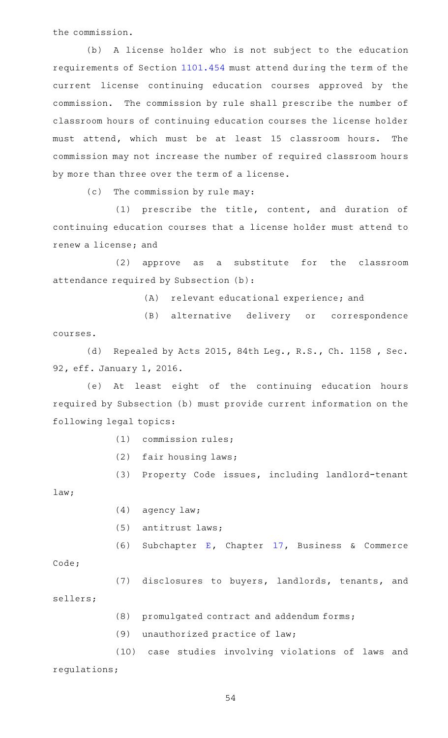the commission.

(b) A license holder who is not subject to the education requirements of Section 1101.454 must attend during the term of the current license continuing education courses approved by the commission. The commission by rule shall prescribe the number of classroom hours of continuing education courses the license holder must attend, which must be at least 15 classroom hours. The commission may not increase the number of required classroom hours by more than three over the term of a license.

(c) The commission by rule may:

(1) prescribe the title, content, and duration of continuing education courses that a license holder must attend to renew a license; and

(2) approve as a substitute for the classroom attendance required by Subsection (b):

(A) relevant educational experience; and

(B) alternative delivery or correspondence courses.

(d) Repealed by Acts 2015, 84th Leg., R.S., Ch. 1158 , Sec. 92, eff. January 1, 2016.

(e) At least eight of the continuing education hours required by Subsection (b) must provide current information on the following legal topics:

(1) commission rules;

(2) fair housing laws;

(3) Property Code issues, including landlord-tenant law;

(4) agency law;

(5) antitrust laws;

(6) Subchapter E, Chapter 17, Business & Commerce Code;

(7) disclosures to buyers, landlords, tenants, and sellers;

(8) promulgated contract and addendum forms;

(9) unauthorized practice of law;

(10) case studies involving violations of laws and regulations;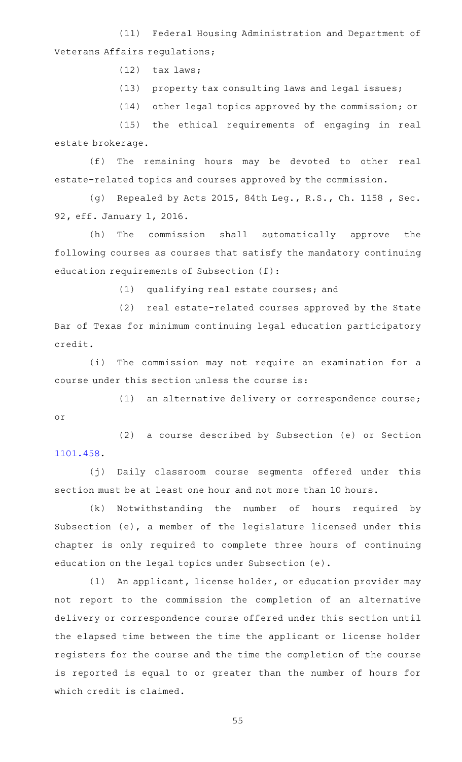(11) Federal Housing Administration and Department of Veterans Affairs regulations;

(12) tax laws;

(13) property tax consulting laws and legal issues;

(14) other legal topics approved by the commission; or

(15) the ethical requirements of engaging in real estate brokerage.

(f) The remaining hours may be devoted to other real estate-related topics and courses approved by the commission.

(g) Repealed by Acts 2015, 84th Leg., R.S., Ch. 1158 , Sec. 92, eff. January 1, 2016.

(h) The commission shall automatically approve the following courses as courses that satisfy the mandatory continuing education requirements of Subsection (f):

(1) qualifying real estate courses; and

(2) real estate-related courses approved by the State Bar of Texas for minimum continuing legal education participatory credit.

(i) The commission may not require an examination for a course under this section unless the course is:

(1) an alternative delivery or correspondence course; or

(2) a course described by Subsection (e) or Section 1101.458.

(j) Daily classroom course segments offered under this section must be at least one hour and not more than 10 hours.

(k) Notwithstanding the number of hours required by Subsection (e), a member of the legislature licensed under this chapter is only required to complete three hours of continuing education on the legal topics under Subsection (e).

(l) An applicant, license holder, or education provider may not report to the commission the completion of an alternative delivery or correspondence course offered under this section until the elapsed time between the time the applicant or license holder registers for the course and the time the completion of the course is reported is equal to or greater than the number of hours for which credit is claimed.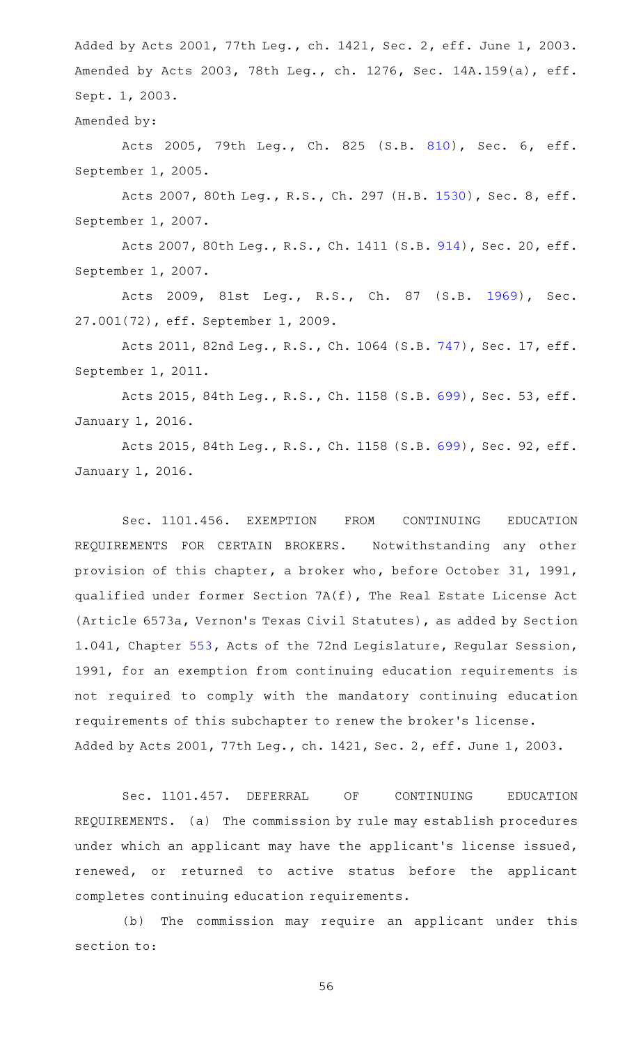Added by Acts 2001, 77th Leg., ch. 1421, Sec. 2, eff. June 1, 2003. Amended by Acts 2003, 78th Leg., ch. 1276, Sec. 14A.159(a), eff. Sept. 1, 2003.

Amended by:

Acts 2005, 79th Leg., Ch. 825 (S.B. 810), Sec. 6, eff. September 1, 2005.

Acts 2007, 80th Leg., R.S., Ch. 297 (H.B. 1530), Sec. 8, eff. September 1, 2007.

Acts 2007, 80th Leg., R.S., Ch. 1411 (S.B. 914), Sec. 20, eff. September 1, 2007.

Acts 2009, 81st Leg., R.S., Ch. 87 (S.B. 1969), Sec. 27.001(72), eff. September 1, 2009.

Acts 2011, 82nd Leg., R.S., Ch. 1064 (S.B. 747), Sec. 17, eff. September 1, 2011.

Acts 2015, 84th Leg., R.S., Ch. 1158 (S.B. 699), Sec. 53, eff. January 1, 2016.

Acts 2015, 84th Leg., R.S., Ch. 1158 (S.B. 699), Sec. 92, eff. January 1, 2016.

Sec. 1101.456. EXEMPTION FROM CONTINUING EDUCATION REQUIREMENTS FOR CERTAIN BROKERS. Notwithstanding any other provision of this chapter, a broker who, before October 31, 1991, qualified under former Section 7A(f), The Real Estate License Act (Article 6573a, Vernon's Texas Civil Statutes), as added by Section 1.041, Chapter 553, Acts of the 72nd Legislature, Regular Session, 1991, for an exemption from continuing education requirements is not required to comply with the mandatory continuing education requirements of this subchapter to renew the broker's license.
Added by Acts 2001, 77th Leg., ch. 1421, Sec. 2, eff. June 1, 2003.

Sec. 1101.457. DEFERRAL OF CONTINUING EDUCATION REQUIREMENTS. (a) The commission by rule may establish procedures under which an applicant may have the applicant's license issued, renewed, or returned to active status before the applicant completes continuing education requirements.

(b) The commission may require an applicant under this section to: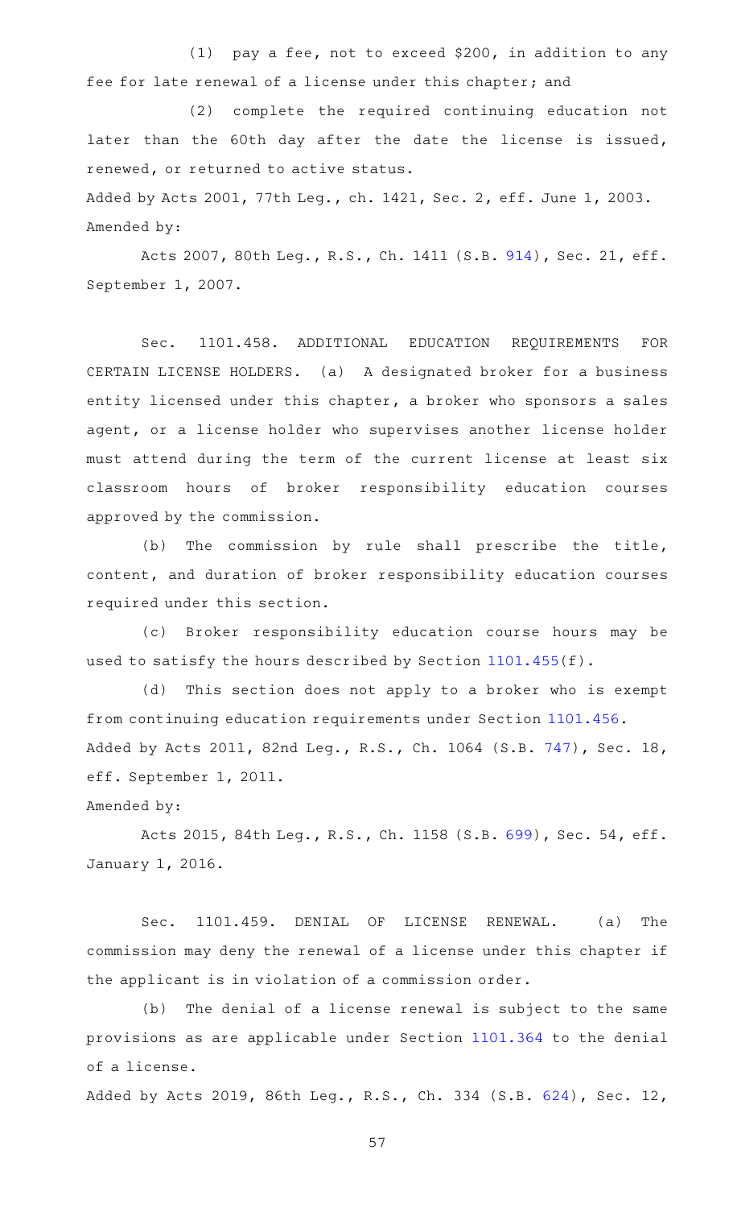(1) pay a fee, not to exceed $200, in addition to any fee for late renewal of a license under this chapter; and

(2) complete the required continuing education not later than the 60th day after the date the license is issued, renewed, or returned to active status.

Added by Acts 2001, 77th Leg., ch. 1421, Sec. 2, eff. June 1, 2003.

Amended by:

Acts 2007, 80th Leg., R.S., Ch. 1411 (S.B. 914), Sec. 21, eff. September 1, 2007.

Sec. 1101.458. ADDITIONAL EDUCATION REQUIREMENTS FOR CERTAIN LICENSE HOLDERS. (a) A designated broker for a business entity licensed under this chapter, a broker who sponsors a sales agent, or a license holder who supervises another license holder must attend during the term of the current license at least six classroom hours of broker responsibility education courses approved by the commission.

(b) The commission by rule shall prescribe the title, content, and duration of broker responsibility education courses required under this section.

(c) Broker responsibility education course hours may be used to satisfy the hours described by Section 1101.455(f).

(d) This section does not apply to a broker who is exempt from continuing education requirements under Section 1101.456.

Added by Acts 2011, 82nd Leg., R.S., Ch. 1064 (S.B. 747), Sec. 18, eff. September 1, 2011.

Amended by:

Acts 2015, 84th Leg., R.S., Ch. 1158 (S.B. 699), Sec. 54, eff. January 1, 2016.

Sec. 1101.459. DENIAL OF LICENSE RENEWAL. (a) The commission may deny the renewal of a license under this chapter if the applicant is in violation of a commission order.

(b) The denial of a license renewal is subject to the same provisions as are applicable under Section 1101.364 to the denial of a license.

Added by Acts 2019, 86th Leg., R.S., Ch. 334 (S.B. 624), Sec. 12,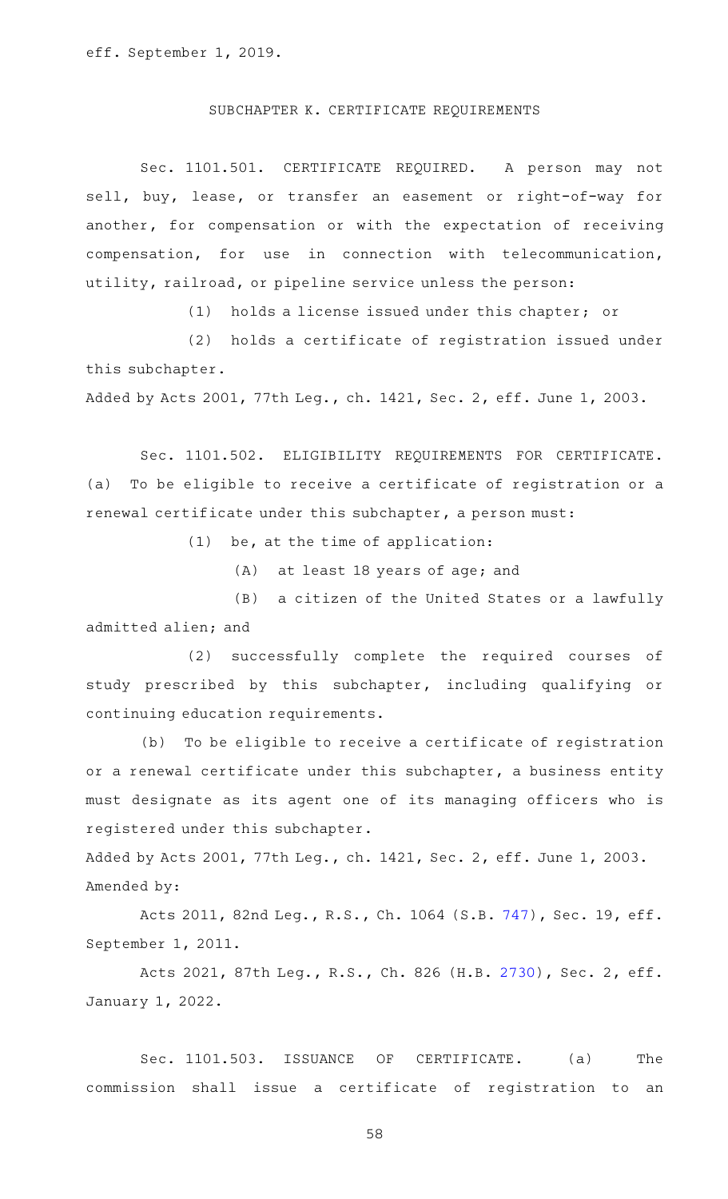eff. September 1, 2019.

## SUBCHAPTER K. CERTIFICATE REQUIREMENTS

Sec. 1101.501. CERTIFICATE REQUIRED. A person may not sell, buy, lease, or transfer an easement or right-of-way for another, for compensation or with the expectation of receiving compensation, for use in connection with telecommunication, utility, railroad, or pipeline service unless the person:

(1) holds a license issued under this chapter; or

(2) holds a certificate of registration issued under this subchapter.

Added by Acts 2001, 77th Leg., ch. 1421, Sec. 2, eff. June 1, 2003.

Sec. 1101.502. ELIGIBILITY REQUIREMENTS FOR CERTIFICATE. (a) To be eligible to receive a certificate of registration or a renewal certificate under this subchapter, a person must:

(1) be, at the time of application:

(A) at least 18 years of age; and

(B) a citizen of the United States or a lawfully admitted alien; and

(2) successfully complete the required courses of study prescribed by this subchapter, including qualifying or continuing education requirements.

(b) To be eligible to receive a certificate of registration or a renewal certificate under this subchapter, a business entity must designate as its agent one of its managing officers who is registered under this subchapter.

Added by Acts 2001, 77th Leg., ch. 1421, Sec. 2, eff. June 1, 2003.
Amended by:

Acts 2011, 82nd Leg., R.S., Ch. 1064 (S.B. 747), Sec. 19, eff. September 1, 2011.

Acts 2021, 87th Leg., R.S., Ch. 826 (H.B. 2730), Sec. 2, eff. January 1, 2022.

Sec. 1101.503. ISSUANCE OF CERTIFICATE. (a) The commission shall issue a certificate of registration to an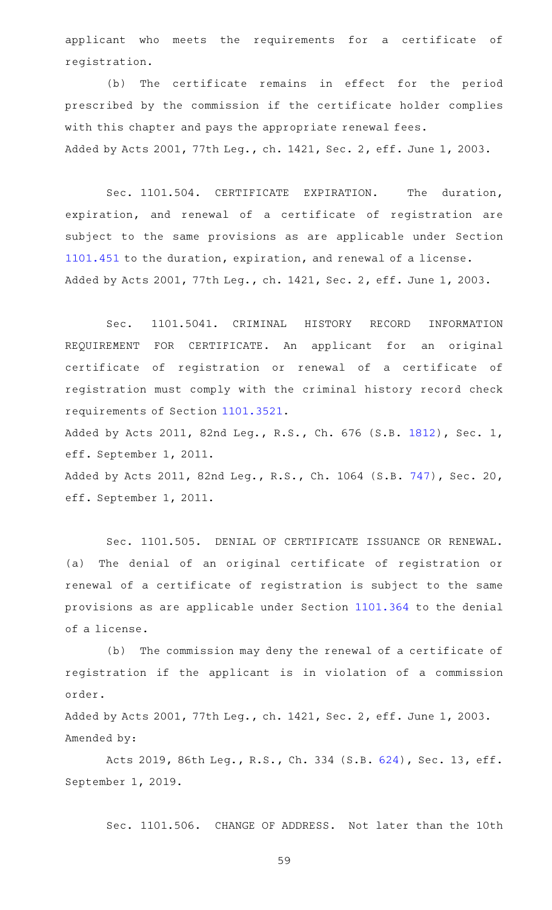applicant who meets the requirements for a certificate of registration.

(b) The certificate remains in effect for the period prescribed by the commission if the certificate holder complies with this chapter and pays the appropriate renewal fees.

Added by Acts 2001, 77th Leg., ch. 1421, Sec. 2, eff. June 1, 2003.

Sec. 1101.504. CERTIFICATE EXPIRATION. The duration, expiration, and renewal of a certificate of registration are subject to the same provisions as are applicable under Section 1101.451 to the duration, expiration, and renewal of a license.

Added by Acts 2001, 77th Leg., ch. 1421, Sec. 2, eff. June 1, 2003.

Sec. 1101.5041. CRIMINAL HISTORY RECORD INFORMATION REQUIREMENT FOR CERTIFICATE. An applicant for an original certificate of registration or renewal of a certificate of registration must comply with the criminal history record check requirements of Section 1101.3521.

Added by Acts 2011, 82nd Leg., R.S., Ch. 676 (S.B. 1812), Sec. 1, eff. September 1, 2011.

Added by Acts 2011, 82nd Leg., R.S., Ch. 1064 (S.B. 747), Sec. 20, eff. September 1, 2011.

Sec. 1101.505. DENIAL OF CERTIFICATE ISSUANCE OR RENEWAL. (a) The denial of an original certificate of registration or renewal of a certificate of registration is subject to the same provisions as are applicable under Section 1101.364 to the denial of a license.

(b) The commission may deny the renewal of a certificate of registration if the applicant is in violation of a commission order.

Added by Acts 2001, 77th Leg., ch. 1421, Sec. 2, eff. June 1, 2003.

Amended by:

Acts 2019, 86th Leg., R.S., Ch. 334 (S.B. 624), Sec. 13, eff. September 1, 2019.

Sec. 1101.506. CHANGE OF ADDRESS. Not later than the 10th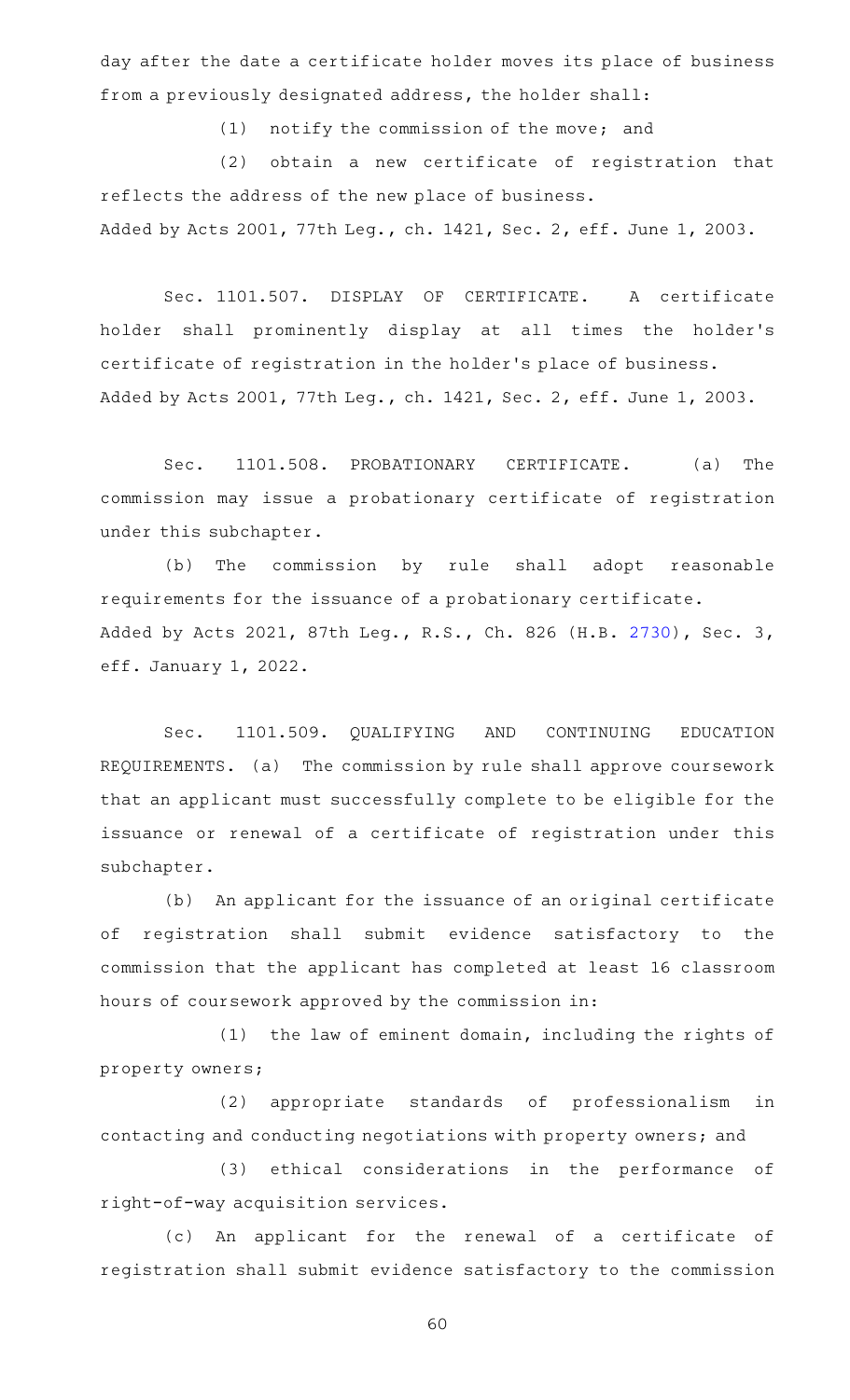day after the date a certificate holder moves its place of business from a previously designated address, the holder shall:

(1) notify the commission of the move; and

(2) obtain a new certificate of registration that reflects the address of the new place of business.

Added by Acts 2001, 77th Leg., ch. 1421, Sec. 2, eff. June 1, 2003.

Sec. 1101.507. DISPLAY OF CERTIFICATE. A certificate holder shall prominently display at all times the holder's certificate of registration in the holder's place of business.

Added by Acts 2001, 77th Leg., ch. 1421, Sec. 2, eff. June 1, 2003.

Sec. 1101.508. PROBATIONARY CERTIFICATE. (a) The commission may issue a probationary certificate of registration under this subchapter.

(b) The commission by rule shall adopt reasonable requirements for the issuance of a probationary certificate.

Added by Acts 2021, 87th Leg., R.S., Ch. 826 (H.B. 2730), Sec. 3, eff. January 1, 2022.

Sec. 1101.509. QUALIFYING AND CONTINUING EDUCATION REQUIREMENTS. (a) The commission by rule shall approve coursework that an applicant must successfully complete to be eligible for the issuance or renewal of a certificate of registration under this subchapter.

(b) An applicant for the issuance of an original certificate of registration shall submit evidence satisfactory to the commission that the applicant has completed at least 16 classroom hours of coursework approved by the commission in:

(1) the law of eminent domain, including the rights of property owners;

(2) appropriate standards of professionalism in contacting and conducting negotiations with property owners; and

(3) ethical considerations in the performance of right-of-way acquisition services.

(c) An applicant for the renewal of a certificate of registration shall submit evidence satisfactory to the commission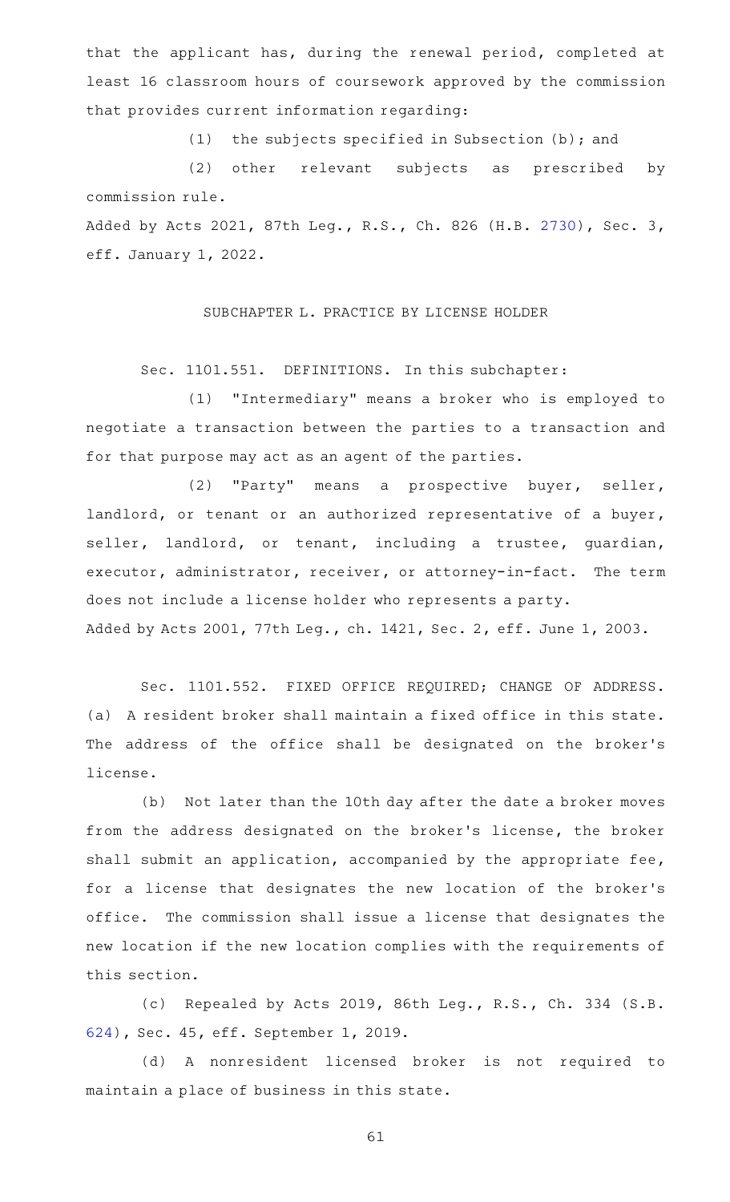that the applicant has, during the renewal period, completed at least 16 classroom hours of coursework approved by the commission that provides current information regarding:

(1) the subjects specified in Subsection (b); and

(2) other relevant subjects as prescribed by commission rule.

Added by Acts 2021, 87th Leg., R.S., Ch. 826 (H.B. 2730), Sec. 3, eff. January 1, 2022.

## SUBCHAPTER L. PRACTICE BY LICENSE HOLDER

Sec. 1101.551. DEFINITIONS. In this subchapter:

(1) "Intermediary" means a broker who is employed to negotiate a transaction between the parties to a transaction and for that purpose may act as an agent of the parties.

(2) "Party" means a prospective buyer, seller, landlord, or tenant or an authorized representative of a buyer, seller, landlord, or tenant, including a trustee, guardian, executor, administrator, receiver, or attorney-in-fact. The term does not include a license holder who represents a party.

Added by Acts 2001, 77th Leg., ch. 1421, Sec. 2, eff. June 1, 2003.

Sec. 1101.552. FIXED OFFICE REQUIRED; CHANGE OF ADDRESS. (a) A resident broker shall maintain a fixed office in this state. The address of the office shall be designated on the broker's license.

(b) Not later than the 10th day after the date a broker moves from the address designated on the broker's license, the broker shall submit an application, accompanied by the appropriate fee, for a license that designates the new location of the broker's office. The commission shall issue a license that designates the new location if the new location complies with the requirements of this section.

(c) Repealed by Acts 2019, 86th Leg., R.S., Ch. 334 (S.B. 624), Sec. 45, eff. September 1, 2019.

(d) A nonresident licensed broker is not required to maintain a place of business in this state.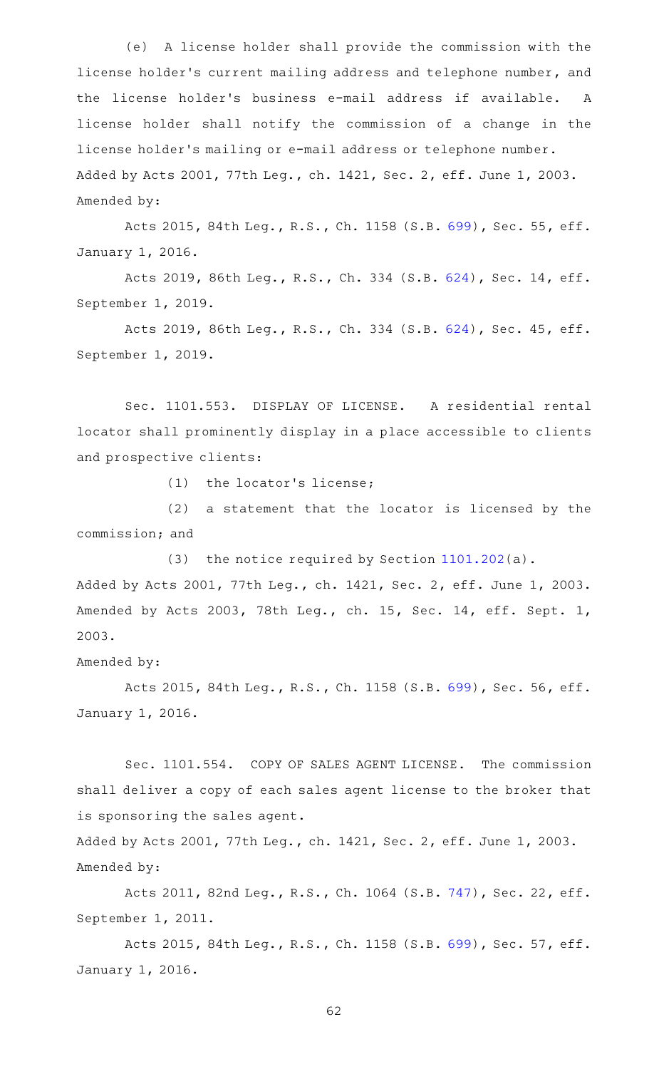(e) A license holder shall provide the commission with the license holder's current mailing address and telephone number, and the license holder's business e-mail address if available. A license holder shall notify the commission of a change in the license holder's mailing or e-mail address or telephone number.

Added by Acts 2001, 77th Leg., ch. 1421, Sec. 2, eff. June 1, 2003.

Amended by:

Acts 2015, 84th Leg., R.S., Ch. 1158 (S.B. 699), Sec. 55, eff. January 1, 2016.

Acts 2019, 86th Leg., R.S., Ch. 334 (S.B. 624), Sec. 14, eff. September 1, 2019.

Acts 2019, 86th Leg., R.S., Ch. 334 (S.B. 624), Sec. 45, eff. September 1, 2019.

Sec. 1101.553. DISPLAY OF LICENSE. A residential rental locator shall prominently display in a place accessible to clients and prospective clients:

(1) the locator's license;

(2) a statement that the locator is licensed by the commission; and

(3) the notice required by Section 1101.202(a).

Added by Acts 2001, 77th Leg., ch. 1421, Sec. 2, eff. June 1, 2003. Amended by Acts 2003, 78th Leg., ch. 15, Sec. 14, eff. Sept. 1, 2003.

Amended by:

Acts 2015, 84th Leg., R.S., Ch. 1158 (S.B. 699), Sec. 56, eff. January 1, 2016.

Sec. 1101.554. COPY OF SALES AGENT LICENSE. The commission shall deliver a copy of each sales agent license to the broker that is sponsoring the sales agent.

Added by Acts 2001, 77th Leg., ch. 1421, Sec. 2, eff. June 1, 2003.

Amended by:

Acts 2011, 82nd Leg., R.S., Ch. 1064 (S.B. 747), Sec. 22, eff. September 1, 2011.

Acts 2015, 84th Leg., R.S., Ch. 1158 (S.B. 699), Sec. 57, eff. January 1, 2016.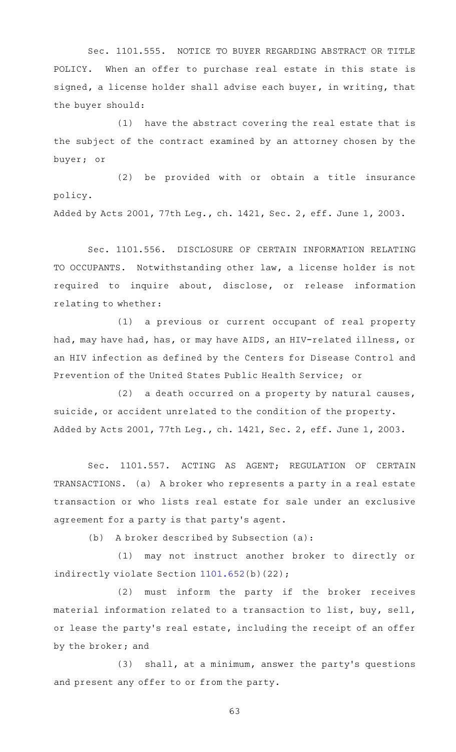Sec. 1101.555. NOTICE TO BUYER REGARDING ABSTRACT OR TITLE POLICY. When an offer to purchase real estate in this state is signed, a license holder shall advise each buyer, in writing, that the buyer should:

(1) have the abstract covering the real estate that is the subject of the contract examined by an attorney chosen by the buyer; or

(2) be provided with or obtain a title insurance policy.

Added by Acts 2001, 77th Leg., ch. 1421, Sec. 2, eff. June 1, 2003.

Sec. 1101.556. DISCLOSURE OF CERTAIN INFORMATION RELATING TO OCCUPANTS. Notwithstanding other law, a license holder is not required to inquire about, disclose, or release information relating to whether:

(1) a previous or current occupant of real property had, may have had, has, or may have AIDS, an HIV-related illness, or an HIV infection as defined by the Centers for Disease Control and Prevention of the United States Public Health Service; or

(2) a death occurred on a property by natural causes, suicide, or accident unrelated to the condition of the property.

Added by Acts 2001, 77th Leg., ch. 1421, Sec. 2, eff. June 1, 2003.

Sec. 1101.557. ACTING AS AGENT; REGULATION OF CERTAIN TRANSACTIONS. (a) A broker who represents a party in a real estate transaction or who lists real estate for sale under an exclusive agreement for a party is that party's agent.

(b) A broker described by Subsection (a):

(1) may not instruct another broker to directly or indirectly violate Section 1101.652(b)(22);

(2) must inform the party if the broker receives material information related to a transaction to list, buy, sell, or lease the party's real estate, including the receipt of an offer by the broker; and

(3) shall, at a minimum, answer the party's questions and present any offer to or from the party.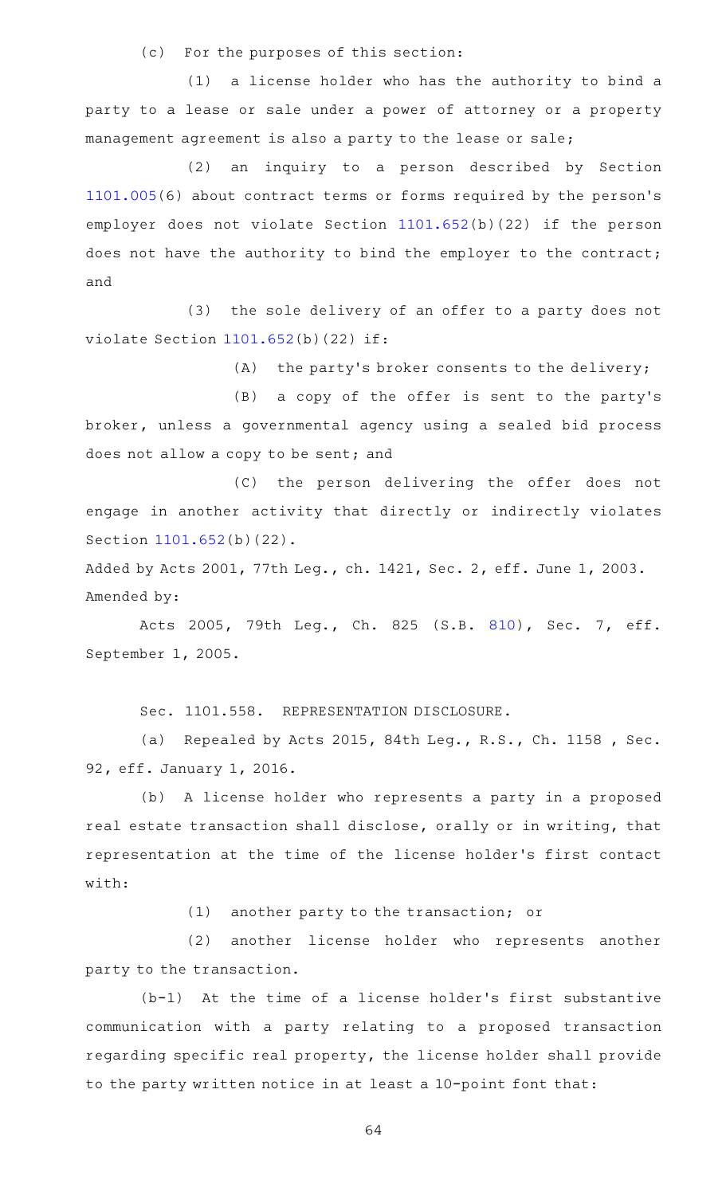(c) For the purposes of this section:

(1) a license holder who has the authority to bind a party to a lease or sale under a power of attorney or a property management agreement is also a party to the lease or sale;

(2) an inquiry to a person described by Section 1101.005(6) about contract terms or forms required by the person's employer does not violate Section 1101.652(b)(22) if the person does not have the authority to bind the employer to the contract; and

(3) the sole delivery of an offer to a party does not violate Section 1101.652(b)(22) if:

(A) the party's broker consents to the delivery;

(B) a copy of the offer is sent to the party's broker, unless a governmental agency using a sealed bid process does not allow a copy to be sent; and

(C) the person delivering the offer does not engage in another activity that directly or indirectly violates Section 1101.652(b)(22).

Added by Acts 2001, 77th Leg., ch. 1421, Sec. 2, eff. June 1, 2003.
Amended by:

Acts 2005, 79th Leg., Ch. 825 (S.B. 810), Sec. 7, eff. September 1, 2005.

Sec. 1101.558. REPRESENTATION DISCLOSURE.

(a) Repealed by Acts 2015, 84th Leg., R.S., Ch. 1158 , Sec. 92, eff. January 1, 2016.

(b) A license holder who represents a party in a proposed real estate transaction shall disclose, orally or in writing, that representation at the time of the license holder's first contact with:

(1) another party to the transaction; or

(2) another license holder who represents another party to the transaction.

(b-1) At the time of a license holder's first substantive communication with a party relating to a proposed transaction regarding specific real property, the license holder shall provide to the party written notice in at least a 10-point font that: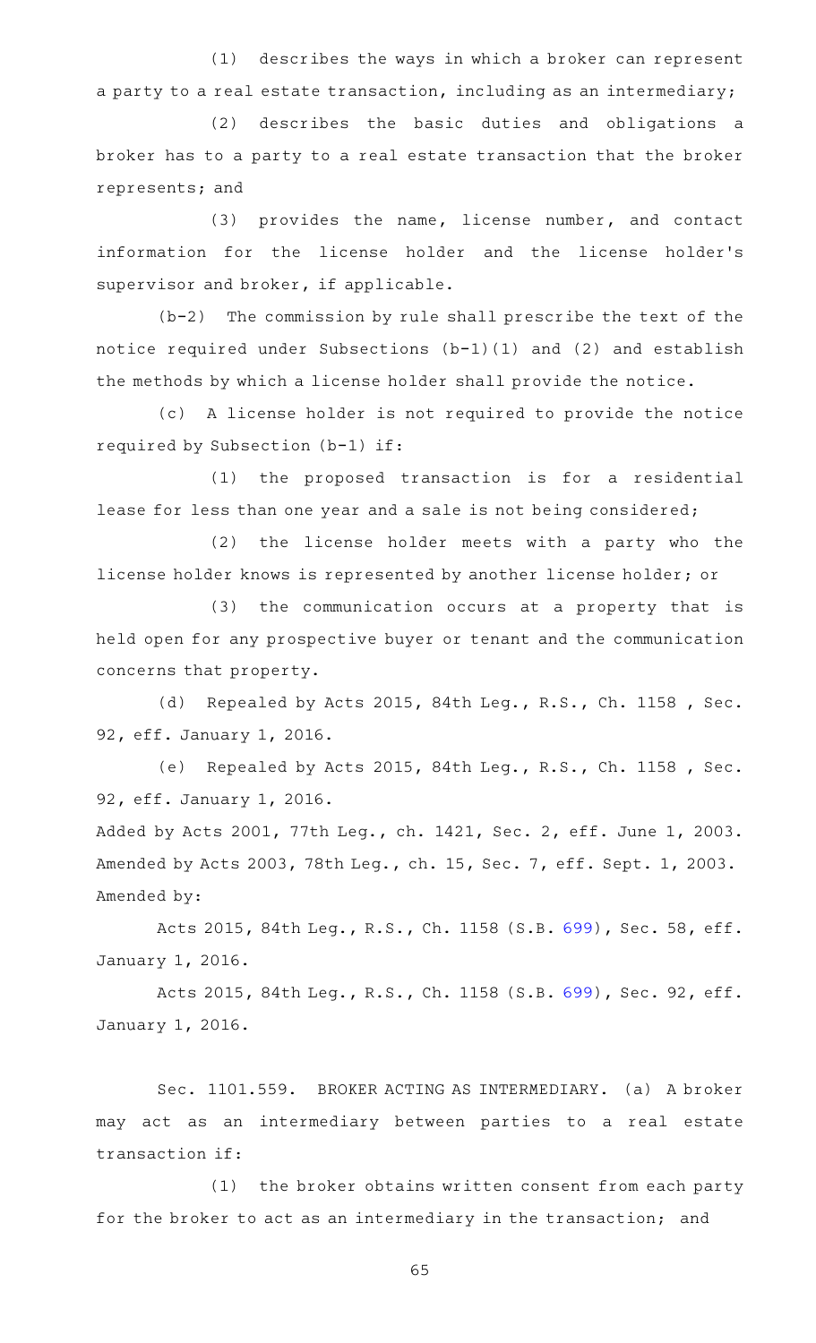(1) describes the ways in which a broker can represent a party to a real estate transaction, including as an intermediary;

(2) describes the basic duties and obligations a broker has to a party to a real estate transaction that the broker represents; and

(3) provides the name, license number, and contact information for the license holder and the license holder's supervisor and broker, if applicable.

(b-2) The commission by rule shall prescribe the text of the notice required under Subsections (b-1)(1) and (2) and establish the methods by which a license holder shall provide the notice.

(c) A license holder is not required to provide the notice required by Subsection (b-1) if:

(1) the proposed transaction is for a residential lease for less than one year and a sale is not being considered;

(2) the license holder meets with a party who the license holder knows is represented by another license holder; or

(3) the communication occurs at a property that is held open for any prospective buyer or tenant and the communication concerns that property.

(d) Repealed by Acts 2015, 84th Leg., R.S., Ch. 1158 , Sec. 92, eff. January 1, 2016.

(e) Repealed by Acts 2015, 84th Leg., R.S., Ch. 1158 , Sec. 92, eff. January 1, 2016.

Added by Acts 2001, 77th Leg., ch. 1421, Sec. 2, eff. June 1, 2003.
Amended by Acts 2003, 78th Leg., ch. 15, Sec. 7, eff. Sept. 1, 2003.
Amended by:

Acts 2015, 84th Leg., R.S., Ch. 1158 (S.B. 699), Sec. 58, eff. January 1, 2016.

Acts 2015, 84th Leg., R.S., Ch. 1158 (S.B. 699), Sec. 92, eff. January 1, 2016.

Sec. 1101.559. BROKER ACTING AS INTERMEDIARY. (a) A broker may act as an intermediary between parties to a real estate transaction if:

(1) the broker obtains written consent from each party for the broker to act as an intermediary in the transaction; and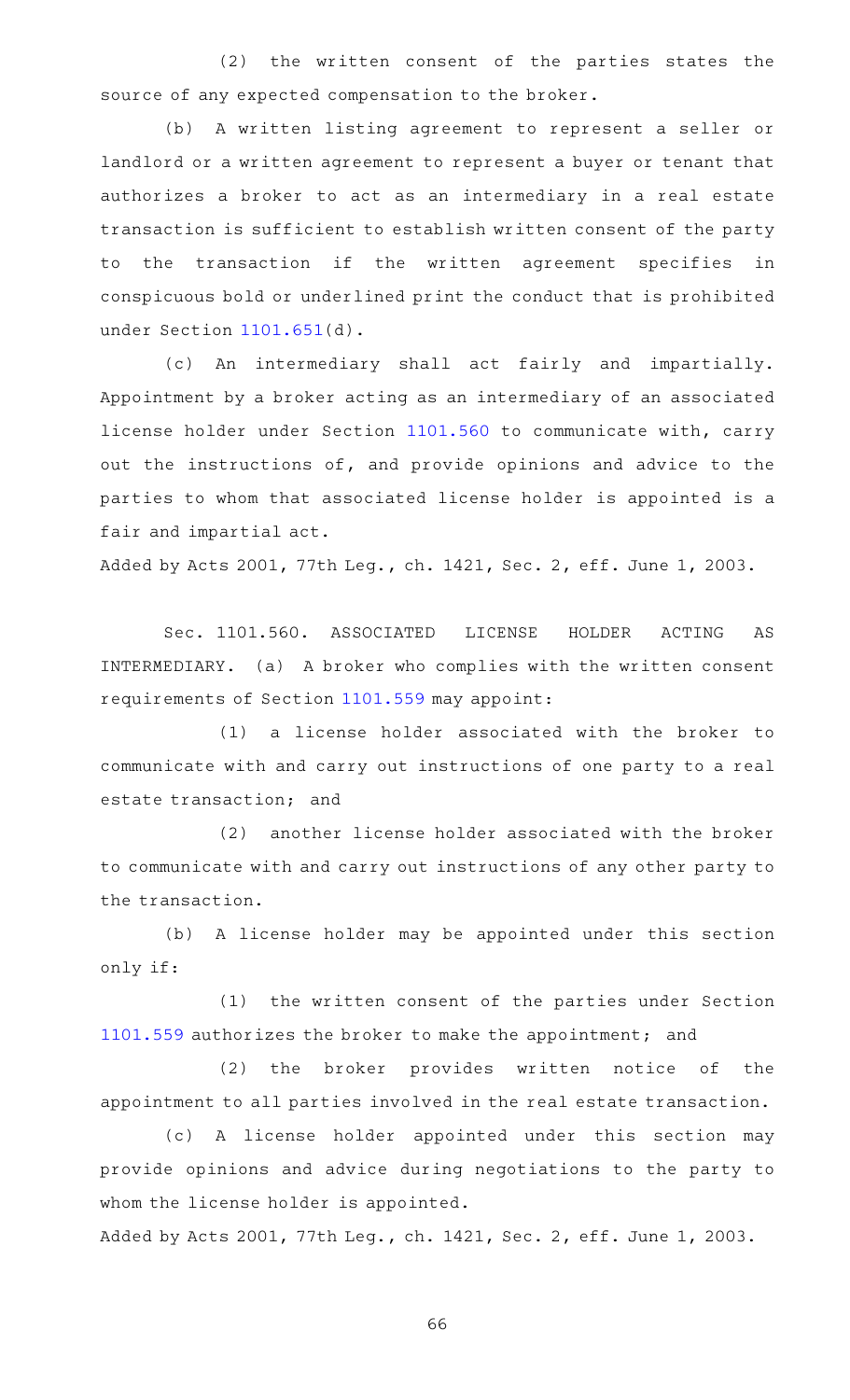(2) the written consent of the parties states the source of any expected compensation to the broker.

(b) A written listing agreement to represent a seller or landlord or a written agreement to represent a buyer or tenant that authorizes a broker to act as an intermediary in a real estate transaction is sufficient to establish written consent of the party to the transaction if the written agreement specifies in conspicuous bold or underlined print the conduct that is prohibited under Section 1101.651(d).

(c) An intermediary shall act fairly and impartially. Appointment by a broker acting as an intermediary of an associated license holder under Section 1101.560 to communicate with, carry out the instructions of, and provide opinions and advice to the parties to whom that associated license holder is appointed is a fair and impartial act.

Added by Acts 2001, 77th Leg., ch. 1421, Sec. 2, eff. June 1, 2003.

Sec. 1101.560. ASSOCIATED LICENSE HOLDER ACTING AS INTERMEDIARY. (a) A broker who complies with the written consent requirements of Section 1101.559 may appoint:

(1) a license holder associated with the broker to communicate with and carry out instructions of one party to a real estate transaction; and

(2) another license holder associated with the broker to communicate with and carry out instructions of any other party to the transaction.

(b) A license holder may be appointed under this section only if:

(1) the written consent of the parties under Section 1101.559 authorizes the broker to make the appointment; and

(2) the broker provides written notice of the appointment to all parties involved in the real estate transaction.

(c) A license holder appointed under this section may provide opinions and advice during negotiations to the party to whom the license holder is appointed.

Added by Acts 2001, 77th Leg., ch. 1421, Sec. 2, eff. June 1, 2003.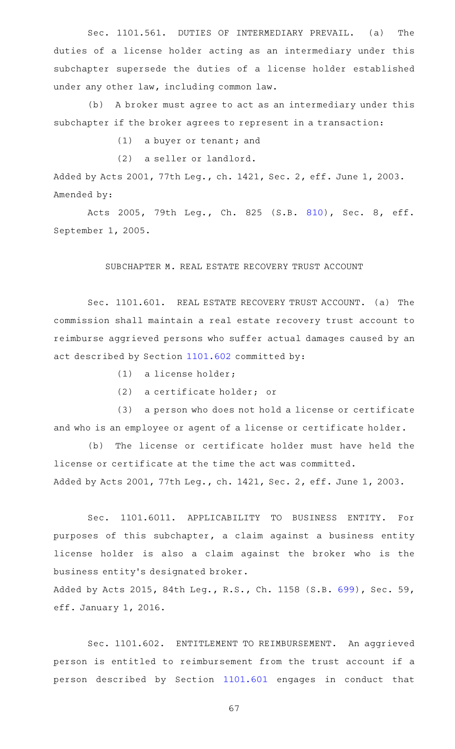Sec. 1101.561. DUTIES OF INTERMEDIARY PREVAIL. (a) The duties of a license holder acting as an intermediary under this subchapter supersede the duties of a license holder established under any other law, including common law.

(b) A broker must agree to act as an intermediary under this subchapter if the broker agrees to represent in a transaction:

(1) a buyer or tenant; and

(2) a seller or landlord.

Added by Acts 2001, 77th Leg., ch. 1421, Sec. 2, eff. June 1, 2003.
Amended by:

Acts 2005, 79th Leg., Ch. 825 (S.B. 810), Sec. 8, eff. September 1, 2005.

## SUBCHAPTER M. REAL ESTATE RECOVERY TRUST ACCOUNT

Sec. 1101.601. REAL ESTATE RECOVERY TRUST ACCOUNT. (a) The commission shall maintain a real estate recovery trust account to reimburse aggrieved persons who suffer actual damages caused by an act described by Section 1101.602 committed by:

(1) a license holder;

(2) a certificate holder; or

(3) a person who does not hold a license or certificate and who is an employee or agent of a license or certificate holder.

(b) The license or certificate holder must have held the license or certificate at the time the act was committed.

Added by Acts 2001, 77th Leg., ch. 1421, Sec. 2, eff. June 1, 2003.

Sec. 1101.6011. APPLICABILITY TO BUSINESS ENTITY. For purposes of this subchapter, a claim against a business entity license holder is also a claim against the broker who is the business entity's designated broker.

Added by Acts 2015, 84th Leg., R.S., Ch. 1158 (S.B. 699), Sec. 59, eff. January 1, 2016.

Sec. 1101.602. ENTITLEMENT TO REIMBURSEMENT. An aggrieved person is entitled to reimbursement from the trust account if a person described by Section 1101.601 engages in conduct that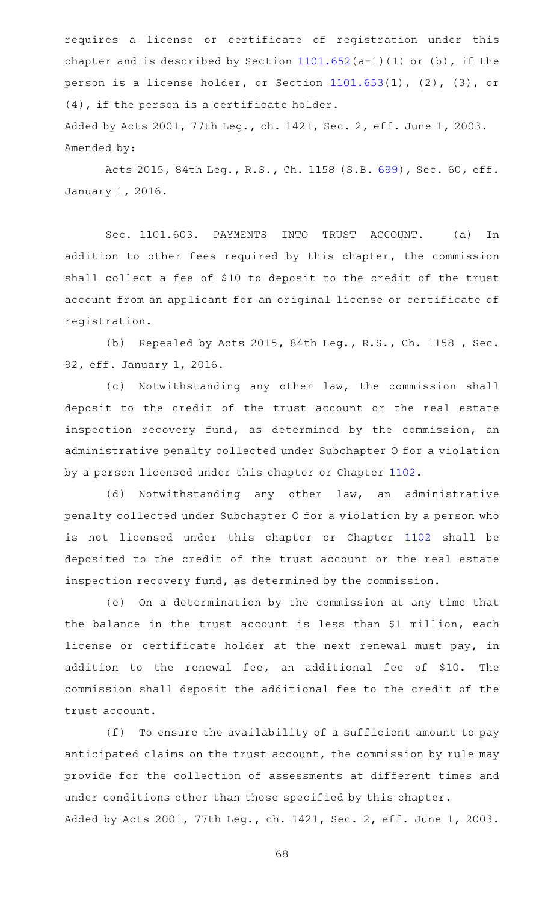requires a license or certificate of registration under this chapter and is described by Section 1101.652(a-1)(1) or (b), if the person is a license holder, or Section 1101.653(1), (2), (3), or (4), if the person is a certificate holder.

Added by Acts 2001, 77th Leg., ch. 1421, Sec. 2, eff. June 1, 2003.

Amended by:

Acts 2015, 84th Leg., R.S., Ch. 1158 (S.B. 699), Sec. 60, eff. January 1, 2016.

Sec. 1101.603. PAYMENTS INTO TRUST ACCOUNT. (a) In addition to other fees required by this chapter, the commission shall collect a fee of $10 to deposit to the credit of the trust account from an applicant for an original license or certificate of registration.

(b) Repealed by Acts 2015, 84th Leg., R.S., Ch. 1158 , Sec. 92, eff. January 1, 2016.

(c) Notwithstanding any other law, the commission shall deposit to the credit of the trust account or the real estate inspection recovery fund, as determined by the commission, an administrative penalty collected under Subchapter O for a violation by a person licensed under this chapter or Chapter 1102.

(d) Notwithstanding any other law, an administrative penalty collected under Subchapter O for a violation by a person who is not licensed under this chapter or Chapter 1102 shall be deposited to the credit of the trust account or the real estate inspection recovery fund, as determined by the commission.

(e) On a determination by the commission at any time that the balance in the trust account is less than $1 million, each license or certificate holder at the next renewal must pay, in addition to the renewal fee, an additional fee of $10. The commission shall deposit the additional fee to the credit of the trust account.

(f) To ensure the availability of a sufficient amount to pay anticipated claims on the trust account, the commission by rule may provide for the collection of assessments at different times and under conditions other than those specified by this chapter.

Added by Acts 2001, 77th Leg., ch. 1421, Sec. 2, eff. June 1, 2003.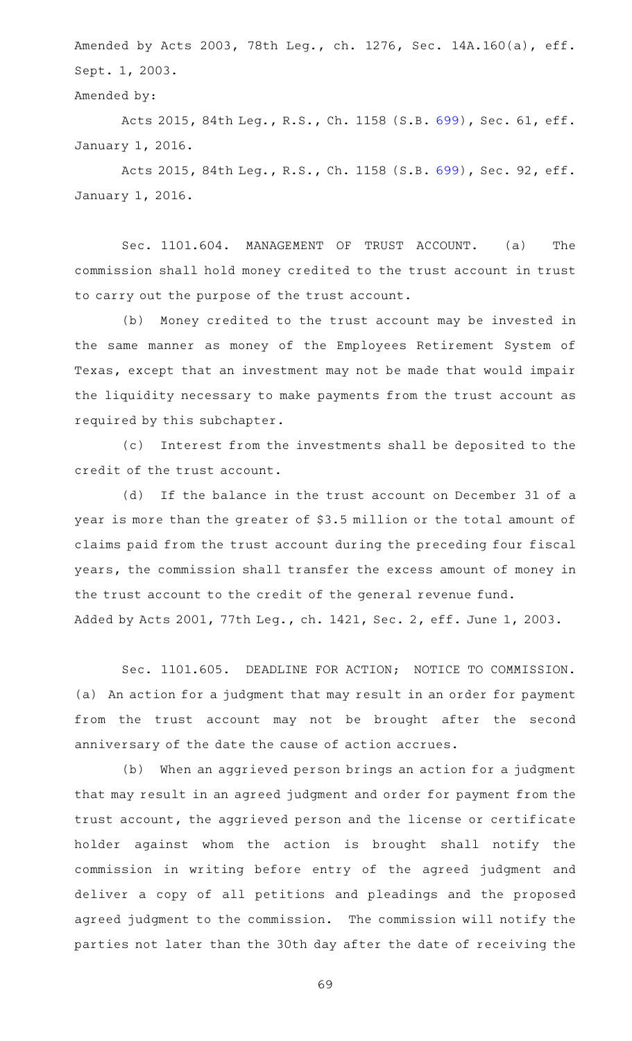Amended by Acts 2003, 78th Leg., ch. 1276, Sec. 14A.160(a), eff. Sept. 1, 2003.

Amended by:

Acts 2015, 84th Leg., R.S., Ch. 1158 (S.B. 699), Sec. 61, eff. January 1, 2016.

Acts 2015, 84th Leg., R.S., Ch. 1158 (S.B. 699), Sec. 92, eff. January 1, 2016.

Sec. 1101.604. MANAGEMENT OF TRUST ACCOUNT. (a) The commission shall hold money credited to the trust account in trust to carry out the purpose of the trust account.

(b) Money credited to the trust account may be invested in the same manner as money of the Employees Retirement System of Texas, except that an investment may not be made that would impair the liquidity necessary to make payments from the trust account as required by this subchapter.

(c) Interest from the investments shall be deposited to the credit of the trust account.

(d) If the balance in the trust account on December 31 of a year is more than the greater of $3.5 million or the total amount of claims paid from the trust account during the preceding four fiscal years, the commission shall transfer the excess amount of money in the trust account to the credit of the general revenue fund.

Added by Acts 2001, 77th Leg., ch. 1421, Sec. 2, eff. June 1, 2003.

Sec. 1101.605. DEADLINE FOR ACTION; NOTICE TO COMMISSION. (a) An action for a judgment that may result in an order for payment from the trust account may not be brought after the second anniversary of the date the cause of action accrues.

(b) When an aggrieved person brings an action for a judgment that may result in an agreed judgment and order for payment from the trust account, the aggrieved person and the license or certificate holder against whom the action is brought shall notify the commission in writing before entry of the agreed judgment and deliver a copy of all petitions and pleadings and the proposed agreed judgment to the commission. The commission will notify the parties not later than the 30th day after the date of receiving the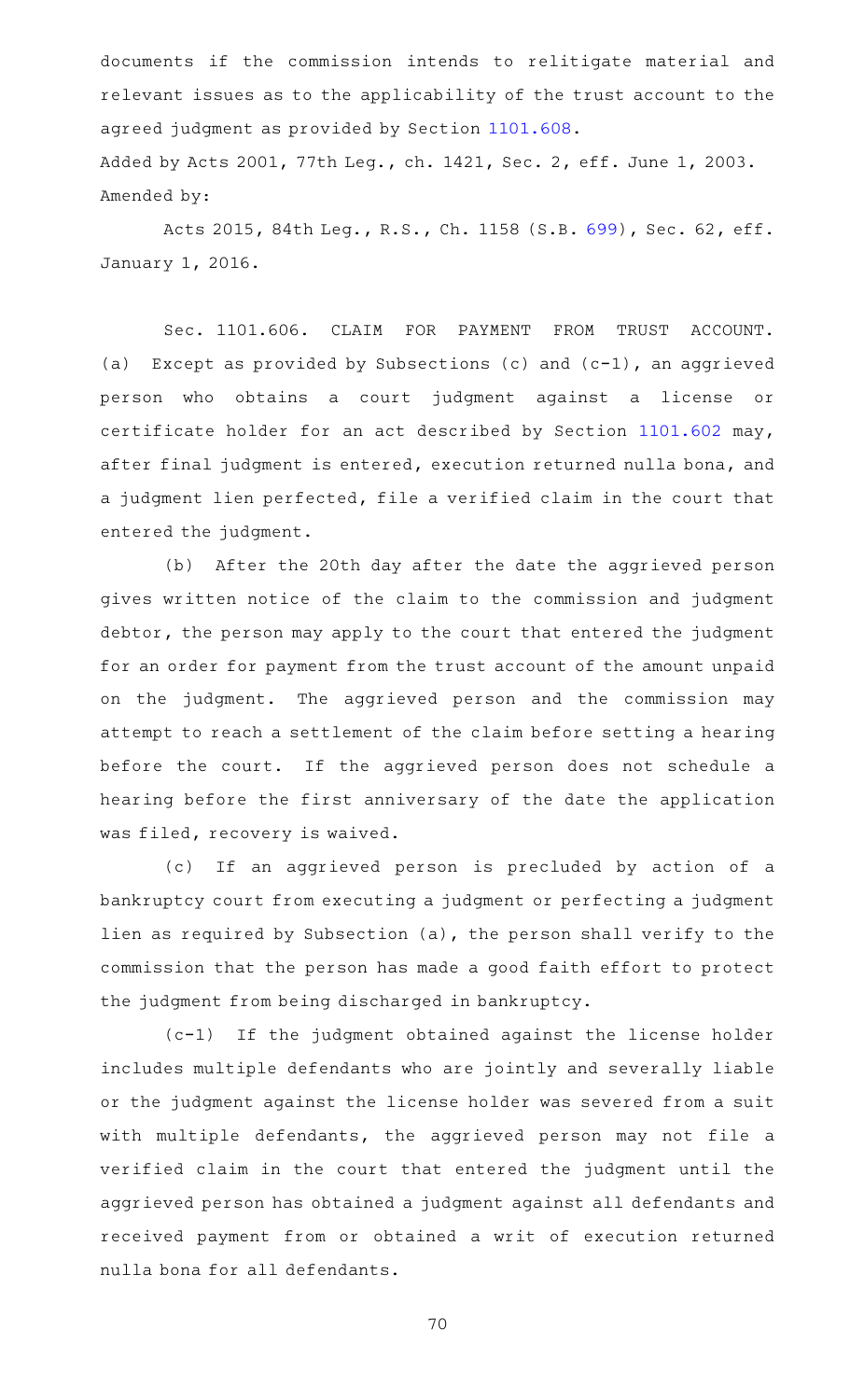documents if the commission intends to relitigate material and relevant issues as to the applicability of the trust account to the agreed judgment as provided by Section 1101.608.

Added by Acts 2001, 77th Leg., ch. 1421, Sec. 2, eff. June 1, 2003.

Amended by:

Acts 2015, 84th Leg., R.S., Ch. 1158 (S.B. 699), Sec. 62, eff. January 1, 2016.

Sec. 1101.606. CLAIM FOR PAYMENT FROM TRUST ACCOUNT. (a) Except as provided by Subsections (c) and (c-1), an aggrieved person who obtains a court judgment against a license or certificate holder for an act described by Section 1101.602 may, after final judgment is entered, execution returned nulla bona, and a judgment lien perfected, file a verified claim in the court that entered the judgment.

(b) After the 20th day after the date the aggrieved person gives written notice of the claim to the commission and judgment debtor, the person may apply to the court that entered the judgment for an order for payment from the trust account of the amount unpaid on the judgment. The aggrieved person and the commission may attempt to reach a settlement of the claim before setting a hearing before the court. If the aggrieved person does not schedule a hearing before the first anniversary of the date the application was filed, recovery is waived.

(c) If an aggrieved person is precluded by action of a bankruptcy court from executing a judgment or perfecting a judgment lien as required by Subsection (a), the person shall verify to the commission that the person has made a good faith effort to protect the judgment from being discharged in bankruptcy.

(c-1) If the judgment obtained against the license holder includes multiple defendants who are jointly and severally liable or the judgment against the license holder was severed from a suit with multiple defendants, the aggrieved person may not file a verified claim in the court that entered the judgment until the aggrieved person has obtained a judgment against all defendants and received payment from or obtained a writ of execution returned nulla bona for all defendants.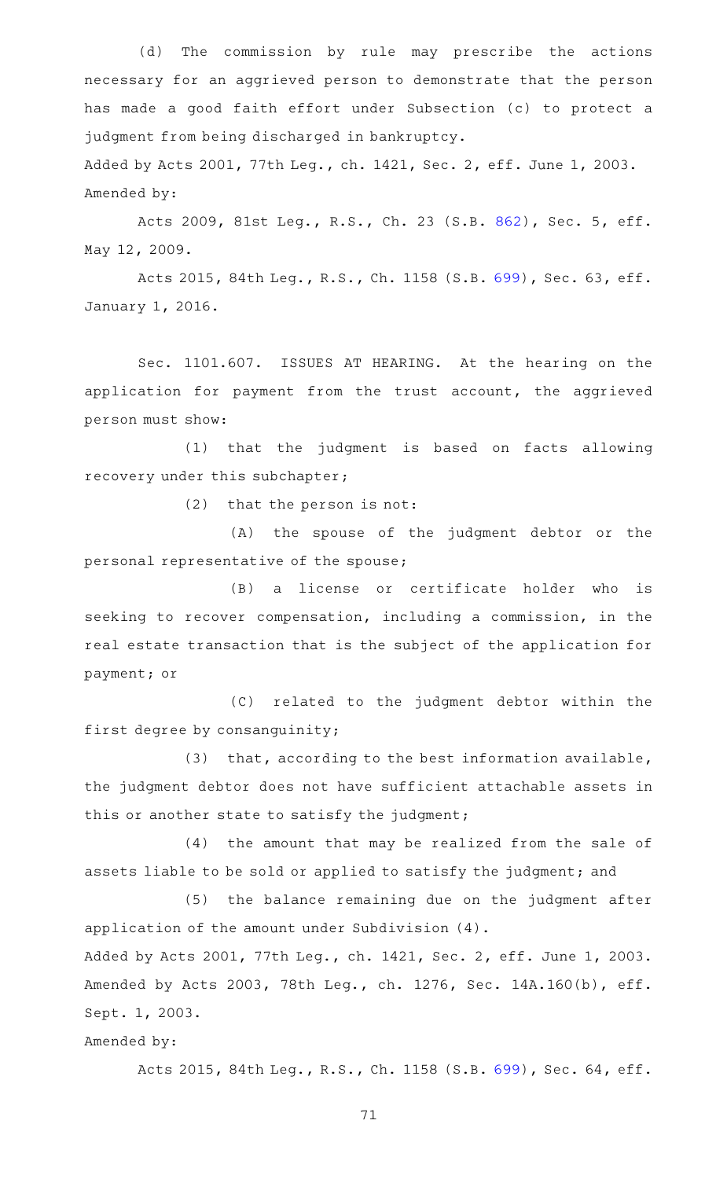(d) The commission by rule may prescribe the actions necessary for an aggrieved person to demonstrate that the person has made a good faith effort under Subsection (c) to protect a judgment from being discharged in bankruptcy.

Added by Acts 2001, 77th Leg., ch. 1421, Sec. 2, eff. June 1, 2003.
Amended by:

Acts 2009, 81st Leg., R.S., Ch. 23 (S.B. 862), Sec. 5, eff. May 12, 2009.

Acts 2015, 84th Leg., R.S., Ch. 1158 (S.B. 699), Sec. 63, eff. January 1, 2016.

Sec. 1101.607. ISSUES AT HEARING. At the hearing on the application for payment from the trust account, the aggrieved person must show:

(1) that the judgment is based on facts allowing recovery under this subchapter;

(2) that the person is not:

(A) the spouse of the judgment debtor or the personal representative of the spouse;

(B) a license or certificate holder who is seeking to recover compensation, including a commission, in the real estate transaction that is the subject of the application for payment; or

(C) related to the judgment debtor within the first degree by consanguinity;

(3) that, according to the best information available, the judgment debtor does not have sufficient attachable assets in this or another state to satisfy the judgment;

(4) the amount that may be realized from the sale of assets liable to be sold or applied to satisfy the judgment; and

(5) the balance remaining due on the judgment after application of the amount under Subdivision (4).

Added by Acts 2001, 77th Leg., ch. 1421, Sec. 2, eff. June 1, 2003.
Amended by Acts 2003, 78th Leg., ch. 1276, Sec. 14A.160(b), eff. Sept. 1, 2003.
Amended by:

Acts 2015, 84th Leg., R.S., Ch. 1158 (S.B. 699), Sec. 64, eff.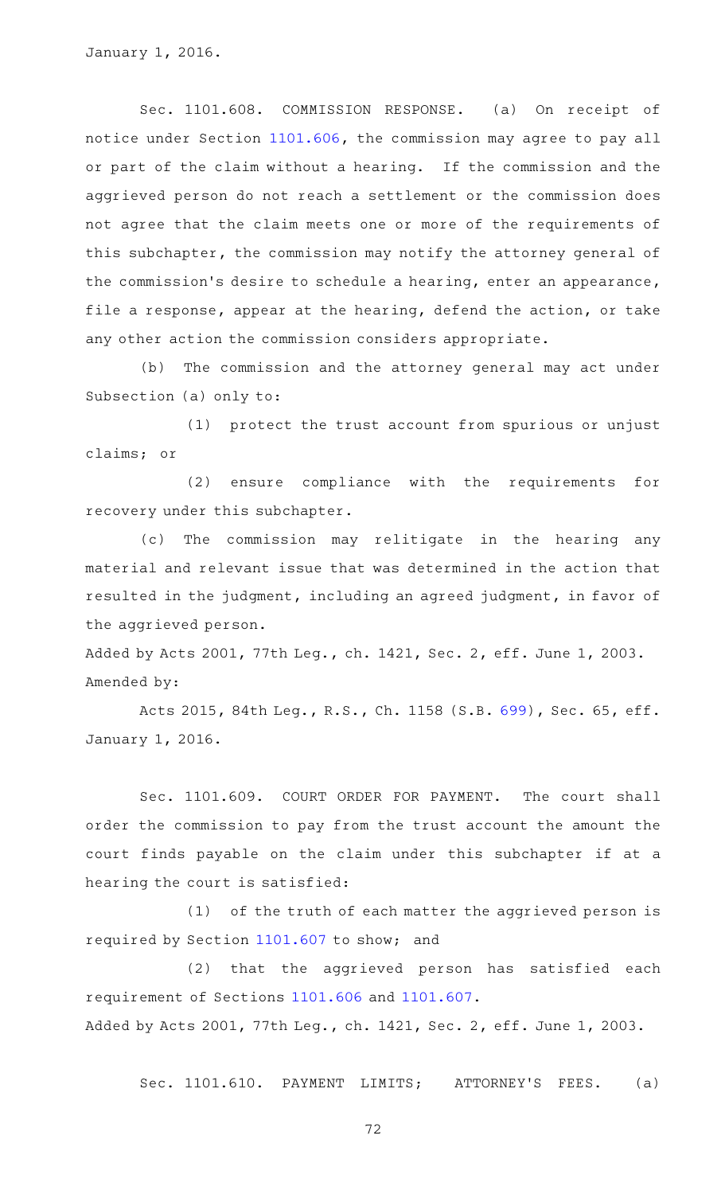January 1, 2016.

Sec. 1101.608. COMMISSION RESPONSE. (a) On receipt of notice under Section 1101.606, the commission may agree to pay all or part of the claim without a hearing. If the commission and the aggrieved person do not reach a settlement or the commission does not agree that the claim meets one or more of the requirements of this subchapter, the commission may notify the attorney general of the commission's desire to schedule a hearing, enter an appearance, file a response, appear at the hearing, defend the action, or take any other action the commission considers appropriate.

(b) The commission and the attorney general may act under Subsection (a) only to:

(1) protect the trust account from spurious or unjust claims; or

(2) ensure compliance with the requirements for recovery under this subchapter.

(c) The commission may relitigate in the hearing any material and relevant issue that was determined in the action that resulted in the judgment, including an agreed judgment, in favor of the aggrieved person.

Added by Acts 2001, 77th Leg., ch. 1421, Sec. 2, eff. June 1, 2003.
Amended by:

Acts 2015, 84th Leg., R.S., Ch. 1158 (S.B. 699), Sec. 65, eff. January 1, 2016.

Sec. 1101.609. COURT ORDER FOR PAYMENT. The court shall order the commission to pay from the trust account the amount the court finds payable on the claim under this subchapter if at a hearing the court is satisfied:

(1) of the truth of each matter the aggrieved person is required by Section 1101.607 to show; and

(2) that the aggrieved person has satisfied each requirement of Sections 1101.606 and 1101.607.

Added by Acts 2001, 77th Leg., ch. 1421, Sec. 2, eff. June 1, 2003.

Sec. 1101.610. PAYMENT LIMITS; ATTORNEY'S FEES. (a)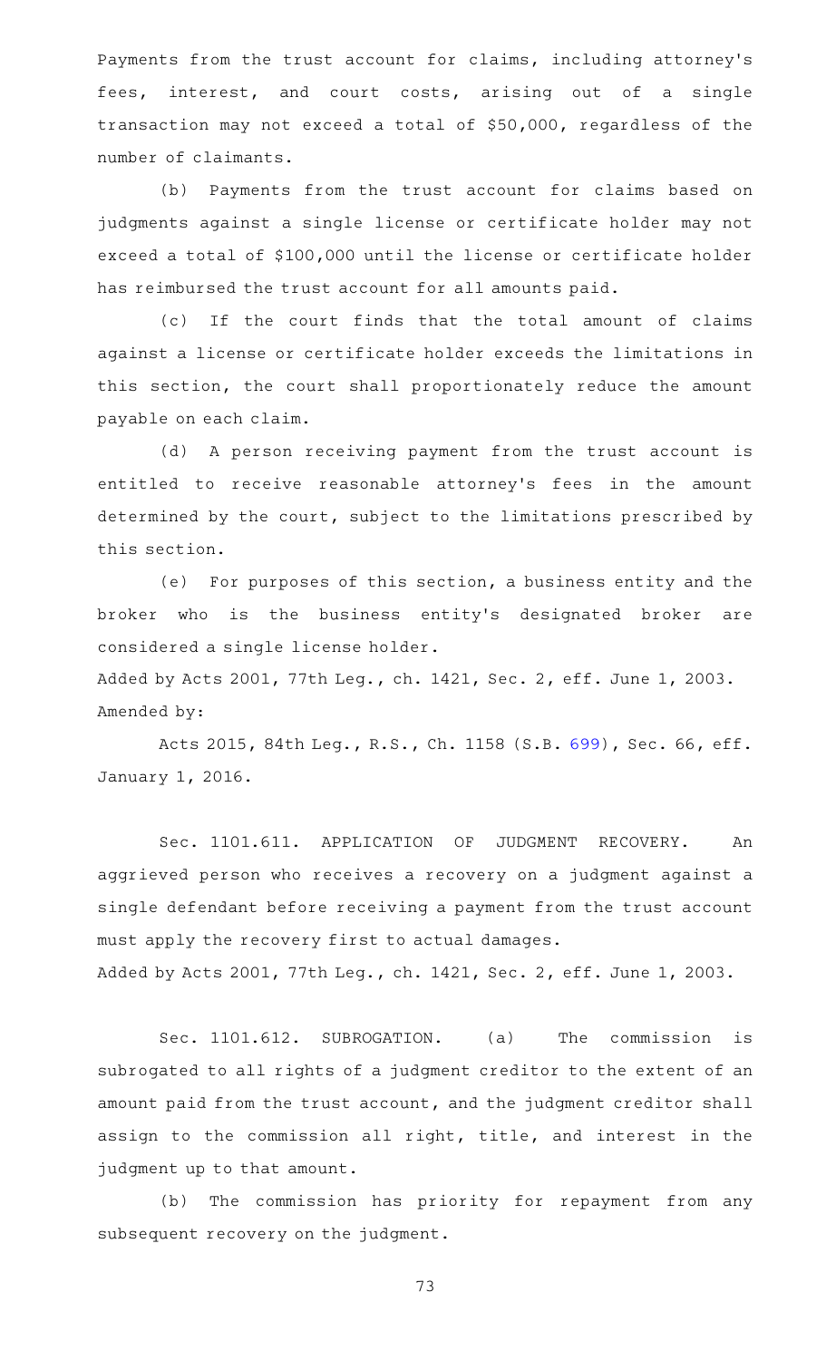Payments from the trust account for claims, including attorney's fees, interest, and court costs, arising out of a single transaction may not exceed a total of $50,000, regardless of the number of claimants.

(b) Payments from the trust account for claims based on judgments against a single license or certificate holder may not exceed a total of $100,000 until the license or certificate holder has reimbursed the trust account for all amounts paid.

(c) If the court finds that the total amount of claims against a license or certificate holder exceeds the limitations in this section, the court shall proportionately reduce the amount payable on each claim.

(d) A person receiving payment from the trust account is entitled to receive reasonable attorney's fees in the amount determined by the court, subject to the limitations prescribed by this section.

(e) For purposes of this section, a business entity and the broker who is the business entity's designated broker are considered a single license holder.

Added by Acts 2001, 77th Leg., ch. 1421, Sec. 2, eff. June 1, 2003.
Amended by:

Acts 2015, 84th Leg., R.S., Ch. 1158 (S.B. 699), Sec. 66, eff. January 1, 2016.

Sec. 1101.611. APPLICATION OF JUDGMENT RECOVERY. An aggrieved person who receives a recovery on a judgment against a single defendant before receiving a payment from the trust account must apply the recovery first to actual damages.

Added by Acts 2001, 77th Leg., ch. 1421, Sec. 2, eff. June 1, 2003.

Sec. 1101.612. SUBROGATION. (a) The commission is subrogated to all rights of a judgment creditor to the extent of an amount paid from the trust account, and the judgment creditor shall assign to the commission all right, title, and interest in the judgment up to that amount.

(b) The commission has priority for repayment from any subsequent recovery on the judgment.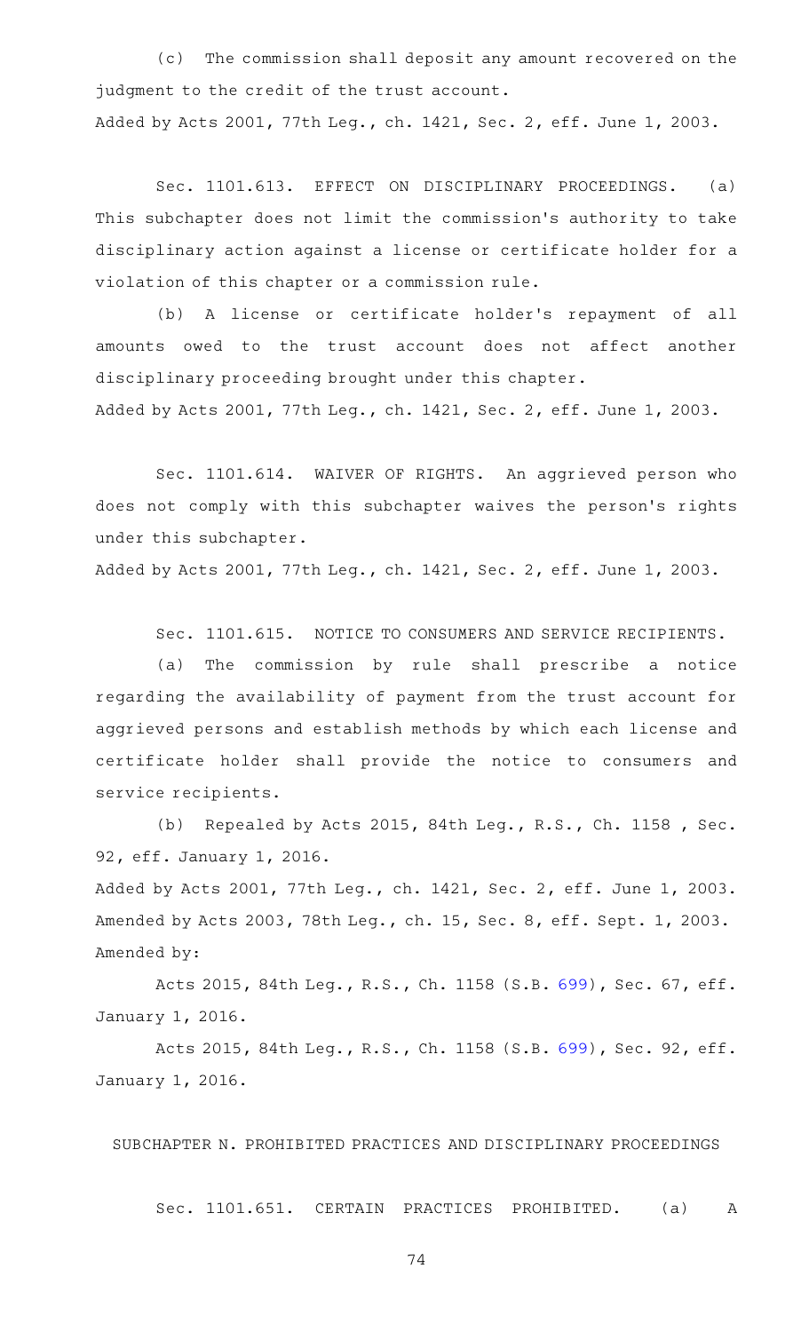(c) The commission shall deposit any amount recovered on the judgment to the credit of the trust account.

Added by Acts 2001, 77th Leg., ch. 1421, Sec. 2, eff. June 1, 2003.

Sec. 1101.613. EFFECT ON DISCIPLINARY PROCEEDINGS. (a) This subchapter does not limit the commission's authority to take disciplinary action against a license or certificate holder for a violation of this chapter or a commission rule.

(b) A license or certificate holder's repayment of all amounts owed to the trust account does not affect another disciplinary proceeding brought under this chapter.

Added by Acts 2001, 77th Leg., ch. 1421, Sec. 2, eff. June 1, 2003.

Sec. 1101.614. WAIVER OF RIGHTS. An aggrieved person who does not comply with this subchapter waives the person's rights under this subchapter.

Added by Acts 2001, 77th Leg., ch. 1421, Sec. 2, eff. June 1, 2003.

Sec. 1101.615. NOTICE TO CONSUMERS AND SERVICE RECIPIENTS.

(a) The commission by rule shall prescribe a notice regarding the availability of payment from the trust account for aggrieved persons and establish methods by which each license and certificate holder shall provide the notice to consumers and service recipients.

(b) Repealed by Acts 2015, 84th Leg., R.S., Ch. 1158 , Sec. 92, eff. January 1, 2016.

Added by Acts 2001, 77th Leg., ch. 1421, Sec. 2, eff. June 1, 2003.
Amended by Acts 2003, 78th Leg., ch. 15, Sec. 8, eff. Sept. 1, 2003.
Amended by:

Acts 2015, 84th Leg., R.S., Ch. 1158 (S.B. 699), Sec. 67, eff. January 1, 2016.

Acts 2015, 84th Leg., R.S., Ch. 1158 (S.B. 699), Sec. 92, eff. January 1, 2016.

SUBCHAPTER N. PROHIBITED PRACTICES AND DISCIPLINARY PROCEEDINGS

Sec. 1101.651. CERTAIN PRACTICES PROHIBITED. (a) A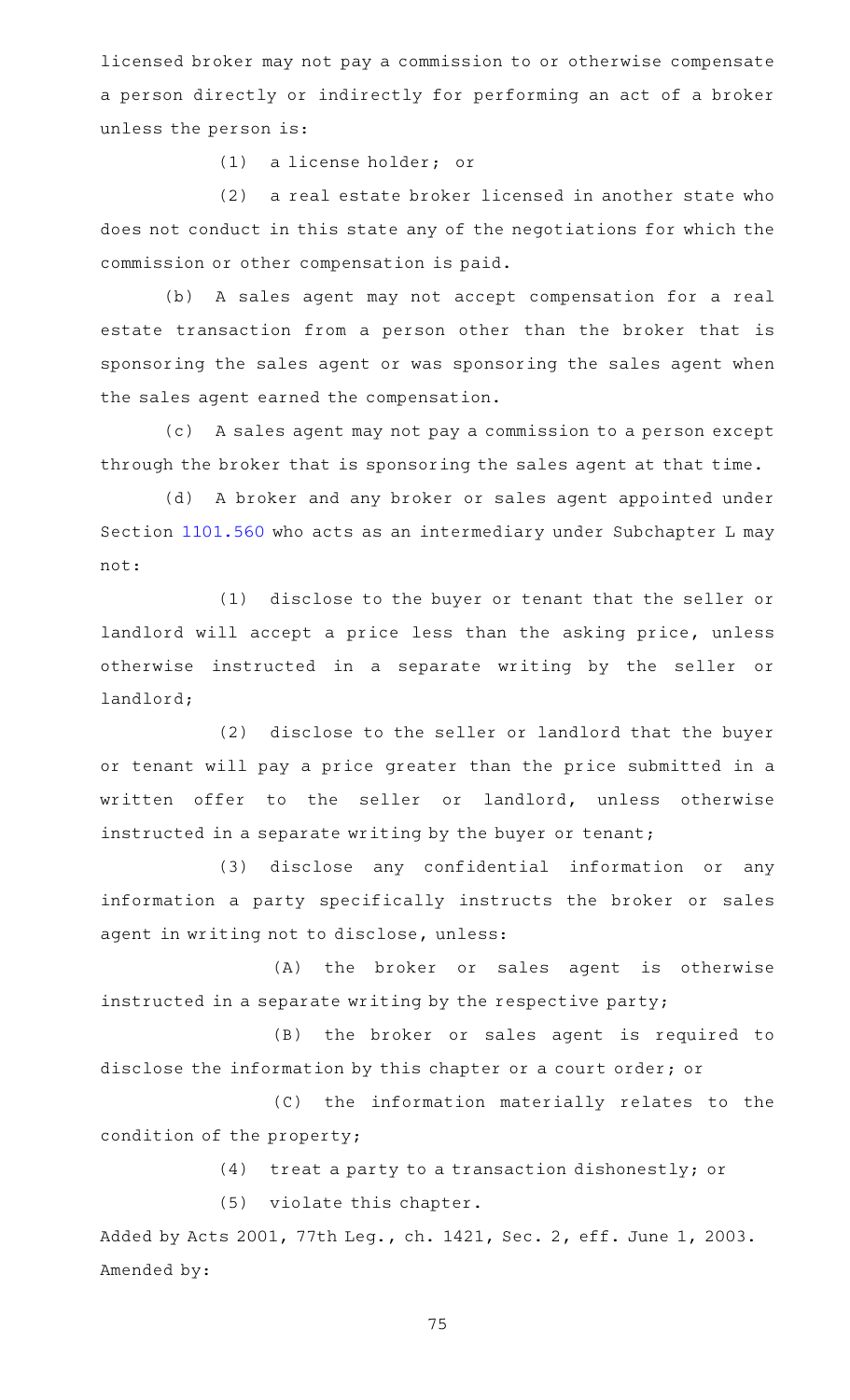licensed broker may not pay a commission to or otherwise compensate a person directly or indirectly for performing an act of a broker unless the person is:

(1) a license holder; or

(2) a real estate broker licensed in another state who does not conduct in this state any of the negotiations for which the commission or other compensation is paid.

(b) A sales agent may not accept compensation for a real estate transaction from a person other than the broker that is sponsoring the sales agent or was sponsoring the sales agent when the sales agent earned the compensation.

(c) A sales agent may not pay a commission to a person except through the broker that is sponsoring the sales agent at that time.

(d) A broker and any broker or sales agent appointed under Section 1101.560 who acts as an intermediary under Subchapter L may not:

(1) disclose to the buyer or tenant that the seller or landlord will accept a price less than the asking price, unless otherwise instructed in a separate writing by the seller or landlord;

(2) disclose to the seller or landlord that the buyer or tenant will pay a price greater than the price submitted in a written offer to the seller or landlord, unless otherwise instructed in a separate writing by the buyer or tenant;

(3) disclose any confidential information or any information a party specifically instructs the broker or sales agent in writing not to disclose, unless:

(A) the broker or sales agent is otherwise instructed in a separate writing by the respective party;

(B) the broker or sales agent is required to disclose the information by this chapter or a court order; or

(C) the information materially relates to the condition of the property;

(4) treat a party to a transaction dishonestly; or

(5) violate this chapter.

Added by Acts 2001, 77th Leg., ch. 1421, Sec. 2, eff. June 1, 2003.
Amended by: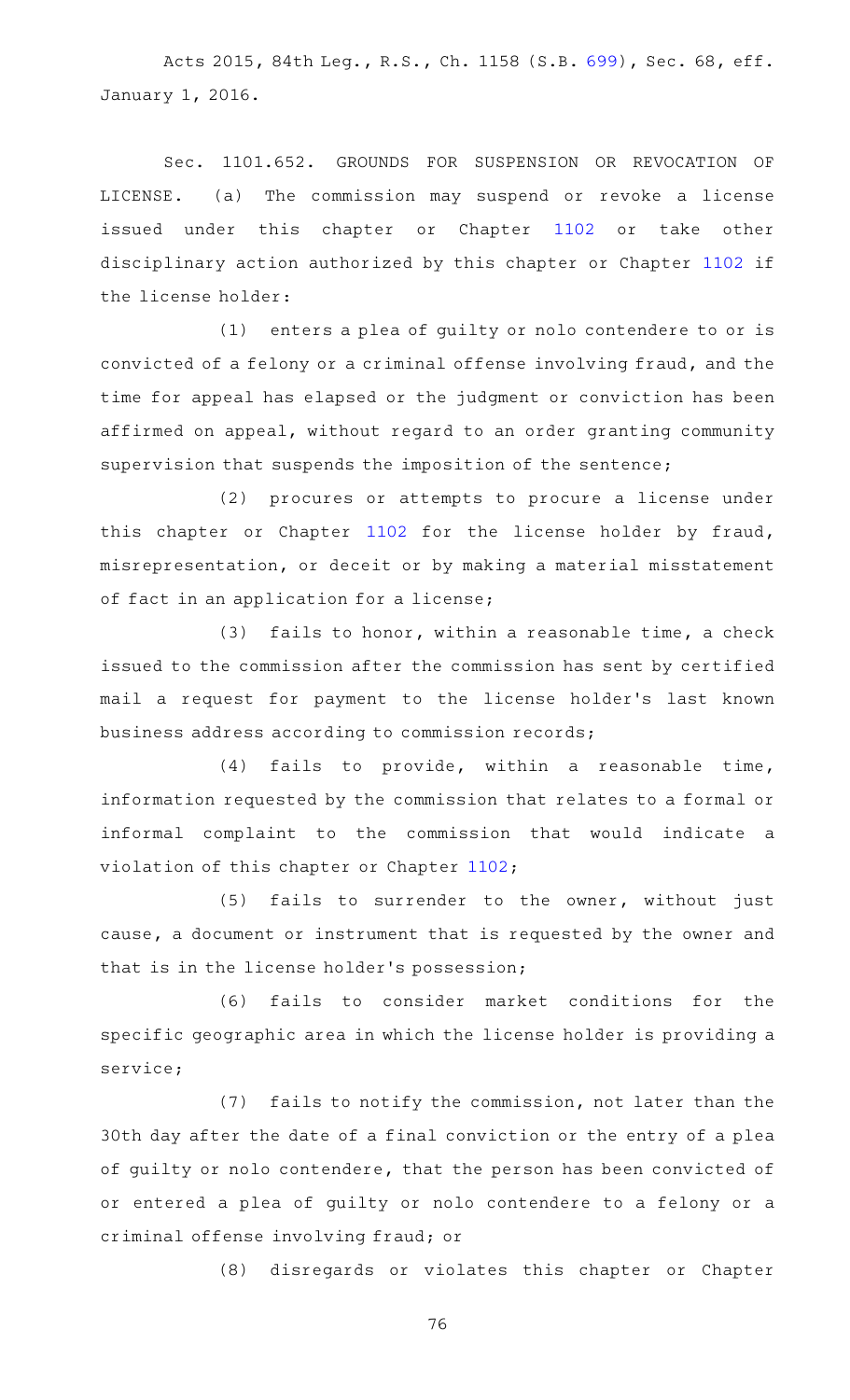Acts 2015, 84th Leg., R.S., Ch. 1158 (S.B. 699), Sec. 68, eff. January 1, 2016.

Sec. 1101.652. GROUNDS FOR SUSPENSION OR REVOCATION OF LICENSE. (a) The commission may suspend or revoke a license issued under this chapter or Chapter 1102 or take other disciplinary action authorized by this chapter or Chapter 1102 if the license holder:

(1) enters a plea of guilty or nolo contendere to or is convicted of a felony or a criminal offense involving fraud, and the time for appeal has elapsed or the judgment or conviction has been affirmed on appeal, without regard to an order granting community supervision that suspends the imposition of the sentence;

(2) procures or attempts to procure a license under this chapter or Chapter 1102 for the license holder by fraud, misrepresentation, or deceit or by making a material misstatement of fact in an application for a license;

(3) fails to honor, within a reasonable time, a check issued to the commission after the commission has sent by certified mail a request for payment to the license holder's last known business address according to commission records;

(4) fails to provide, within a reasonable time, information requested by the commission that relates to a formal or informal complaint to the commission that would indicate a violation of this chapter or Chapter 1102;

(5) fails to surrender to the owner, without just cause, a document or instrument that is requested by the owner and that is in the license holder's possession;

(6) fails to consider market conditions for the specific geographic area in which the license holder is providing a service;

(7) fails to notify the commission, not later than the 30th day after the date of a final conviction or the entry of a plea of guilty or nolo contendere, that the person has been convicted of or entered a plea of guilty or nolo contendere to a felony or a criminal offense involving fraud; or

(8) disregards or violates this chapter or Chapter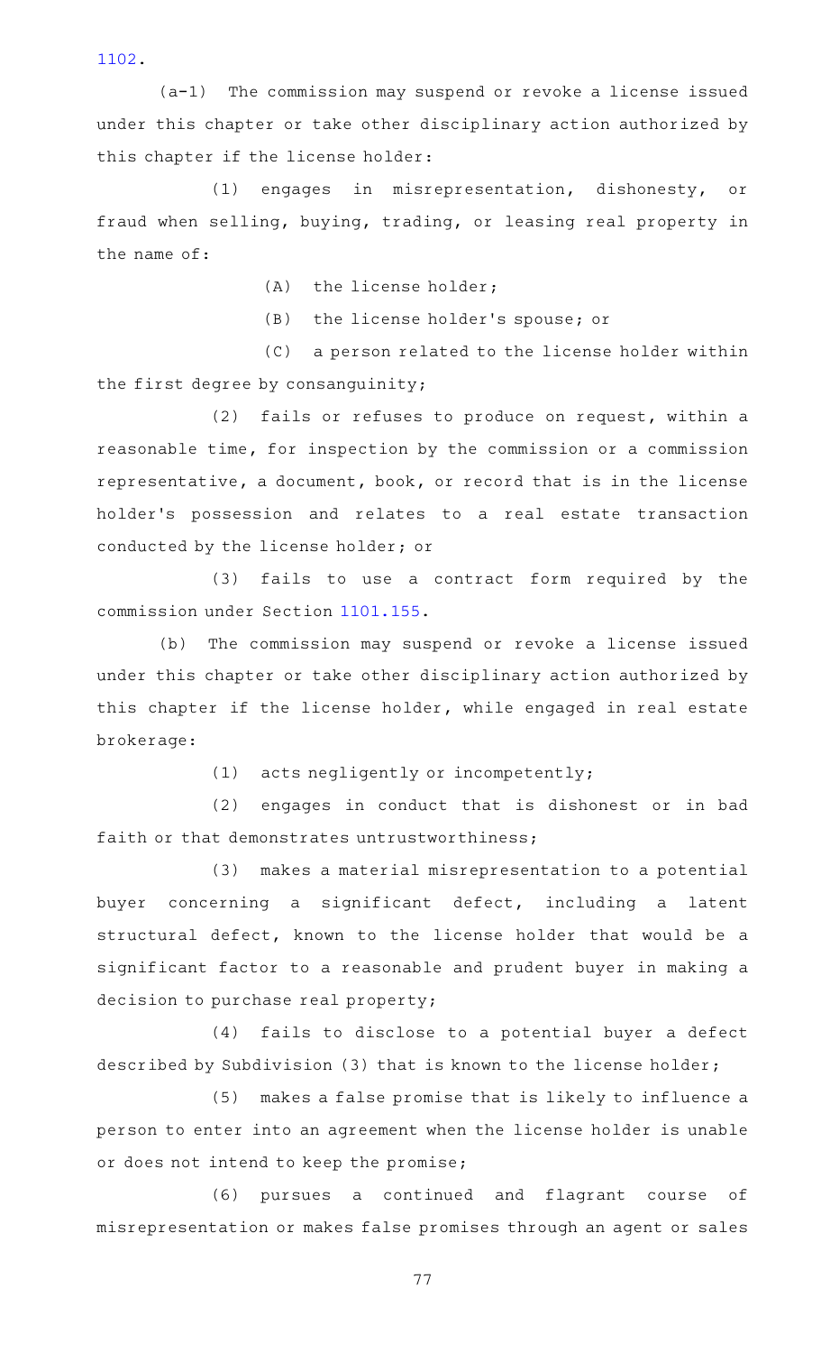1102.

(a-1) The commission may suspend or revoke a license issued under this chapter or take other disciplinary action authorized by this chapter if the license holder:

(1) engages in misrepresentation, dishonesty, or fraud when selling, buying, trading, or leasing real property in the name of:

(A) the license holder;

(B) the license holder's spouse; or

(C) a person related to the license holder within the first degree by consanguinity;

(2) fails or refuses to produce on request, within a reasonable time, for inspection by the commission or a commission representative, a document, book, or record that is in the license holder's possession and relates to a real estate transaction conducted by the license holder; or

(3) fails to use a contract form required by the commission under Section 1101.155.

(b) The commission may suspend or revoke a license issued under this chapter or take other disciplinary action authorized by this chapter if the license holder, while engaged in real estate brokerage:

(1) acts negligently or incompetently;

(2) engages in conduct that is dishonest or in bad faith or that demonstrates untrustworthiness;

(3) makes a material misrepresentation to a potential buyer concerning a significant defect, including a latent structural defect, known to the license holder that would be a significant factor to a reasonable and prudent buyer in making a decision to purchase real property;

(4) fails to disclose to a potential buyer a defect described by Subdivision (3) that is known to the license holder;

(5) makes a false promise that is likely to influence a person to enter into an agreement when the license holder is unable or does not intend to keep the promise;

(6) pursues a continued and flagrant course of misrepresentation or makes false promises through an agent or sales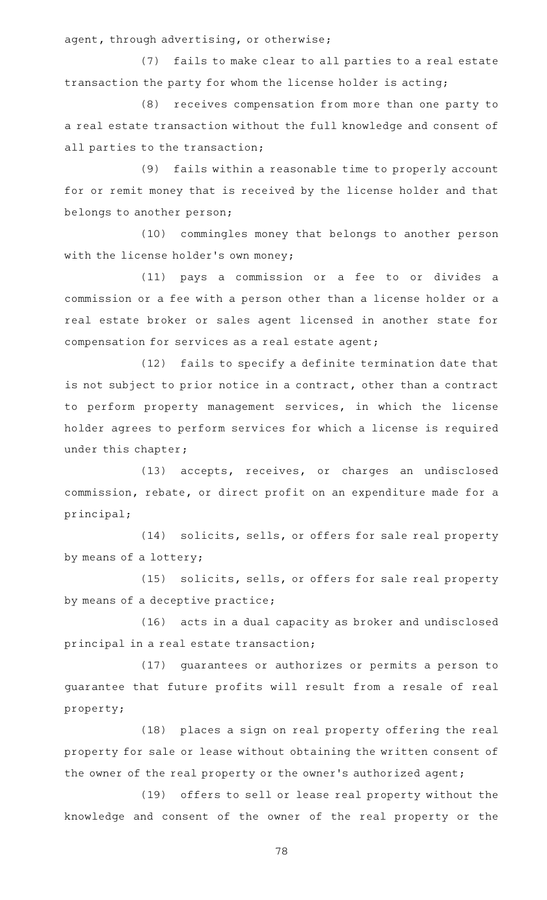agent, through advertising, or otherwise;

(7) fails to make clear to all parties to a real estate transaction the party for whom the license holder is acting;

(8) receives compensation from more than one party to a real estate transaction without the full knowledge and consent of all parties to the transaction;

(9) fails within a reasonable time to properly account for or remit money that is received by the license holder and that belongs to another person;

(10) commingles money that belongs to another person with the license holder's own money;

(11) pays a commission or a fee to or divides a commission or a fee with a person other than a license holder or a real estate broker or sales agent licensed in another state for compensation for services as a real estate agent;

(12) fails to specify a definite termination date that is not subject to prior notice in a contract, other than a contract to perform property management services, in which the license holder agrees to perform services for which a license is required under this chapter;

(13) accepts, receives, or charges an undisclosed commission, rebate, or direct profit on an expenditure made for a principal;

(14) solicits, sells, or offers for sale real property by means of a lottery;

(15) solicits, sells, or offers for sale real property by means of a deceptive practice;

(16) acts in a dual capacity as broker and undisclosed principal in a real estate transaction;

(17) guarantees or authorizes or permits a person to guarantee that future profits will result from a resale of real property;

(18) places a sign on real property offering the real property for sale or lease without obtaining the written consent of the owner of the real property or the owner's authorized agent;

(19) offers to sell or lease real property without the knowledge and consent of the owner of the real property or the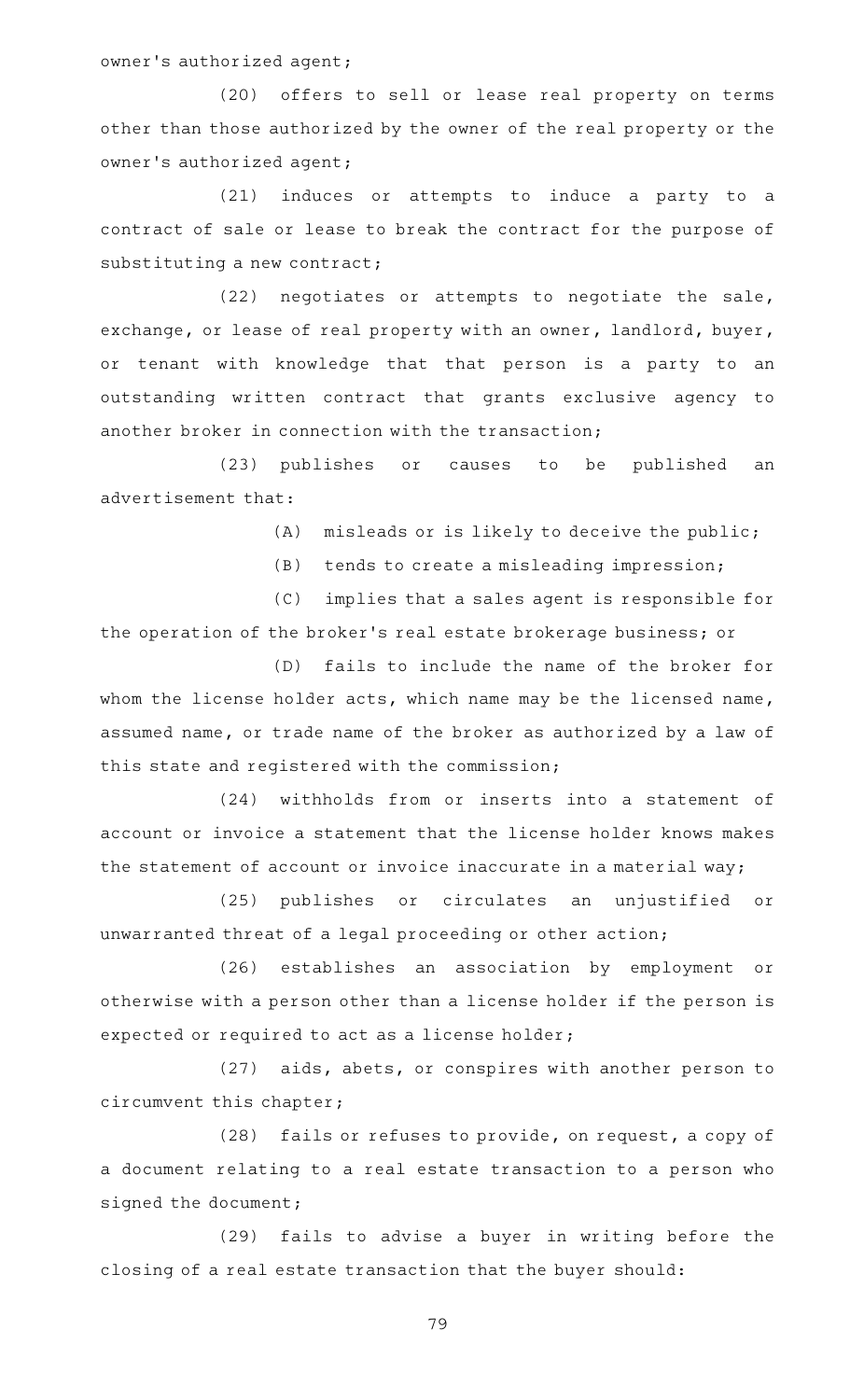owner's authorized agent;

(20) offers to sell or lease real property on terms other than those authorized by the owner of the real property or the owner's authorized agent;

(21) induces or attempts to induce a party to a contract of sale or lease to break the contract for the purpose of substituting a new contract;

(22) negotiates or attempts to negotiate the sale, exchange, or lease of real property with an owner, landlord, buyer, or tenant with knowledge that that person is a party to an outstanding written contract that grants exclusive agency to another broker in connection with the transaction;

(23) publishes or causes to be published an advertisement that:

(A) misleads or is likely to deceive the public;

(B) tends to create a misleading impression;

(C) implies that a sales agent is responsible for the operation of the broker's real estate brokerage business; or

(D) fails to include the name of the broker for whom the license holder acts, which name may be the licensed name, assumed name, or trade name of the broker as authorized by a law of this state and registered with the commission;

(24) withholds from or inserts into a statement of account or invoice a statement that the license holder knows makes the statement of account or invoice inaccurate in a material way;

(25) publishes or circulates an unjustified or unwarranted threat of a legal proceeding or other action;

(26) establishes an association by employment or otherwise with a person other than a license holder if the person is expected or required to act as a license holder;

(27) aids, abets, or conspires with another person to circumvent this chapter;

(28) fails or refuses to provide, on request, a copy of a document relating to a real estate transaction to a person who signed the document;

(29) fails to advise a buyer in writing before the closing of a real estate transaction that the buyer should: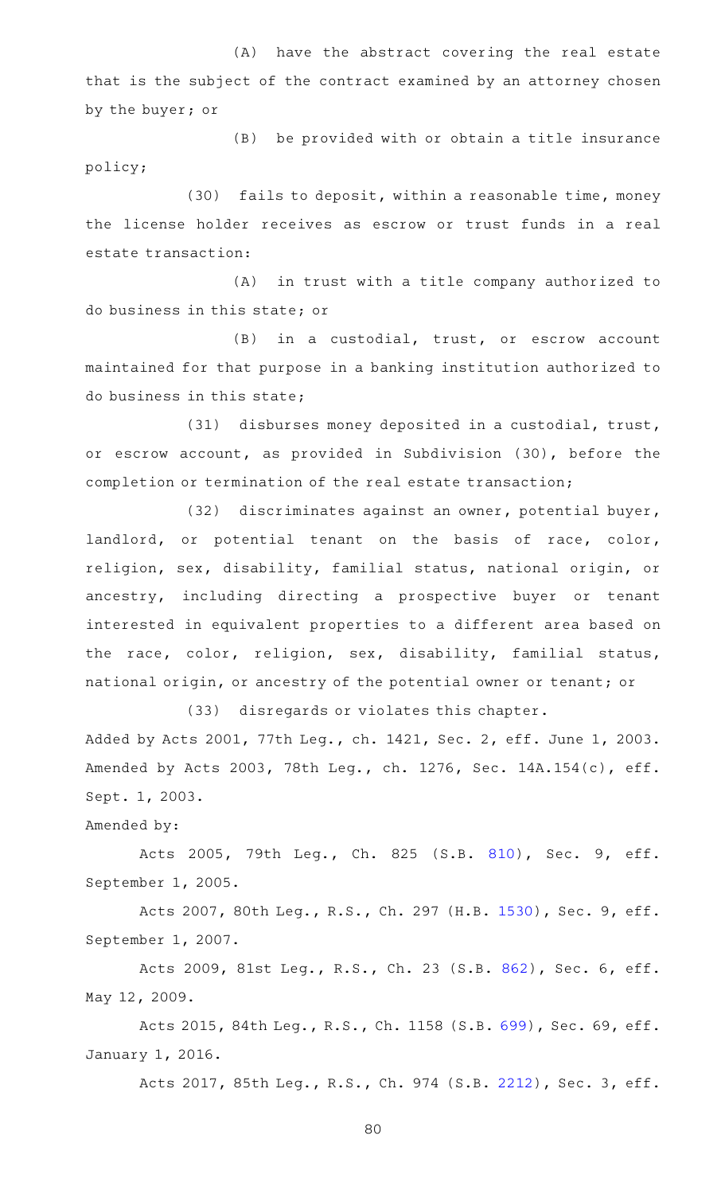(A) have the abstract covering the real estate that is the subject of the contract examined by an attorney chosen by the buyer; or

(B) be provided with or obtain a title insurance policy;

(30) fails to deposit, within a reasonable time, money the license holder receives as escrow or trust funds in a real estate transaction:

(A) in trust with a title company authorized to do business in this state; or

(B) in a custodial, trust, or escrow account maintained for that purpose in a banking institution authorized to do business in this state;

(31) disburses money deposited in a custodial, trust, or escrow account, as provided in Subdivision (30), before the completion or termination of the real estate transaction;

(32) discriminates against an owner, potential buyer, landlord, or potential tenant on the basis of race, color, religion, sex, disability, familial status, national origin, or ancestry, including directing a prospective buyer or tenant interested in equivalent properties to a different area based on the race, color, religion, sex, disability, familial status, national origin, or ancestry of the potential owner or tenant; or

(33) disregards or violates this chapter.

Added by Acts 2001, 77th Leg., ch. 1421, Sec. 2, eff. June 1, 2003. Amended by Acts 2003, 78th Leg., ch. 1276, Sec. 14A.154(c), eff. Sept. 1, 2003.

Amended by:

Acts 2005, 79th Leg., Ch. 825 (S.B. 810), Sec. 9, eff. September 1, 2005.

Acts 2007, 80th Leg., R.S., Ch. 297 (H.B. 1530), Sec. 9, eff. September 1, 2007.

Acts 2009, 81st Leg., R.S., Ch. 23 (S.B. 862), Sec. 6, eff. May 12, 2009.

Acts 2015, 84th Leg., R.S., Ch. 1158 (S.B. 699), Sec. 69, eff. January 1, 2016.

Acts 2017, 85th Leg., R.S., Ch. 974 (S.B. 2212), Sec. 3, eff.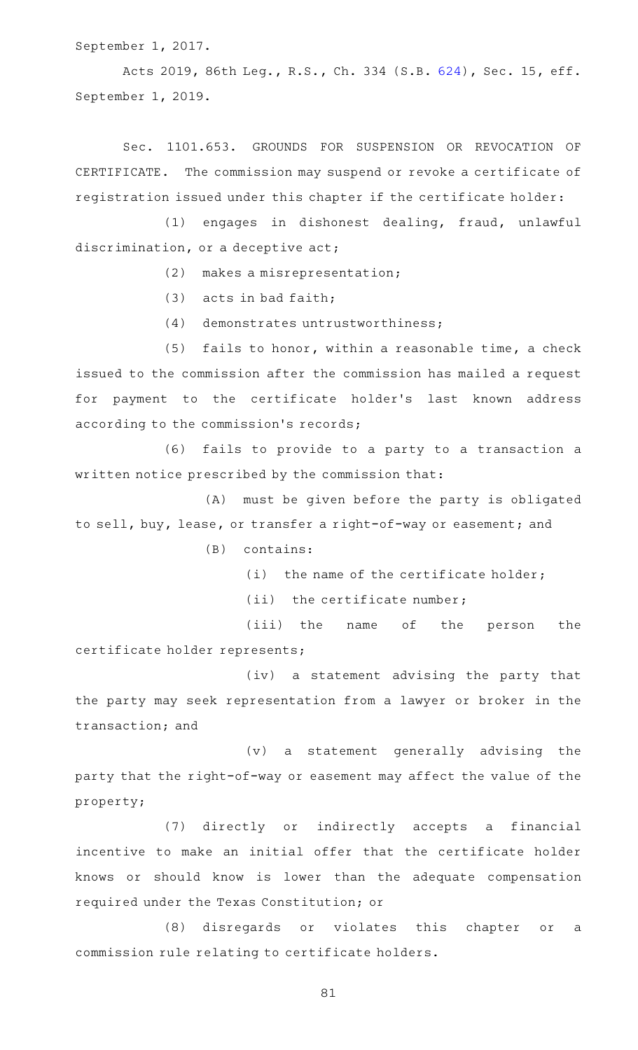September 1, 2017.

Acts 2019, 86th Leg., R.S., Ch. 334 (S.B. 624), Sec. 15, eff. September 1, 2019.

Sec. 1101.653. GROUNDS FOR SUSPENSION OR REVOCATION OF CERTIFICATE. The commission may suspend or revoke a certificate of registration issued under this chapter if the certificate holder:

(1) engages in dishonest dealing, fraud, unlawful discrimination, or a deceptive act;

(2) makes a misrepresentation;

(3) acts in bad faith;

(4) demonstrates untrustworthiness;

(5) fails to honor, within a reasonable time, a check issued to the commission after the commission has mailed a request for payment to the certificate holder's last known address according to the commission's records;

(6) fails to provide to a party to a transaction a written notice prescribed by the commission that:

(A) must be given before the party is obligated to sell, buy, lease, or transfer a right-of-way or easement; and

(B) contains:

(i) the name of the certificate holder;

(ii) the certificate number;

(iii) the name of the person the certificate holder represents;

(iv) a statement advising the party that the party may seek representation from a lawyer or broker in the transaction; and

(v) a statement generally advising the party that the right-of-way or easement may affect the value of the property;

(7) directly or indirectly accepts a financial incentive to make an initial offer that the certificate holder knows or should know is lower than the adequate compensation required under the Texas Constitution; or

(8) disregards or violates this chapter or a commission rule relating to certificate holders.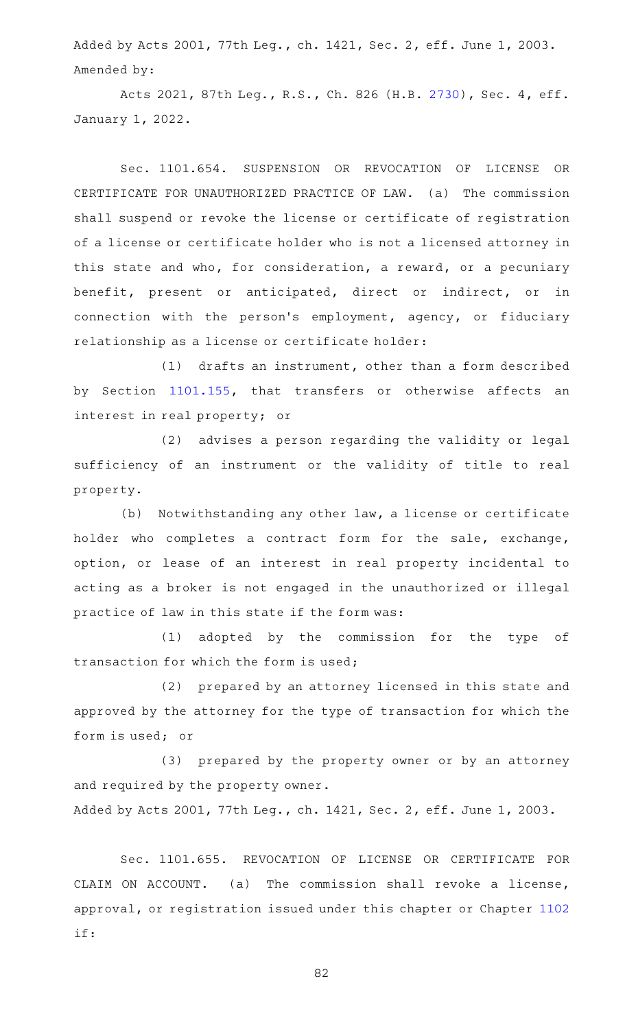Added by Acts 2001, 77th Leg., ch. 1421, Sec. 2, eff. June 1, 2003.
Amended by:

Acts 2021, 87th Leg., R.S., Ch. 826 (H.B. 2730), Sec. 4, eff. January 1, 2022.

Sec. 1101.654. SUSPENSION OR REVOCATION OF LICENSE OR CERTIFICATE FOR UNAUTHORIZED PRACTICE OF LAW. (a) The commission shall suspend or revoke the license or certificate of registration of a license or certificate holder who is not a licensed attorney in this state and who, for consideration, a reward, or a pecuniary benefit, present or anticipated, direct or indirect, or in connection with the person's employment, agency, or fiduciary relationship as a license or certificate holder:

(1) drafts an instrument, other than a form described by Section 1101.155, that transfers or otherwise affects an interest in real property; or

(2) advises a person regarding the validity or legal sufficiency of an instrument or the validity of title to real property.

(b) Notwithstanding any other law, a license or certificate holder who completes a contract form for the sale, exchange, option, or lease of an interest in real property incidental to acting as a broker is not engaged in the unauthorized or illegal practice of law in this state if the form was:

(1) adopted by the commission for the type of transaction for which the form is used;

(2) prepared by an attorney licensed in this state and approved by the attorney for the type of transaction for which the form is used; or

(3) prepared by the property owner or by an attorney and required by the property owner.

Added by Acts 2001, 77th Leg., ch. 1421, Sec. 2, eff. June 1, 2003.

Sec. 1101.655. REVOCATION OF LICENSE OR CERTIFICATE FOR CLAIM ON ACCOUNT. (a) The commission shall revoke a license, approval, or registration issued under this chapter or Chapter 1102 if: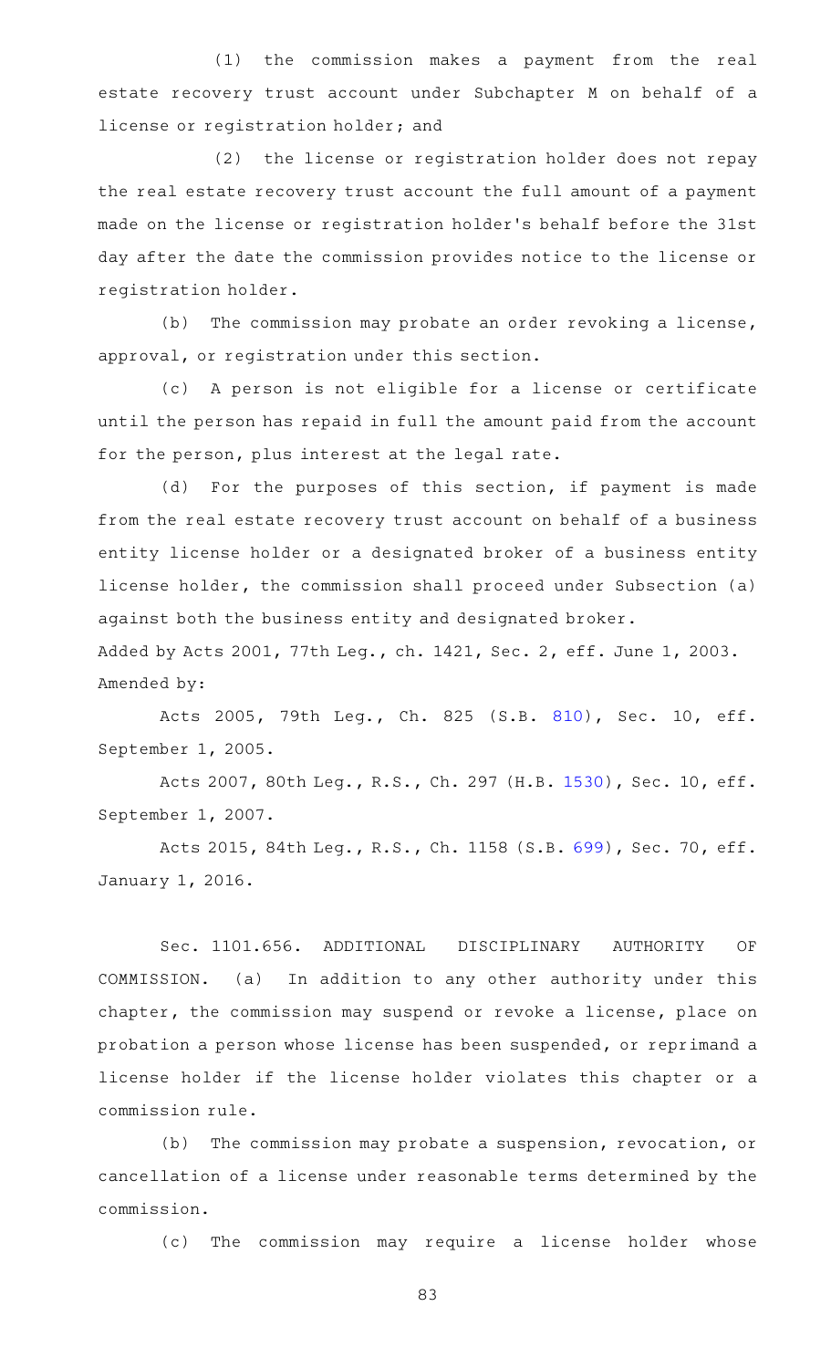(1) the commission makes a payment from the real estate recovery trust account under Subchapter M on behalf of a license or registration holder; and

(2) the license or registration holder does not repay the real estate recovery trust account the full amount of a payment made on the license or registration holder's behalf before the 31st day after the date the commission provides notice to the license or registration holder.

(b) The commission may probate an order revoking a license, approval, or registration under this section.

(c) A person is not eligible for a license or certificate until the person has repaid in full the amount paid from the account for the person, plus interest at the legal rate.

(d) For the purposes of this section, if payment is made from the real estate recovery trust account on behalf of a business entity license holder or a designated broker of a business entity license holder, the commission shall proceed under Subsection (a) against both the business entity and designated broker.

Added by Acts 2001, 77th Leg., ch. 1421, Sec. 2, eff. June 1, 2003.
Amended by:

Acts 2005, 79th Leg., Ch. 825 (S.B. 810), Sec. 10, eff. September 1, 2005.

Acts 2007, 80th Leg., R.S., Ch. 297 (H.B. 1530), Sec. 10, eff. September 1, 2007.

Acts 2015, 84th Leg., R.S., Ch. 1158 (S.B. 699), Sec. 70, eff. January 1, 2016.

Sec. 1101.656. ADDITIONAL DISCIPLINARY AUTHORITY OF COMMISSION. (a) In addition to any other authority under this chapter, the commission may suspend or revoke a license, place on probation a person whose license has been suspended, or reprimand a license holder if the license holder violates this chapter or a commission rule.

(b) The commission may probate a suspension, revocation, or cancellation of a license under reasonable terms determined by the commission.

(c) The commission may require a license holder whose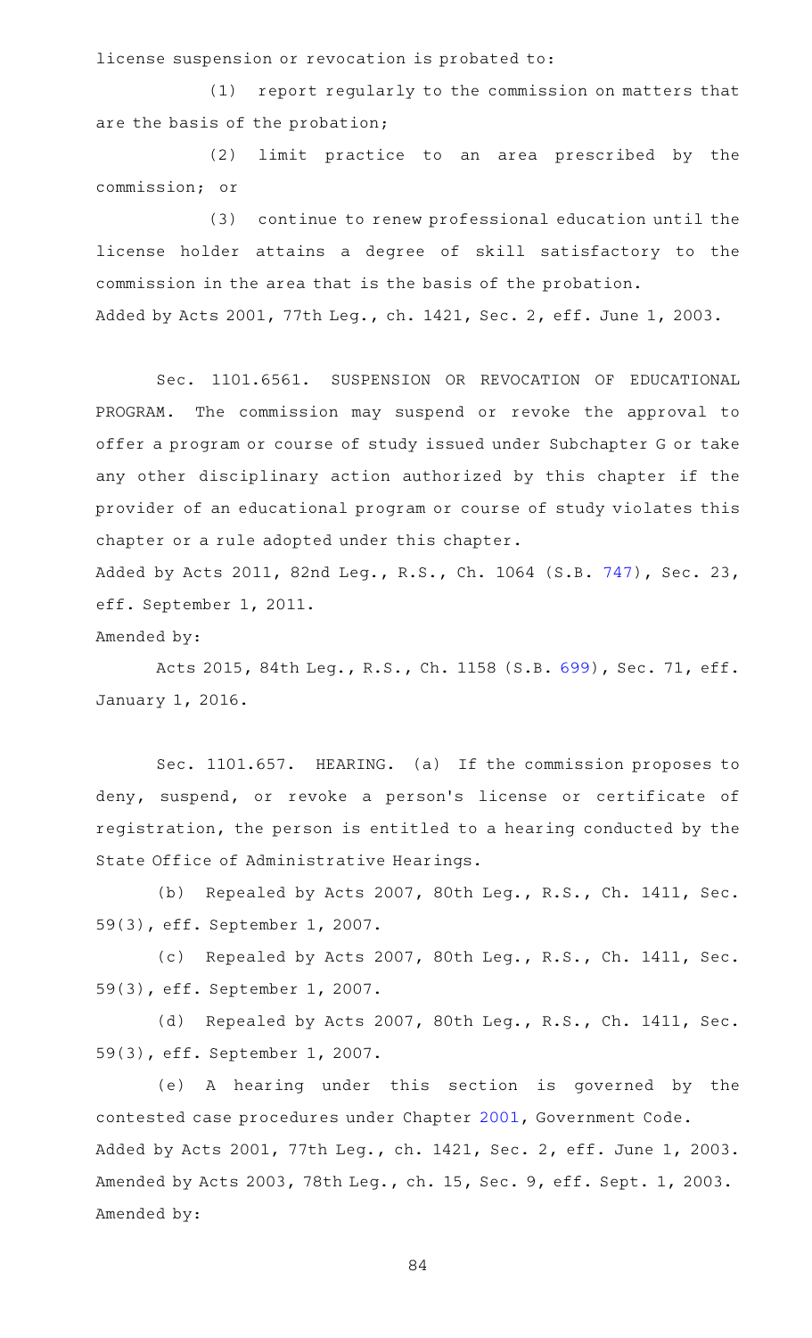license suspension or revocation is probated to:

(1) report regularly to the commission on matters that are the basis of the probation;

(2) limit practice to an area prescribed by the commission; or

(3) continue to renew professional education until the license holder attains a degree of skill satisfactory to the commission in the area that is the basis of the probation.

Added by Acts 2001, 77th Leg., ch. 1421, Sec. 2, eff. June 1, 2003.

Sec. 1101.6561. SUSPENSION OR REVOCATION OF EDUCATIONAL PROGRAM. The commission may suspend or revoke the approval to offer a program or course of study issued under Subchapter G or take any other disciplinary action authorized by this chapter if the provider of an educational program or course of study violates this chapter or a rule adopted under this chapter.

Added by Acts 2011, 82nd Leg., R.S., Ch. 1064 (S.B. 747), Sec. 23, eff. September 1, 2011.

Amended by:

Acts 2015, 84th Leg., R.S., Ch. 1158 (S.B. 699), Sec. 71, eff. January 1, 2016.

Sec. 1101.657. HEARING. (a) If the commission proposes to deny, suspend, or revoke a person's license or certificate of registration, the person is entitled to a hearing conducted by the State Office of Administrative Hearings.

(b) Repealed by Acts 2007, 80th Leg., R.S., Ch. 1411, Sec. 59(3), eff. September 1, 2007.

(c) Repealed by Acts 2007, 80th Leg., R.S., Ch. 1411, Sec. 59(3), eff. September 1, 2007.

(d) Repealed by Acts 2007, 80th Leg., R.S., Ch. 1411, Sec. 59(3), eff. September 1, 2007.

(e) A hearing under this section is governed by the contested case procedures under Chapter 2001, Government Code.

Added by Acts 2001, 77th Leg., ch. 1421, Sec. 2, eff. June 1, 2003.
Amended by Acts 2003, 78th Leg., ch. 15, Sec. 9, eff. Sept. 1, 2003.
Amended by: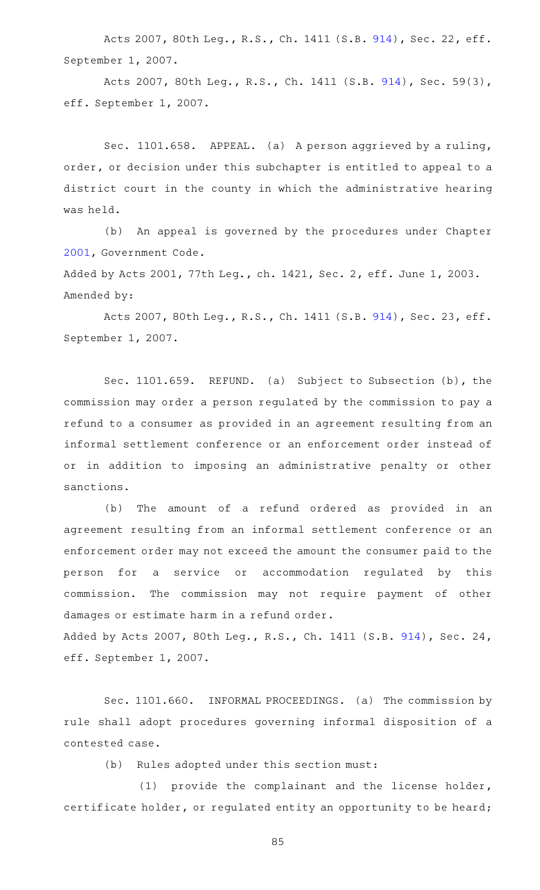Acts 2007, 80th Leg., R.S., Ch. 1411 (S.B. 914), Sec. 22, eff. September 1, 2007.

Acts 2007, 80th Leg., R.S., Ch. 1411 (S.B. 914), Sec. 59(3), eff. September 1, 2007.

Sec. 1101.658. APPEAL. (a) A person aggrieved by a ruling, order, or decision under this subchapter is entitled to appeal to a district court in the county in which the administrative hearing was held.

(b) An appeal is governed by the procedures under Chapter 2001, Government Code.

Added by Acts 2001, 77th Leg., ch. 1421, Sec. 2, eff. June 1, 2003.

Amended by:

Acts 2007, 80th Leg., R.S., Ch. 1411 (S.B. 914), Sec. 23, eff. September 1, 2007.

Sec. 1101.659. REFUND. (a) Subject to Subsection (b), the commission may order a person regulated by the commission to pay a refund to a consumer as provided in an agreement resulting from an informal settlement conference or an enforcement order instead of or in addition to imposing an administrative penalty or other sanctions.

(b) The amount of a refund ordered as provided in an agreement resulting from an informal settlement conference or an enforcement order may not exceed the amount the consumer paid to the person for a service or accommodation regulated by this commission. The commission may not require payment of other damages or estimate harm in a refund order.

Added by Acts 2007, 80th Leg., R.S., Ch. 1411 (S.B. 914), Sec. 24, eff. September 1, 2007.

Sec. 1101.660. INFORMAL PROCEEDINGS. (a) The commission by rule shall adopt procedures governing informal disposition of a contested case.

(b) Rules adopted under this section must:

(1) provide the complainant and the license holder, certificate holder, or regulated entity an opportunity to be heard;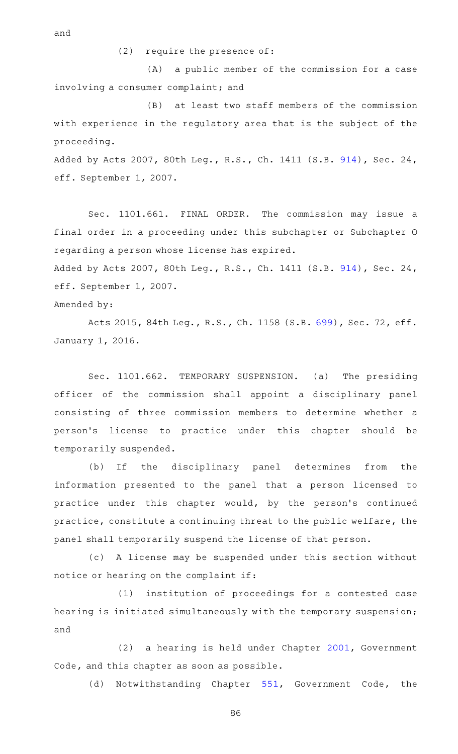and

(2) require the presence of:

(A) a public member of the commission for a case involving a consumer complaint; and

(B) at least two staff members of the commission with experience in the regulatory area that is the subject of the proceeding.

Added by Acts 2007, 80th Leg., R.S., Ch. 1411 (S.B. 914), Sec. 24, eff. September 1, 2007.

Sec. 1101.661. FINAL ORDER. The commission may issue a final order in a proceeding under this subchapter or Subchapter O regarding a person whose license has expired.

Added by Acts 2007, 80th Leg., R.S., Ch. 1411 (S.B. 914), Sec. 24, eff. September 1, 2007.

Amended by:

Acts 2015, 84th Leg., R.S., Ch. 1158 (S.B. 699), Sec. 72, eff. January 1, 2016.

Sec. 1101.662. TEMPORARY SUSPENSION. (a) The presiding officer of the commission shall appoint a disciplinary panel consisting of three commission members to determine whether a person's license to practice under this chapter should be temporarily suspended.

(b) If the disciplinary panel determines from the information presented to the panel that a person licensed to practice under this chapter would, by the person's continued practice, constitute a continuing threat to the public welfare, the panel shall temporarily suspend the license of that person.

(c) A license may be suspended under this section without notice or hearing on the complaint if:

(1) institution of proceedings for a contested case hearing is initiated simultaneously with the temporary suspension; and

(2) a hearing is held under Chapter 2001, Government Code, and this chapter as soon as possible.

(d) Notwithstanding Chapter 551, Government Code, the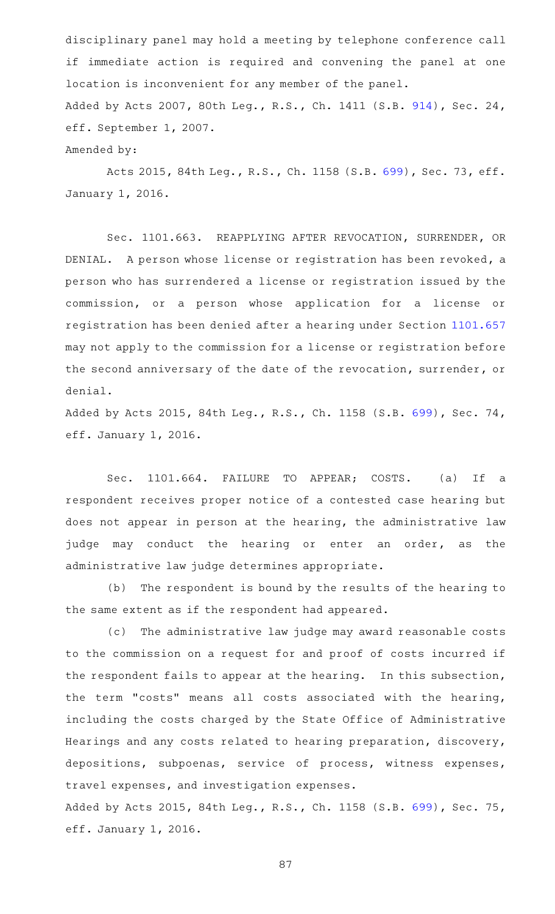disciplinary panel may hold a meeting by telephone conference call if immediate action is required and convening the panel at one location is inconvenient for any member of the panel.

Added by Acts 2007, 80th Leg., R.S., Ch. 1411 (S.B. 914), Sec. 24, eff. September 1, 2007.

Amended by:

Acts 2015, 84th Leg., R.S., Ch. 1158 (S.B. 699), Sec. 73, eff. January 1, 2016.

Sec. 1101.663. REAPPLYING AFTER REVOCATION, SURRENDER, OR DENIAL. A person whose license or registration has been revoked, a person who has surrendered a license or registration issued by the commission, or a person whose application for a license or registration has been denied after a hearing under Section 1101.657 may not apply to the commission for a license or registration before the second anniversary of the date of the revocation, surrender, or denial.

Added by Acts 2015, 84th Leg., R.S., Ch. 1158 (S.B. 699), Sec. 74, eff. January 1, 2016.

Sec. 1101.664. FAILURE TO APPEAR; COSTS. (a) If a respondent receives proper notice of a contested case hearing but does not appear in person at the hearing, the administrative law judge may conduct the hearing or enter an order, as the administrative law judge determines appropriate.

(b) The respondent is bound by the results of the hearing to the same extent as if the respondent had appeared.

(c) The administrative law judge may award reasonable costs to the commission on a request for and proof of costs incurred if the respondent fails to appear at the hearing. In this subsection, the term "costs" means all costs associated with the hearing, including the costs charged by the State Office of Administrative Hearings and any costs related to hearing preparation, discovery, depositions, subpoenas, service of process, witness expenses, travel expenses, and investigation expenses.

Added by Acts 2015, 84th Leg., R.S., Ch. 1158 (S.B. 699), Sec. 75, eff. January 1, 2016.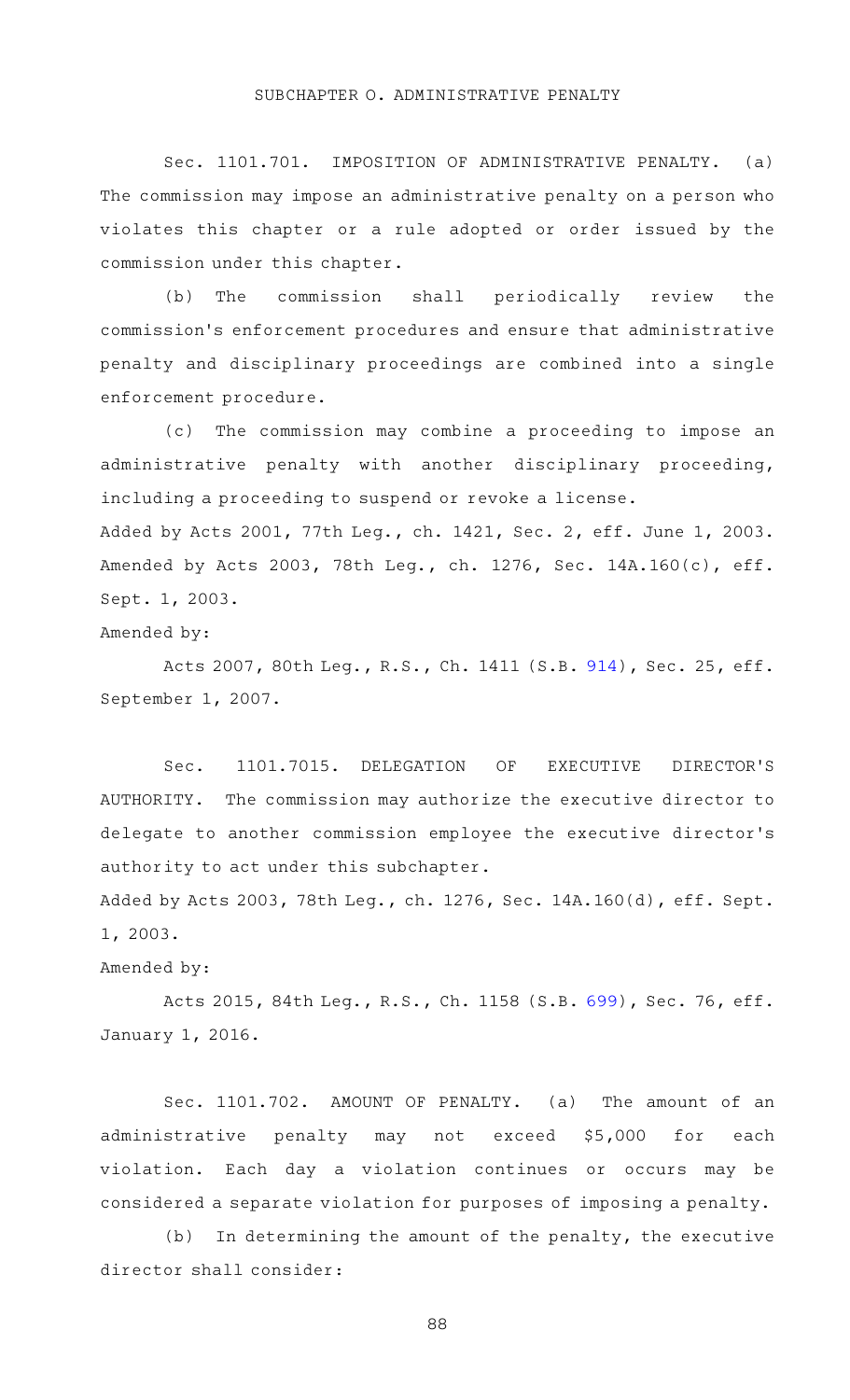## SUBCHAPTER O. ADMINISTRATIVE PENALTY

Sec. 1101.701. IMPOSITION OF ADMINISTRATIVE PENALTY. (a) The commission may impose an administrative penalty on a person who violates this chapter or a rule adopted or order issued by the commission under this chapter.

(b) The commission shall periodically review the commission's enforcement procedures and ensure that administrative penalty and disciplinary proceedings are combined into a single enforcement procedure.

(c) The commission may combine a proceeding to impose an administrative penalty with another disciplinary proceeding, including a proceeding to suspend or revoke a license.

Added by Acts 2001, 77th Leg., ch. 1421, Sec. 2, eff. June 1, 2003. Amended by Acts 2003, 78th Leg., ch. 1276, Sec. 14A.160(c), eff. Sept. 1, 2003.

Amended by:

Acts 2007, 80th Leg., R.S., Ch. 1411 (S.B. 914), Sec. 25, eff. September 1, 2007.

Sec. 1101.7015. DELEGATION OF EXECUTIVE DIRECTOR'S AUTHORITY. The commission may authorize the executive director to delegate to another commission employee the executive director's authority to act under this subchapter.

Added by Acts 2003, 78th Leg., ch. 1276, Sec. 14A.160(d), eff. Sept. 1, 2003.

Amended by:

Acts 2015, 84th Leg., R.S., Ch. 1158 (S.B. 699), Sec. 76, eff. January 1, 2016.

Sec. 1101.702. AMOUNT OF PENALTY. (a) The amount of an administrative penalty may not exceed $5,000 for each violation. Each day a violation continues or occurs may be considered a separate violation for purposes of imposing a penalty.

(b) In determining the amount of the penalty, the executive director shall consider: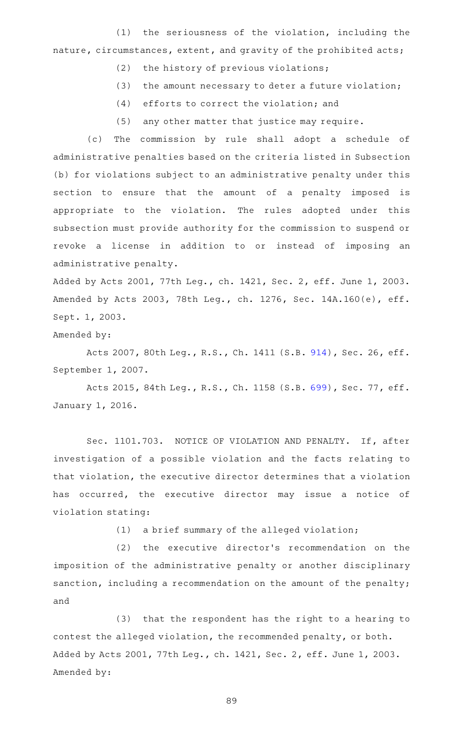(1) the seriousness of the violation, including the nature, circumstances, extent, and gravity of the prohibited acts;

(2) the history of previous violations;

(3) the amount necessary to deter a future violation;

(4) efforts to correct the violation; and

(5) any other matter that justice may require.

(c) The commission by rule shall adopt a schedule of administrative penalties based on the criteria listed in Subsection (b) for violations subject to an administrative penalty under this section to ensure that the amount of a penalty imposed is appropriate to the violation. The rules adopted under this subsection must provide authority for the commission to suspend or revoke a license in addition to or instead of imposing an administrative penalty.

Added by Acts 2001, 77th Leg., ch. 1421, Sec. 2, eff. June 1, 2003. Amended by Acts 2003, 78th Leg., ch. 1276, Sec. 14A.160(e), eff. Sept. 1, 2003.

Amended by:

Acts 2007, 80th Leg., R.S., Ch. 1411 (S.B. 914), Sec. 26, eff. September 1, 2007.

Acts 2015, 84th Leg., R.S., Ch. 1158 (S.B. 699), Sec. 77, eff. January 1, 2016.

Sec. 1101.703. NOTICE OF VIOLATION AND PENALTY. If, after investigation of a possible violation and the facts relating to that violation, the executive director determines that a violation has occurred, the executive director may issue a notice of violation stating:

(1) a brief summary of the alleged violation;

(2) the executive director's recommendation on the imposition of the administrative penalty or another disciplinary sanction, including a recommendation on the amount of the penalty; and

(3) that the respondent has the right to a hearing to contest the alleged violation, the recommended penalty, or both.

Added by Acts 2001, 77th Leg., ch. 1421, Sec. 2, eff. June 1, 2003.

Amended by: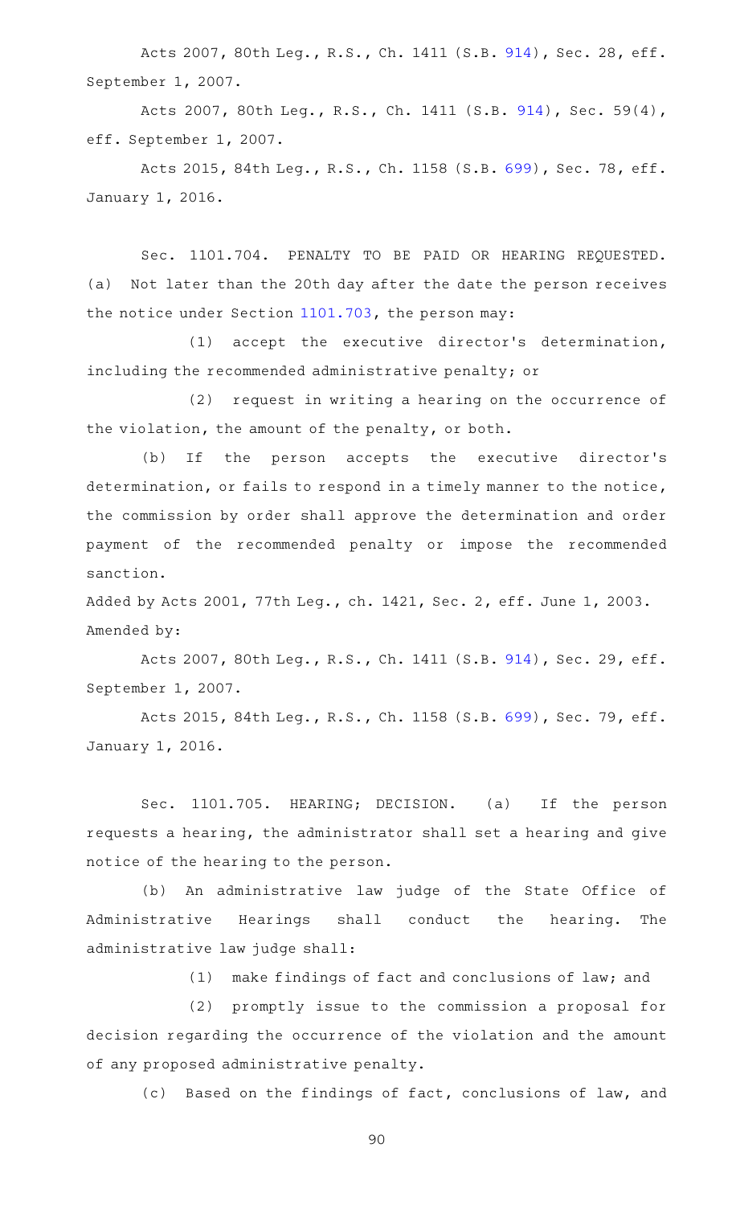Acts 2007, 80th Leg., R.S., Ch. 1411 (S.B. 914), Sec. 28, eff. September 1, 2007.

Acts 2007, 80th Leg., R.S., Ch. 1411 (S.B. 914), Sec. 59(4), eff. September 1, 2007.

Acts 2015, 84th Leg., R.S., Ch. 1158 (S.B. 699), Sec. 78, eff. January 1, 2016.

Sec. 1101.704. PENALTY TO BE PAID OR HEARING REQUESTED. (a) Not later than the 20th day after the date the person receives the notice under Section 1101.703, the person may:

(1) accept the executive director's determination, including the recommended administrative penalty; or

(2) request in writing a hearing on the occurrence of the violation, the amount of the penalty, or both.

(b) If the person accepts the executive director's determination, or fails to respond in a timely manner to the notice, the commission by order shall approve the determination and order payment of the recommended penalty or impose the recommended sanction.

Added by Acts 2001, 77th Leg., ch. 1421, Sec. 2, eff. June 1, 2003.
Amended by:

Acts 2007, 80th Leg., R.S., Ch. 1411 (S.B. 914), Sec. 29, eff. September 1, 2007.

Acts 2015, 84th Leg., R.S., Ch. 1158 (S.B. 699), Sec. 79, eff. January 1, 2016.

Sec. 1101.705. HEARING; DECISION. (a) If the person requests a hearing, the administrator shall set a hearing and give notice of the hearing to the person.

(b) An administrative law judge of the State Office of Administrative Hearings shall conduct the hearing. The administrative law judge shall:

(1) make findings of fact and conclusions of law; and

(2) promptly issue to the commission a proposal for decision regarding the occurrence of the violation and the amount of any proposed administrative penalty.

(c) Based on the findings of fact, conclusions of law, and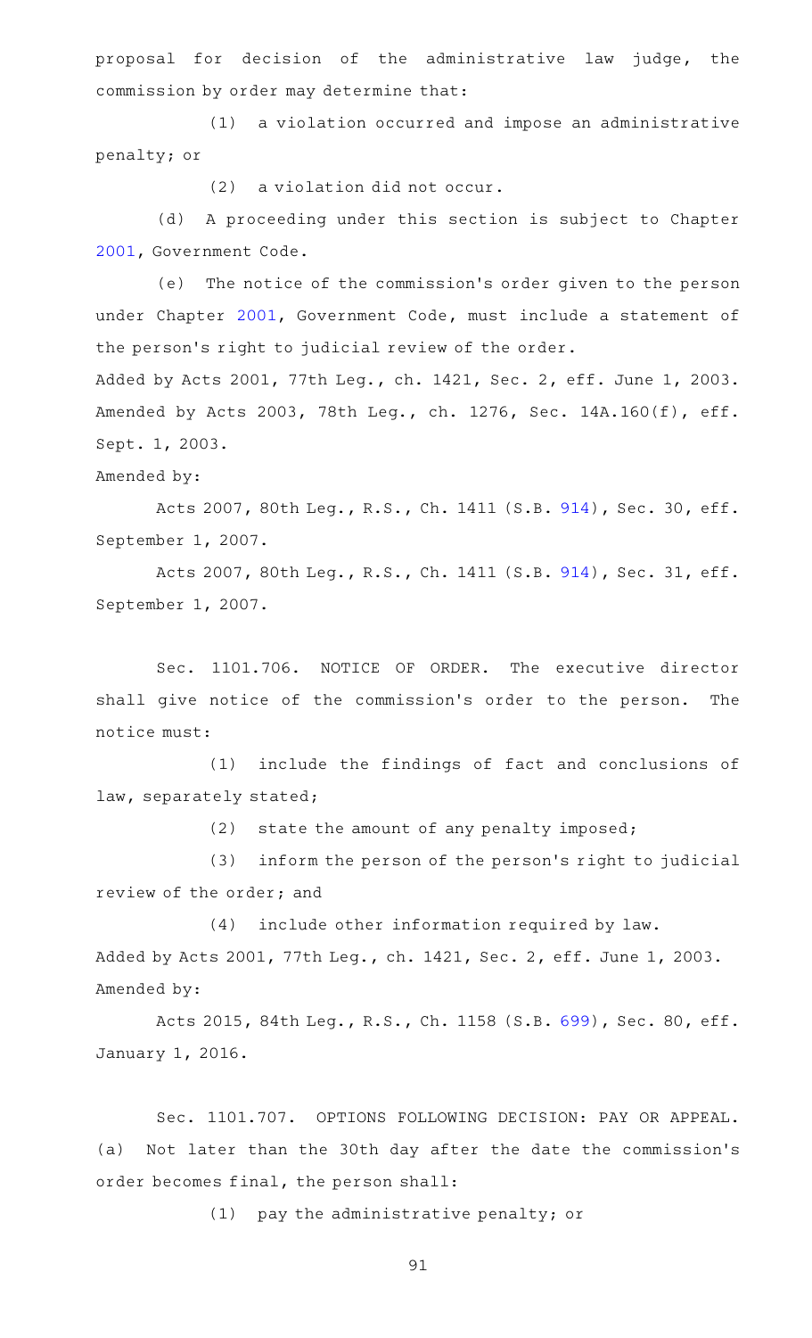proposal for decision of the administrative law judge, the commission by order may determine that:

(1) a violation occurred and impose an administrative penalty; or

(2) a violation did not occur.

(d) A proceeding under this section is subject to Chapter 2001, Government Code.

(e) The notice of the commission's order given to the person under Chapter 2001, Government Code, must include a statement of the person's right to judicial review of the order.

Added by Acts 2001, 77th Leg., ch. 1421, Sec. 2, eff. June 1, 2003. Amended by Acts 2003, 78th Leg., ch. 1276, Sec. 14A.160(f), eff. Sept. 1, 2003.

Amended by:

Acts 2007, 80th Leg., R.S., Ch. 1411 (S.B. 914), Sec. 30, eff. September 1, 2007.

Acts 2007, 80th Leg., R.S., Ch. 1411 (S.B. 914), Sec. 31, eff. September 1, 2007.

Sec. 1101.706. NOTICE OF ORDER. The executive director shall give notice of the commission's order to the person. The notice must:

(1) include the findings of fact and conclusions of law, separately stated;

(2) state the amount of any penalty imposed;

(3) inform the person of the person's right to judicial review of the order; and

(4) include other information required by law.

Added by Acts 2001, 77th Leg., ch. 1421, Sec. 2, eff. June 1, 2003.

Amended by:

Acts 2015, 84th Leg., R.S., Ch. 1158 (S.B. 699), Sec. 80, eff. January 1, 2016.

Sec. 1101.707. OPTIONS FOLLOWING DECISION: PAY OR APPEAL. (a) Not later than the 30th day after the date the commission's order becomes final, the person shall:

(1) pay the administrative penalty; or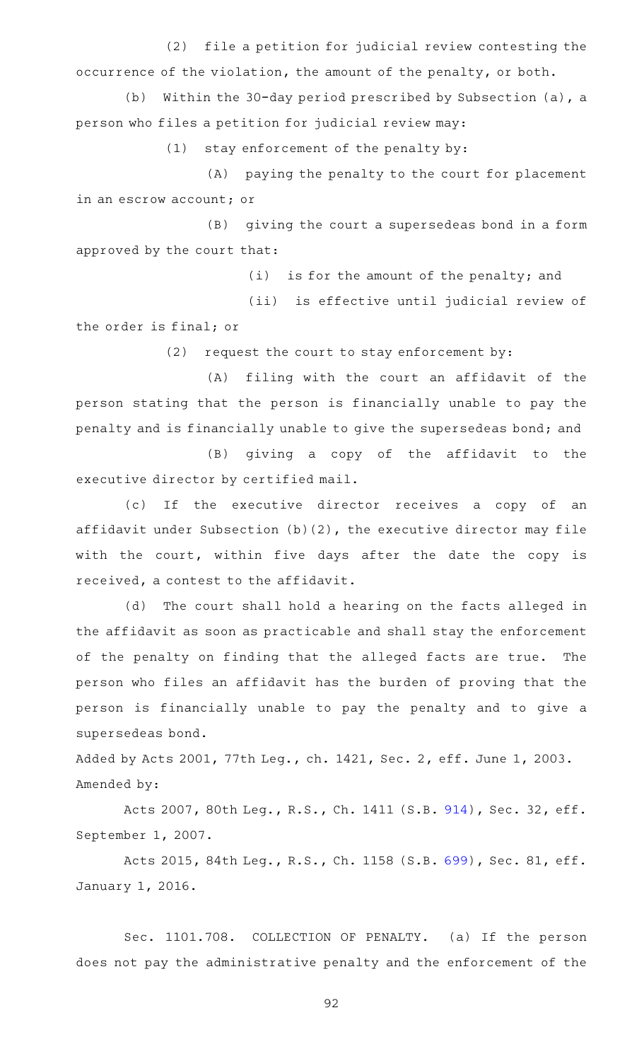(2) file a petition for judicial review contesting the occurrence of the violation, the amount of the penalty, or both.

(b) Within the 30-day period prescribed by Subsection (a), a person who files a petition for judicial review may:

(1) stay enforcement of the penalty by:

(A) paying the penalty to the court for placement in an escrow account; or

(B) giving the court a supersedeas bond in a form approved by the court that:

(i) is for the amount of the penalty; and

(ii) is effective until judicial review of the order is final; or

(2) request the court to stay enforcement by:

(A) filing with the court an affidavit of the person stating that the person is financially unable to pay the penalty and is financially unable to give the supersedeas bond; and

(B) giving a copy of the affidavit to the executive director by certified mail.

(c) If the executive director receives a copy of an affidavit under Subsection (b)(2), the executive director may file with the court, within five days after the date the copy is received, a contest to the affidavit.

(d) The court shall hold a hearing on the facts alleged in the affidavit as soon as practicable and shall stay the enforcement of the penalty on finding that the alleged facts are true. The person who files an affidavit has the burden of proving that the person is financially unable to pay the penalty and to give a supersedeas bond.

Added by Acts 2001, 77th Leg., ch. 1421, Sec. 2, eff. June 1, 2003.
Amended by:

Acts 2007, 80th Leg., R.S., Ch. 1411 (S.B. 914), Sec. 32, eff. September 1, 2007.

Acts 2015, 84th Leg., R.S., Ch. 1158 (S.B. 699), Sec. 81, eff. January 1, 2016.

Sec. 1101.708. COLLECTION OF PENALTY. (a) If the person does not pay the administrative penalty and the enforcement of the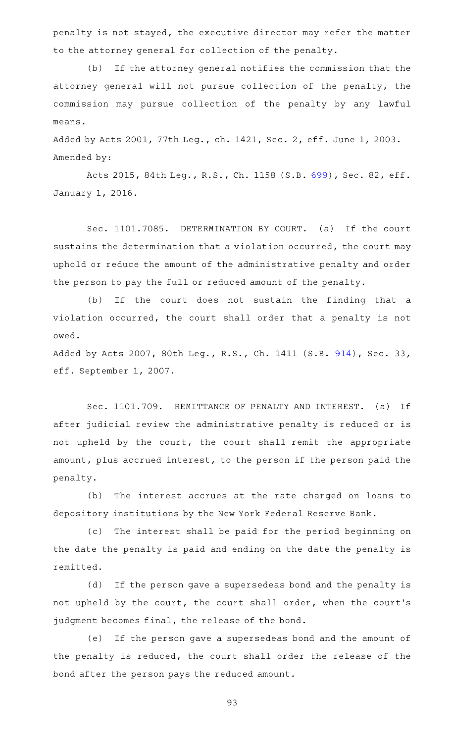penalty is not stayed, the executive director may refer the matter to the attorney general for collection of the penalty.

(b) If the attorney general notifies the commission that the attorney general will not pursue collection of the penalty, the commission may pursue collection of the penalty by any lawful means.

Added by Acts 2001, 77th Leg., ch. 1421, Sec. 2, eff. June 1, 2003.
Amended by:

Acts 2015, 84th Leg., R.S., Ch. 1158 (S.B. 699), Sec. 82, eff. January 1, 2016.

Sec. 1101.7085. DETERMINATION BY COURT. (a) If the court sustains the determination that a violation occurred, the court may uphold or reduce the amount of the administrative penalty and order the person to pay the full or reduced amount of the penalty.

(b) If the court does not sustain the finding that a violation occurred, the court shall order that a penalty is not owed.

Added by Acts 2007, 80th Leg., R.S., Ch. 1411 (S.B. 914), Sec. 33, eff. September 1, 2007.

Sec. 1101.709. REMITTANCE OF PENALTY AND INTEREST. (a) If after judicial review the administrative penalty is reduced or is not upheld by the court, the court shall remit the appropriate amount, plus accrued interest, to the person if the person paid the penalty.

(b) The interest accrues at the rate charged on loans to depository institutions by the New York Federal Reserve Bank.

(c) The interest shall be paid for the period beginning on the date the penalty is paid and ending on the date the penalty is remitted.

(d) If the person gave a supersedeas bond and the penalty is not upheld by the court, the court shall order, when the court's judgment becomes final, the release of the bond.

(e) If the person gave a supersedeas bond and the amount of the penalty is reduced, the court shall order the release of the bond after the person pays the reduced amount.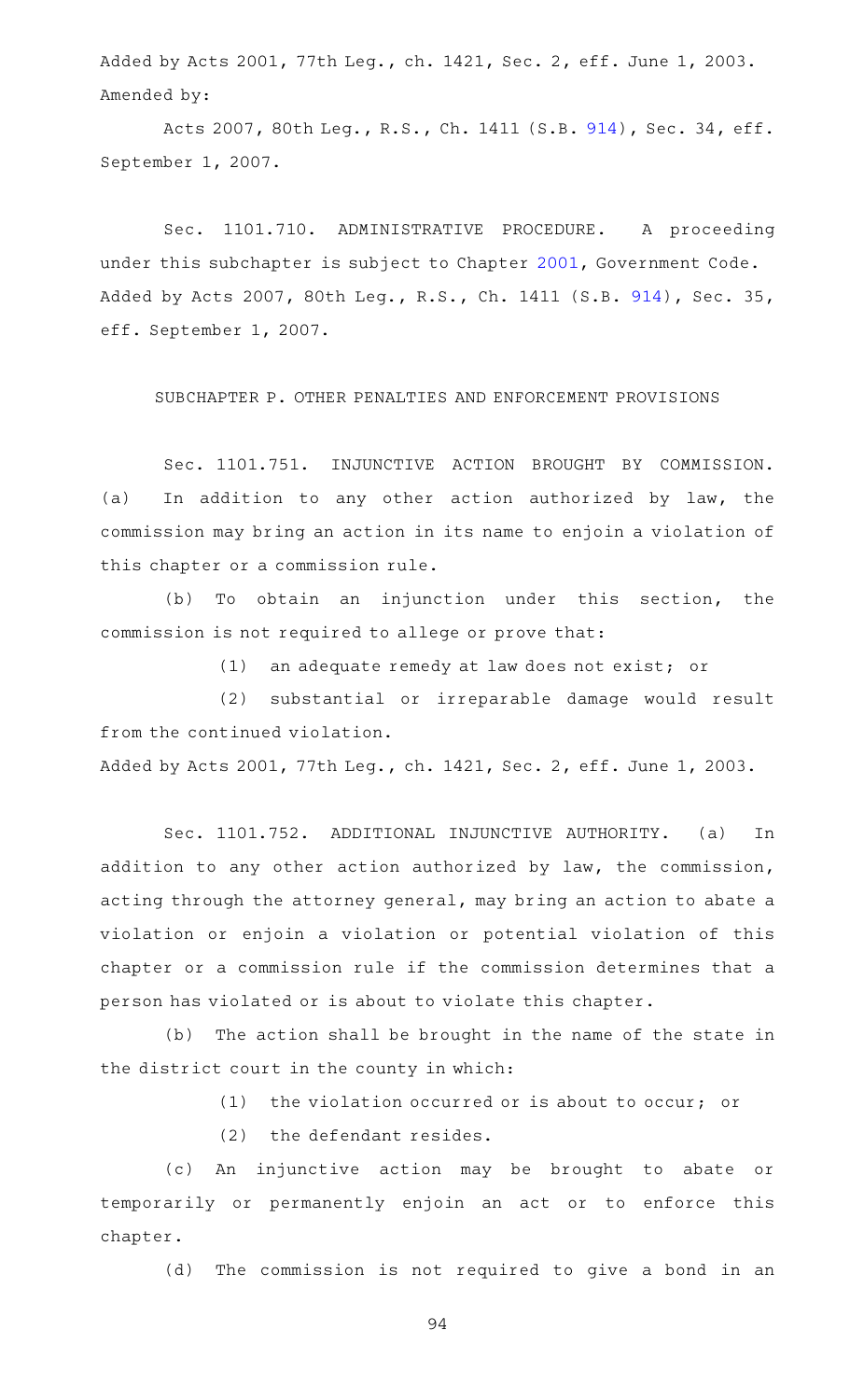Added by Acts 2001, 77th Leg., ch. 1421, Sec. 2, eff. June 1, 2003.
Amended by:

Acts 2007, 80th Leg., R.S., Ch. 1411 (S.B. 914), Sec. 34, eff. September 1, 2007.

Sec. 1101.710. ADMINISTRATIVE PROCEDURE. A proceeding under this subchapter is subject to Chapter 2001, Government Code.
Added by Acts 2007, 80th Leg., R.S., Ch. 1411 (S.B. 914), Sec. 35, eff. September 1, 2007.

SUBCHAPTER P. OTHER PENALTIES AND ENFORCEMENT PROVISIONS

Sec. 1101.751. INJUNCTIVE ACTION BROUGHT BY COMMISSION. (a) In addition to any other action authorized by law, the commission may bring an action in its name to enjoin a violation of this chapter or a commission rule.

(b) To obtain an injunction under this section, the commission is not required to allege or prove that:

(1) an adequate remedy at law does not exist; or

(2) substantial or irreparable damage would result from the continued violation.

Added by Acts 2001, 77th Leg., ch. 1421, Sec. 2, eff. June 1, 2003.

Sec. 1101.752. ADDITIONAL INJUNCTIVE AUTHORITY. (a) In addition to any other action authorized by law, the commission, acting through the attorney general, may bring an action to abate a violation or enjoin a violation or potential violation of this chapter or a commission rule if the commission determines that a person has violated or is about to violate this chapter.

(b) The action shall be brought in the name of the state in the district court in the county in which:

(1) the violation occurred or is about to occur; or

(2) the defendant resides.

(c) An injunctive action may be brought to abate or temporarily or permanently enjoin an act or to enforce this chapter.

(d) The commission is not required to give a bond in an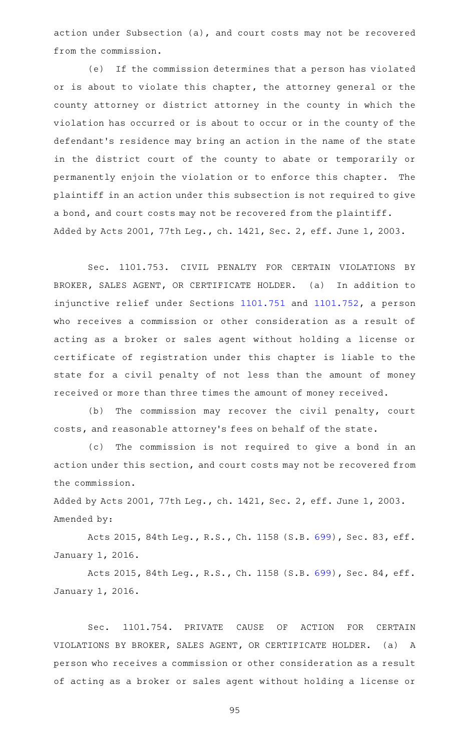action under Subsection (a), and court costs may not be recovered from the commission.

(e) If the commission determines that a person has violated or is about to violate this chapter, the attorney general or the county attorney or district attorney in the county in which the violation has occurred or is about to occur or in the county of the defendant's residence may bring an action in the name of the state in the district court of the county to abate or temporarily or permanently enjoin the violation or to enforce this chapter. The plaintiff in an action under this subsection is not required to give a bond, and court costs may not be recovered from the plaintiff.

Added by Acts 2001, 77th Leg., ch. 1421, Sec. 2, eff. June 1, 2003.

Sec. 1101.753. CIVIL PENALTY FOR CERTAIN VIOLATIONS BY BROKER, SALES AGENT, OR CERTIFICATE HOLDER. (a) In addition to injunctive relief under Sections 1101.751 and 1101.752, a person who receives a commission or other consideration as a result of acting as a broker or sales agent without holding a license or certificate of registration under this chapter is liable to the state for a civil penalty of not less than the amount of money received or more than three times the amount of money received.

(b) The commission may recover the civil penalty, court costs, and reasonable attorney's fees on behalf of the state.

(c) The commission is not required to give a bond in an action under this section, and court costs may not be recovered from the commission.

Added by Acts 2001, 77th Leg., ch. 1421, Sec. 2, eff. June 1, 2003.
Amended by:

Acts 2015, 84th Leg., R.S., Ch. 1158 (S.B. 699), Sec. 83, eff. January 1, 2016.

Acts 2015, 84th Leg., R.S., Ch. 1158 (S.B. 699), Sec. 84, eff. January 1, 2016.

Sec. 1101.754. PRIVATE CAUSE OF ACTION FOR CERTAIN VIOLATIONS BY BROKER, SALES AGENT, OR CERTIFICATE HOLDER. (a) A person who receives a commission or other consideration as a result of acting as a broker or sales agent without holding a license or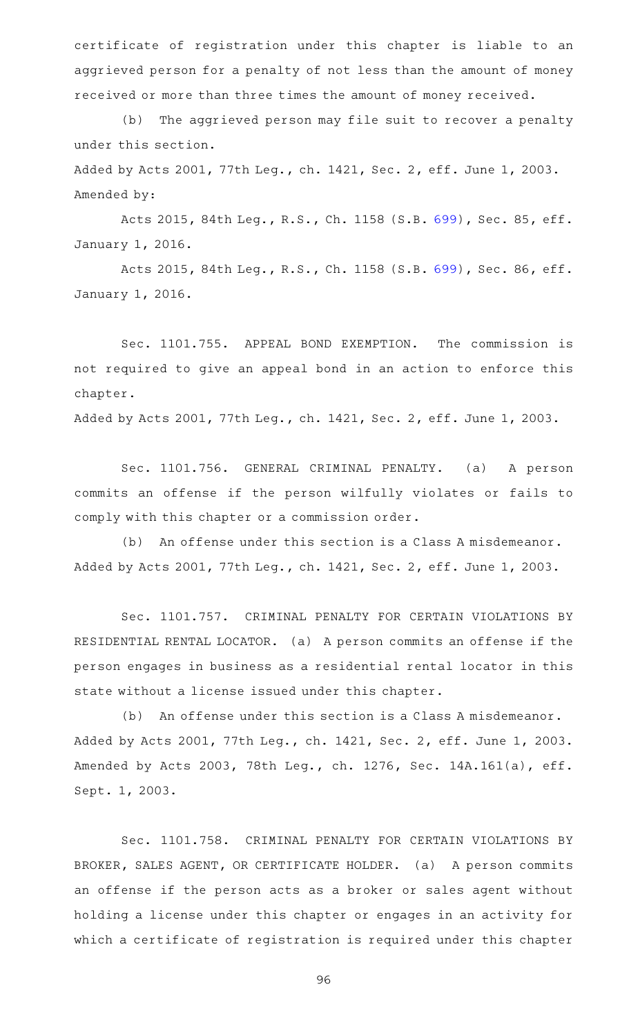certificate of registration under this chapter is liable to an aggrieved person for a penalty of not less than the amount of money received or more than three times the amount of money received.

(b) The aggrieved person may file suit to recover a penalty under this section.

Added by Acts 2001, 77th Leg., ch. 1421, Sec. 2, eff. June 1, 2003.
Amended by:

Acts 2015, 84th Leg., R.S., Ch. 1158 (S.B. 699), Sec. 85, eff. January 1, 2016.

Acts 2015, 84th Leg., R.S., Ch. 1158 (S.B. 699), Sec. 86, eff. January 1, 2016.

Sec. 1101.755. APPEAL BOND EXEMPTION. The commission is not required to give an appeal bond in an action to enforce this chapter.

Added by Acts 2001, 77th Leg., ch. 1421, Sec. 2, eff. June 1, 2003.

Sec. 1101.756. GENERAL CRIMINAL PENALTY. (a) A person commits an offense if the person wilfully violates or fails to comply with this chapter or a commission order.

(b) An offense under this section is a Class A misdemeanor.

Added by Acts 2001, 77th Leg., ch. 1421, Sec. 2, eff. June 1, 2003.

Sec. 1101.757. CRIMINAL PENALTY FOR CERTAIN VIOLATIONS BY RESIDENTIAL RENTAL LOCATOR. (a) A person commits an offense if the person engages in business as a residential rental locator in this state without a license issued under this chapter.

(b) An offense under this section is a Class A misdemeanor.

Added by Acts 2001, 77th Leg., ch. 1421, Sec. 2, eff. June 1, 2003.
Amended by Acts 2003, 78th Leg., ch. 1276, Sec. 14A.161(a), eff. Sept. 1, 2003.

Sec. 1101.758. CRIMINAL PENALTY FOR CERTAIN VIOLATIONS BY BROKER, SALES AGENT, OR CERTIFICATE HOLDER. (a) A person commits an offense if the person acts as a broker or sales agent without holding a license under this chapter or engages in an activity for which a certificate of registration is required under this chapter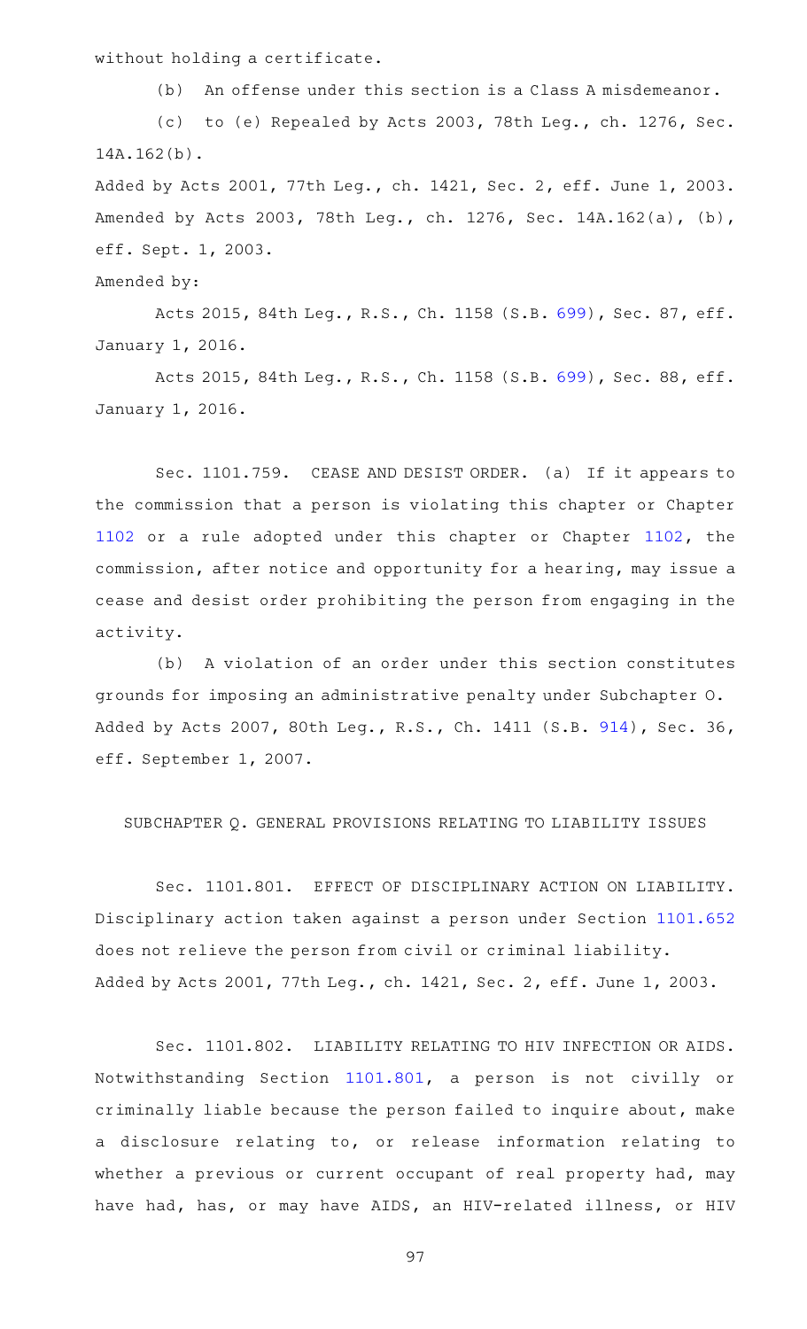without holding a certificate.

(b) An offense under this section is a Class A misdemeanor.

(c) to (e) Repealed by Acts 2003, 78th Leg., ch. 1276, Sec. 14A.162(b).

Added by Acts 2001, 77th Leg., ch. 1421, Sec. 2, eff. June 1, 2003. Amended by Acts 2003, 78th Leg., ch. 1276, Sec. 14A.162(a), (b), eff. Sept. 1, 2003.

Amended by:

Acts 2015, 84th Leg., R.S., Ch. 1158 (S.B. 699), Sec. 87, eff. January 1, 2016.

Acts 2015, 84th Leg., R.S., Ch. 1158 (S.B. 699), Sec. 88, eff. January 1, 2016.

Sec. 1101.759. CEASE AND DESIST ORDER. (a) If it appears to the commission that a person is violating this chapter or Chapter 1102 or a rule adopted under this chapter or Chapter 1102, the commission, after notice and opportunity for a hearing, may issue a cease and desist order prohibiting the person from engaging in the activity.

(b) A violation of an order under this section constitutes grounds for imposing an administrative penalty under Subchapter O.

Added by Acts 2007, 80th Leg., R.S., Ch. 1411 (S.B. 914), Sec. 36, eff. September 1, 2007.

SUBCHAPTER Q. GENERAL PROVISIONS RELATING TO LIABILITY ISSUES

Sec. 1101.801. EFFECT OF DISCIPLINARY ACTION ON LIABILITY. Disciplinary action taken against a person under Section 1101.652 does not relieve the person from civil or criminal liability.

Added by Acts 2001, 77th Leg., ch. 1421, Sec. 2, eff. June 1, 2003.

Sec. 1101.802. LIABILITY RELATING TO HIV INFECTION OR AIDS. Notwithstanding Section 1101.801, a person is not civilly or criminally liable because the person failed to inquire about, make a disclosure relating to, or release information relating to whether a previous or current occupant of real property had, may have had, has, or may have AIDS, an HIV-related illness, or HIV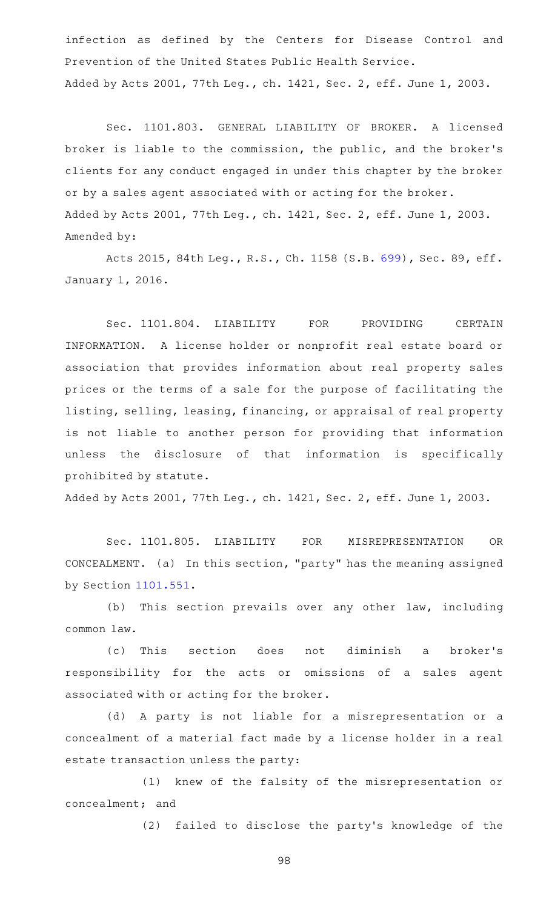infection as defined by the Centers for Disease Control and Prevention of the United States Public Health Service.

Added by Acts 2001, 77th Leg., ch. 1421, Sec. 2, eff. June 1, 2003.

Sec. 1101.803. GENERAL LIABILITY OF BROKER. A licensed broker is liable to the commission, the public, and the broker's clients for any conduct engaged in under this chapter by the broker or by a sales agent associated with or acting for the broker.

Added by Acts 2001, 77th Leg., ch. 1421, Sec. 2, eff. June 1, 2003. Amended by:

Acts 2015, 84th Leg., R.S., Ch. 1158 (S.B. 699), Sec. 89, eff. January 1, 2016.

Sec. 1101.804. LIABILITY FOR PROVIDING CERTAIN INFORMATION. A license holder or nonprofit real estate board or association that provides information about real property sales prices or the terms of a sale for the purpose of facilitating the listing, selling, leasing, financing, or appraisal of real property is not liable to another person for providing that information unless the disclosure of that information is specifically prohibited by statute.

Added by Acts 2001, 77th Leg., ch. 1421, Sec. 2, eff. June 1, 2003.

Sec. 1101.805. LIABILITY FOR MISREPRESENTATION OR CONCEALMENT. (a) In this section, "party" has the meaning assigned by Section 1101.551.

(b) This section prevails over any other law, including common law.

(c) This section does not diminish a broker's responsibility for the acts or omissions of a sales agent associated with or acting for the broker.

(d) A party is not liable for a misrepresentation or a concealment of a material fact made by a license holder in a real estate transaction unless the party:

(1) knew of the falsity of the misrepresentation or concealment; and

(2) failed to disclose the party's knowledge of the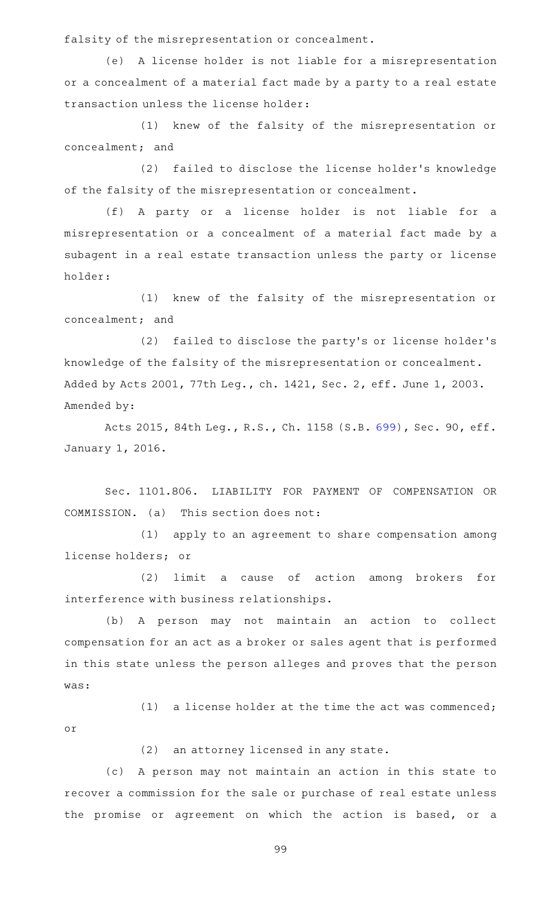falsity of the misrepresentation or concealment.

(e) A license holder is not liable for a misrepresentation or a concealment of a material fact made by a party to a real estate transaction unless the license holder:

(1) knew of the falsity of the misrepresentation or concealment; and

(2) failed to disclose the license holder's knowledge of the falsity of the misrepresentation or concealment.

(f) A party or a license holder is not liable for a misrepresentation or a concealment of a material fact made by a subagent in a real estate transaction unless the party or license holder:

(1) knew of the falsity of the misrepresentation or concealment; and

(2) failed to disclose the party's or license holder's knowledge of the falsity of the misrepresentation or concealment.

Added by Acts 2001, 77th Leg., ch. 1421, Sec. 2, eff. June 1, 2003.

Amended by:

Acts 2015, 84th Leg., R.S., Ch. 1158 (S.B. 699), Sec. 90, eff. January 1, 2016.

Sec. 1101.806. LIABILITY FOR PAYMENT OF COMPENSATION OR COMMISSION. (a) This section does not:

(1) apply to an agreement to share compensation among license holders; or

(2) limit a cause of action among brokers for interference with business relationships.

(b) A person may not maintain an action to collect compensation for an act as a broker or sales agent that is performed in this state unless the person alleges and proves that the person was:

(1) a license holder at the time the act was commenced; or

(2) an attorney licensed in any state.

(c) A person may not maintain an action in this state to recover a commission for the sale or purchase of real estate unless the promise or agreement on which the action is based, or a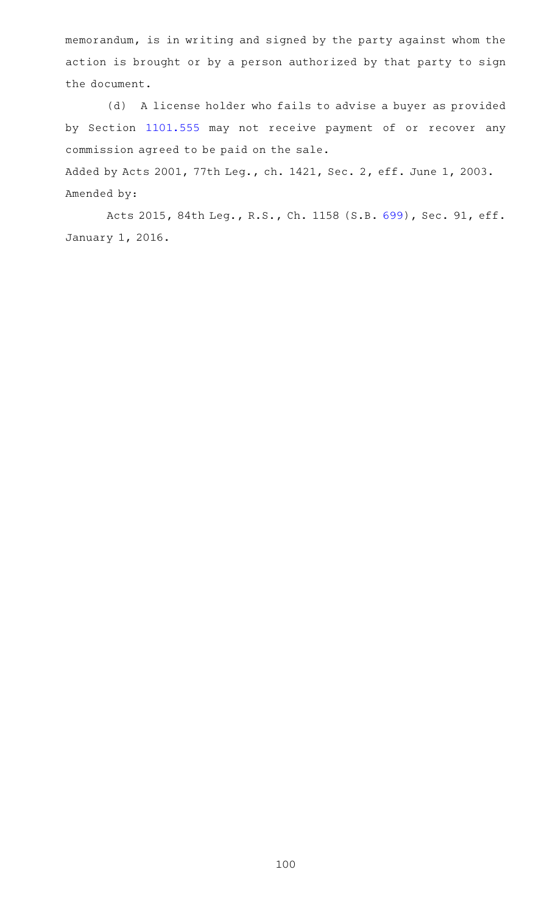memorandum, is in writing and signed by the party against whom the action is brought or by a person authorized by that party to sign the document.

(d) A license holder who fails to advise a buyer as provided by Section 1101.555 may not receive payment of or recover any commission agreed to be paid on the sale.

Added by Acts 2001, 77th Leg., ch. 1421, Sec. 2, eff. June 1, 2003.

Amended by:

Acts 2015, 84th Leg., R.S., Ch. 1158 (S.B. 699), Sec. 91, eff. January 1, 2016.